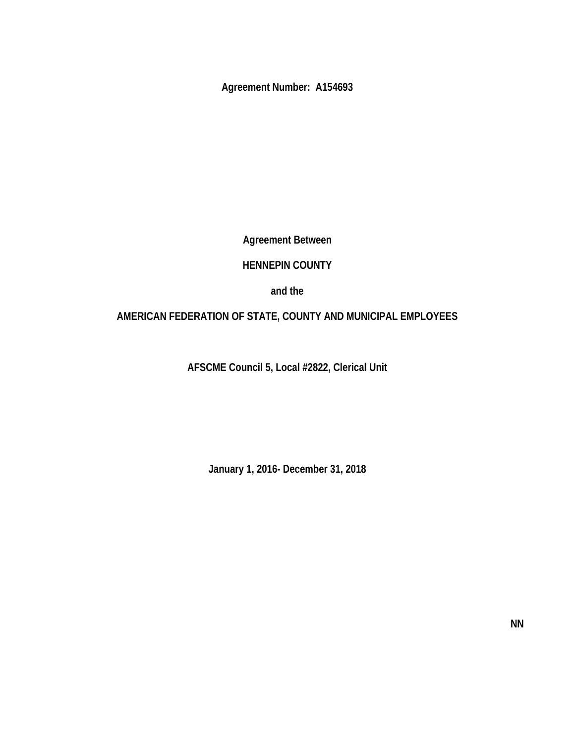**Agreement Number: A154693**

**Agreement Between**

**HENNEPIN COUNTY**

**and the**

**AMERICAN FEDERATION OF STATE, COUNTY AND MUNICIPAL EMPLOYEES**

**AFSCME Council 5, Local #2822, Clerical Unit**

**January 1, 2016- December 31, 2018**

**NN**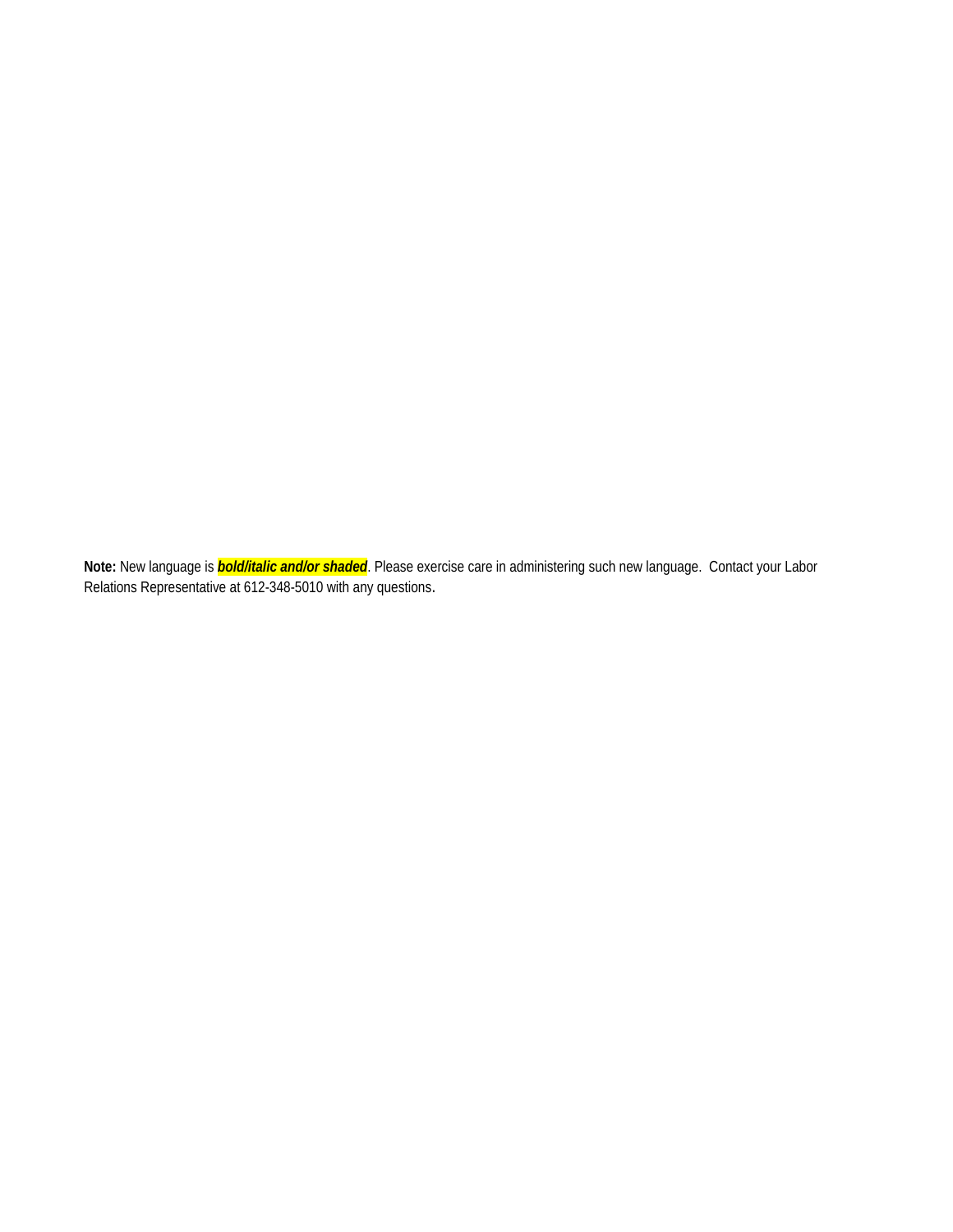**Note:** New language is ***bold/italic and/or shaded***. Please exercise care in administering such new language. Contact your Labor Relations Representative at 612-348-5010 with any questions.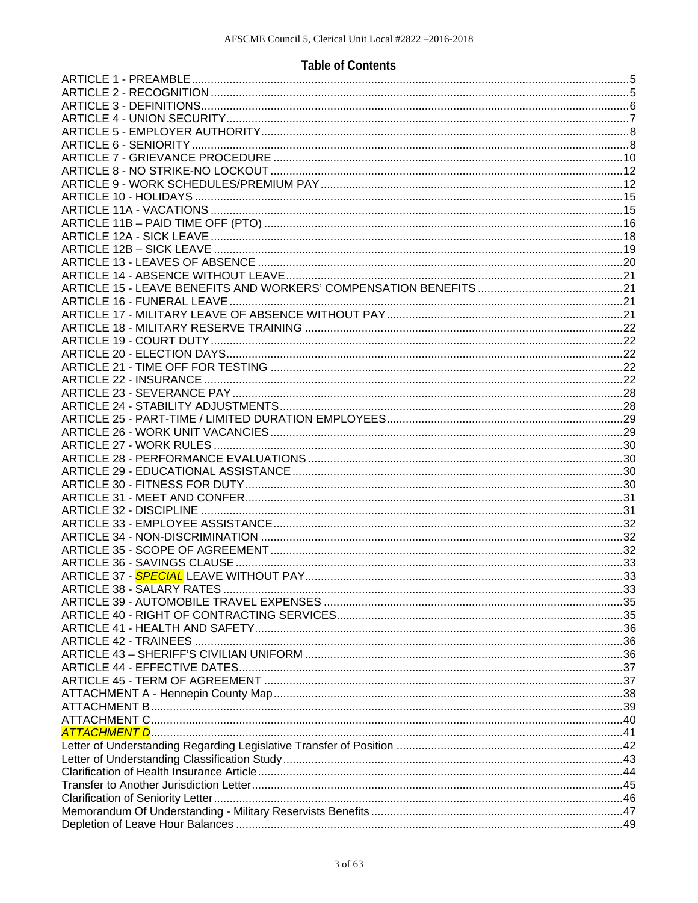# Table of Contents

ARTICLE 1 - PREAMBLE ..... 5
ARTICLE 2 - RECOGNITION ..... 5
ARTICLE 3 - DEFINITIONS ..... 6
ARTICLE 4 - UNION SECURITY ..... 7
ARTICLE 5 - EMPLOYER AUTHORITY ..... 8
ARTICLE 6 - SENIORITY ..... 8
ARTICLE 7 - GRIEVANCE PROCEDURE ..... 10
ARTICLE 8 - NO STRIKE-NO LOCKOUT ..... 12
ARTICLE 9 - WORK SCHEDULES/PREMIUM PAY ..... 12
ARTICLE 10 - HOLIDAYS ..... 15
ARTICLE 11A - VACATIONS ..... 15
ARTICLE 11B – PAID TIME OFF (PTO) ..... 16
ARTICLE 12A - SICK LEAVE ..... 18
ARTICLE 12B – SICK LEAVE ..... 19
ARTICLE 13 - LEAVES OF ABSENCE ..... 20
ARTICLE 14 - ABSENCE WITHOUT LEAVE ..... 21
ARTICLE 15 - LEAVE BENEFITS AND WORKERS' COMPENSATION BENEFITS ..... 21
ARTICLE 16 - FUNERAL LEAVE ..... 21
ARTICLE 17 - MILITARY LEAVE OF ABSENCE WITHOUT PAY ..... 21
ARTICLE 18 - MILITARY RESERVE TRAINING ..... 22
ARTICLE 19 - COURT DUTY ..... 22
ARTICLE 20 - ELECTION DAYS ..... 22
ARTICLE 21 - TIME OFF FOR TESTING ..... 22
ARTICLE 22 - INSURANCE ..... 22
ARTICLE 23 - SEVERANCE PAY ..... 28
ARTICLE 24 - STABILITY ADJUSTMENTS ..... 28
ARTICLE 25 - PART-TIME / LIMITED DURATION EMPLOYEES ..... 29
ARTICLE 26 - WORK UNIT VACANCIES ..... 29
ARTICLE 27 - WORK RULES ..... 30
ARTICLE 28 - PERFORMANCE EVALUATIONS ..... 30
ARTICLE 29 - EDUCATIONAL ASSISTANCE ..... 30
ARTICLE 30 - FITNESS FOR DUTY ..... 30
ARTICLE 31 - MEET AND CONFER ..... 31
ARTICLE 32 - DISCIPLINE ..... 31
ARTICLE 33 - EMPLOYEE ASSISTANCE ..... 32
ARTICLE 34 - NON-DISCRIMINATION ..... 32
ARTICLE 35 - SCOPE OF AGREEMENT ..... 32
ARTICLE 36 - SAVINGS CLAUSE ..... 33
ARTICLE 37 - *SPECIAL* LEAVE WITHOUT PAY ..... 33
ARTICLE 38 - SALARY RATES ..... 33
ARTICLE 39 - AUTOMOBILE TRAVEL EXPENSES ..... 35
ARTICLE 40 - RIGHT OF CONTRACTING SERVICES ..... 35
ARTICLE 41 - HEALTH AND SAFETY ..... 36
ARTICLE 42 - TRAINEES ..... 36
ARTICLE 43 – SHERIFF'S CIVILIAN UNIFORM ..... 36
ARTICLE 44 - EFFECTIVE DATES ..... 37
ARTICLE 45 - TERM OF AGREEMENT ..... 37
ATTACHMENT A - Hennepin County Map ..... 38
ATTACHMENT B ..... 39
ATTACHMENT C ..... 40
*ATTACHMENT D* ..... 41
Letter of Understanding Regarding Legislative Transfer of Position ..... 42
Letter of Understanding Classification Study ..... 43
Clarification of Health Insurance Article ..... 44
Transfer to Another Jurisdiction Letter ..... 45
Clarification of Seniority Letter ..... 46
Memorandum Of Understanding - Military Reservists Benefits ..... 47
Depletion of Leave Hour Balances ..... 49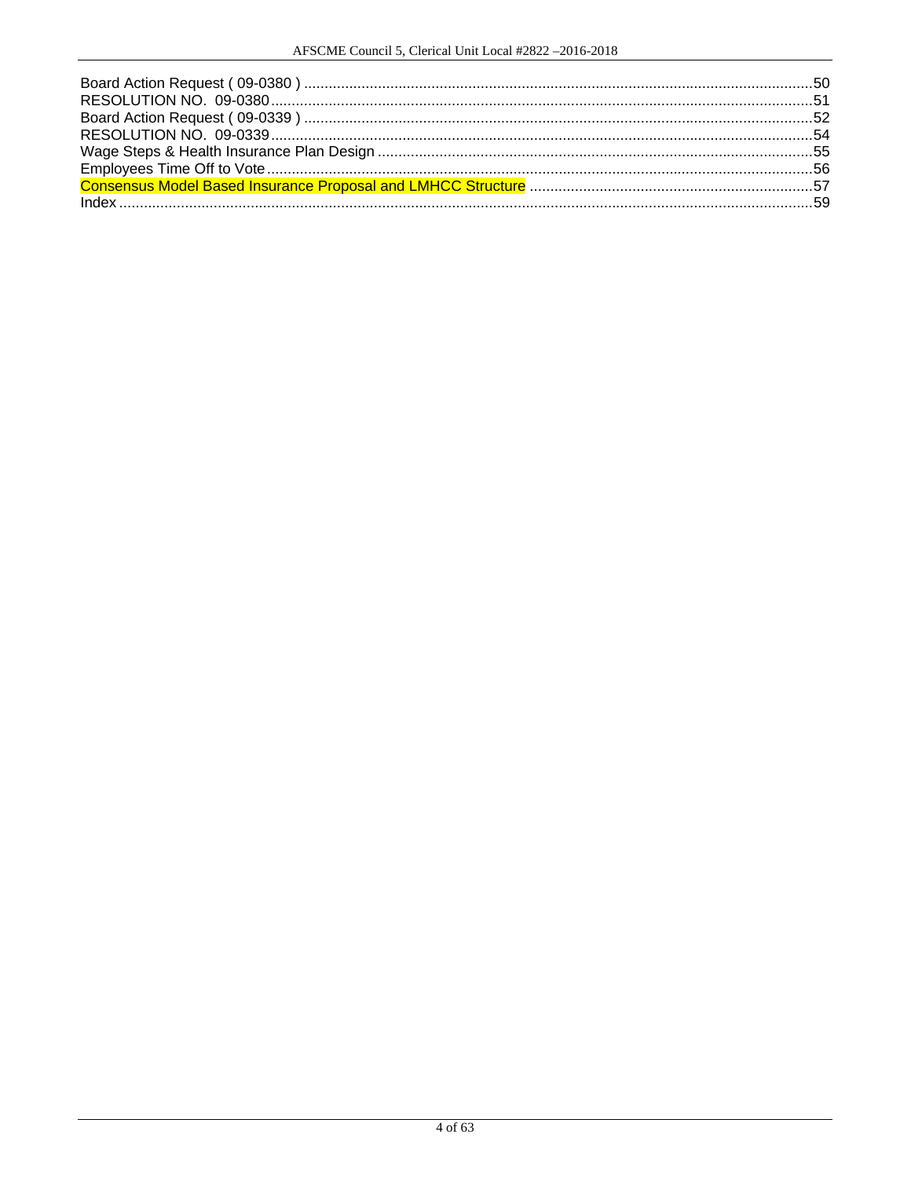Board Action Request ( 09-0380 ) ............................................................................................................................50
RESOLUTION NO. 09-0380...................................................................................................................................51
Board Action Request ( 09-0339 ) ............................................................................................................................52
RESOLUTION NO. 09-0339...................................................................................................................................54
Wage Steps & Health Insurance Plan Design ..........................................................................................................55
Employees Time Off to Vote.....................................................................................................................................56
Consensus Model Based Insurance Proposal and LMHCC Structure .....................................................................57
Index ........................................................................................................................................................................59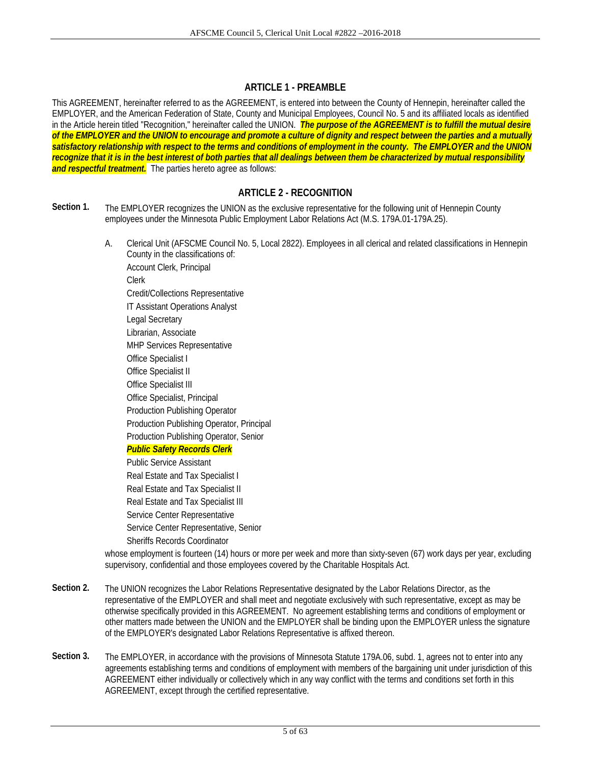## ARTICLE 1 - PREAMBLE

This AGREEMENT, hereinafter referred to as the AGREEMENT, is entered into between the County of Hennepin, hereinafter called the EMPLOYER, and the American Federation of State, County and Municipal Employees, Council No. 5 and its affiliated locals as identified in the Article herein titled "Recognition," hereinafter called the UNION. ***The purpose of the AGREEMENT is to fulfill the mutual desire of the EMPLOYER and the UNION to encourage and promote a culture of dignity and respect between the parties and a mutually satisfactory relationship with respect to the terms and conditions of employment in the county. The EMPLOYER and the UNION recognize that it is in the best interest of both parties that all dealings between them be characterized by mutual responsibility and respectful treatment.*** The parties hereto agree as follows:

## ARTICLE 2 - RECOGNITION

**Section 1.** The EMPLOYER recognizes the UNION as the exclusive representative for the following unit of Hennepin County employees under the Minnesota Public Employment Labor Relations Act (M.S. 179A.01-179A.25).

A. Clerical Unit (AFSCME Council No. 5, Local 2822). Employees in all clerical and related classifications in Hennepin County in the classifications of:

Account Clerk, Principal
Clerk
Credit/Collections Representative
IT Assistant Operations Analyst
Legal Secretary
Librarian, Associate
MHP Services Representative
Office Specialist I
Office Specialist II
Office Specialist III
Office Specialist, Principal
Production Publishing Operator
Production Publishing Operator, Principal
Production Publishing Operator, Senior
***Public Safety Records Clerk***
Public Service Assistant
Real Estate and Tax Specialist I
Real Estate and Tax Specialist II
Real Estate and Tax Specialist III
Service Center Representative
Service Center Representative, Senior
Sheriffs Records Coordinator

whose employment is fourteen (14) hours or more per week and more than sixty-seven (67) work days per year, excluding supervisory, confidential and those employees covered by the Charitable Hospitals Act.

**Section 2.** The UNION recognizes the Labor Relations Representative designated by the Labor Relations Director, as the representative of the EMPLOYER and shall meet and negotiate exclusively with such representative, except as may be otherwise specifically provided in this AGREEMENT. No agreement establishing terms and conditions of employment or other matters made between the UNION and the EMPLOYER shall be binding upon the EMPLOYER unless the signature of the EMPLOYER's designated Labor Relations Representative is affixed thereon.

**Section 3.** The EMPLOYER, in accordance with the provisions of Minnesota Statute 179A.06, subd. 1, agrees not to enter into any agreements establishing terms and conditions of employment with members of the bargaining unit under jurisdiction of this AGREEMENT either individually or collectively which in any way conflict with the terms and conditions set forth in this AGREEMENT, except through the certified representative.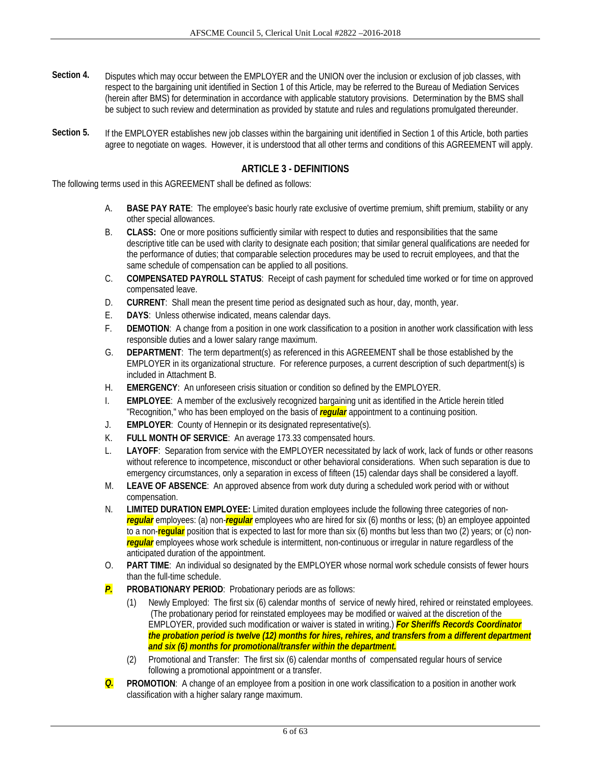**Section 4.** Disputes which may occur between the EMPLOYER and the UNION over the inclusion or exclusion of job classes, with respect to the bargaining unit identified in Section 1 of this Article, may be referred to the Bureau of Mediation Services (herein after BMS) for determination in accordance with applicable statutory provisions. Determination by the BMS shall be subject to such review and determination as provided by statute and rules and regulations promulgated thereunder.

**Section 5.** If the EMPLOYER establishes new job classes within the bargaining unit identified in Section 1 of this Article, both parties agree to negotiate on wages. However, it is understood that all other terms and conditions of this AGREEMENT will apply.

## ARTICLE 3 - DEFINITIONS

The following terms used in this AGREEMENT shall be defined as follows:

A. **BASE PAY RATE**: The employee's basic hourly rate exclusive of overtime premium, shift premium, stability or any other special allowances.

B. **CLASS:** One or more positions sufficiently similar with respect to duties and responsibilities that the same descriptive title can be used with clarity to designate each position; that similar general qualifications are needed for the performance of duties; that comparable selection procedures may be used to recruit employees, and that the same schedule of compensation can be applied to all positions.

C. **COMPENSATED PAYROLL STATUS**: Receipt of cash payment for scheduled time worked or for time on approved compensated leave.

D. **CURRENT**: Shall mean the present time period as designated such as hour, day, month, year.

E. **DAYS**: Unless otherwise indicated, means calendar days.

F. **DEMOTION**: A change from a position in one work classification to a position in another work classification with less responsible duties and a lower salary range maximum.

G. **DEPARTMENT**: The term department(s) as referenced in this AGREEMENT shall be those established by the EMPLOYER in its organizational structure. For reference purposes, a current description of such department(s) is included in Attachment B.

H. **EMERGENCY**: An unforeseen crisis situation or condition so defined by the EMPLOYER.

I. **EMPLOYEE**: A member of the exclusively recognized bargaining unit as identified in the Article herein titled "Recognition," who has been employed on the basis of ***regular*** appointment to a continuing position.

J. **EMPLOYER**: County of Hennepin or its designated representative(s).

K. **FULL MONTH OF SERVICE**: An average 173.33 compensated hours.

L. **LAYOFF**: Separation from service with the EMPLOYER necessitated by lack of work, lack of funds or other reasons without reference to incompetence, misconduct or other behavioral considerations. When such separation is due to emergency circumstances, only a separation in excess of fifteen (15) calendar days shall be considered a layoff.

M. **LEAVE OF ABSENCE**: An approved absence from work duty during a scheduled work period with or without compensation.

N. **LIMITED DURATION EMPLOYEE:** Limited duration employees include the following three categories of non-***regular*** employees: (a) non-***regular*** employees who are hired for six (6) months or less; (b) an employee appointed to a non-**regular** position that is expected to last for more than six (6) months but less than two (2) years; or (c) non-***regular*** employees whose work schedule is intermittent, non-continuous or irregular in nature regardless of the anticipated duration of the appointment.

O. **PART TIME**: An individual so designated by the EMPLOYER whose normal work schedule consists of fewer hours than the full-time schedule.

***P.*** **PROBATIONARY PERIOD**: Probationary periods are as follows:

(1) Newly Employed: The first six (6) calendar months of service of newly hired, rehired or reinstated employees. (The probationary period for reinstated employees may be modified or waived at the discretion of the EMPLOYER, provided such modification or waiver is stated in writing.) ***For Sheriffs Records Coordinator the probation period is twelve (12) months for hires, rehires, and transfers from a different department and six (6) months for promotional/transfer within the department.***

(2) Promotional and Transfer: The first six (6) calendar months of compensated regular hours of service following a promotional appointment or a transfer.

***Q.*** **PROMOTION**: A change of an employee from a position in one work classification to a position in another work classification with a higher salary range maximum.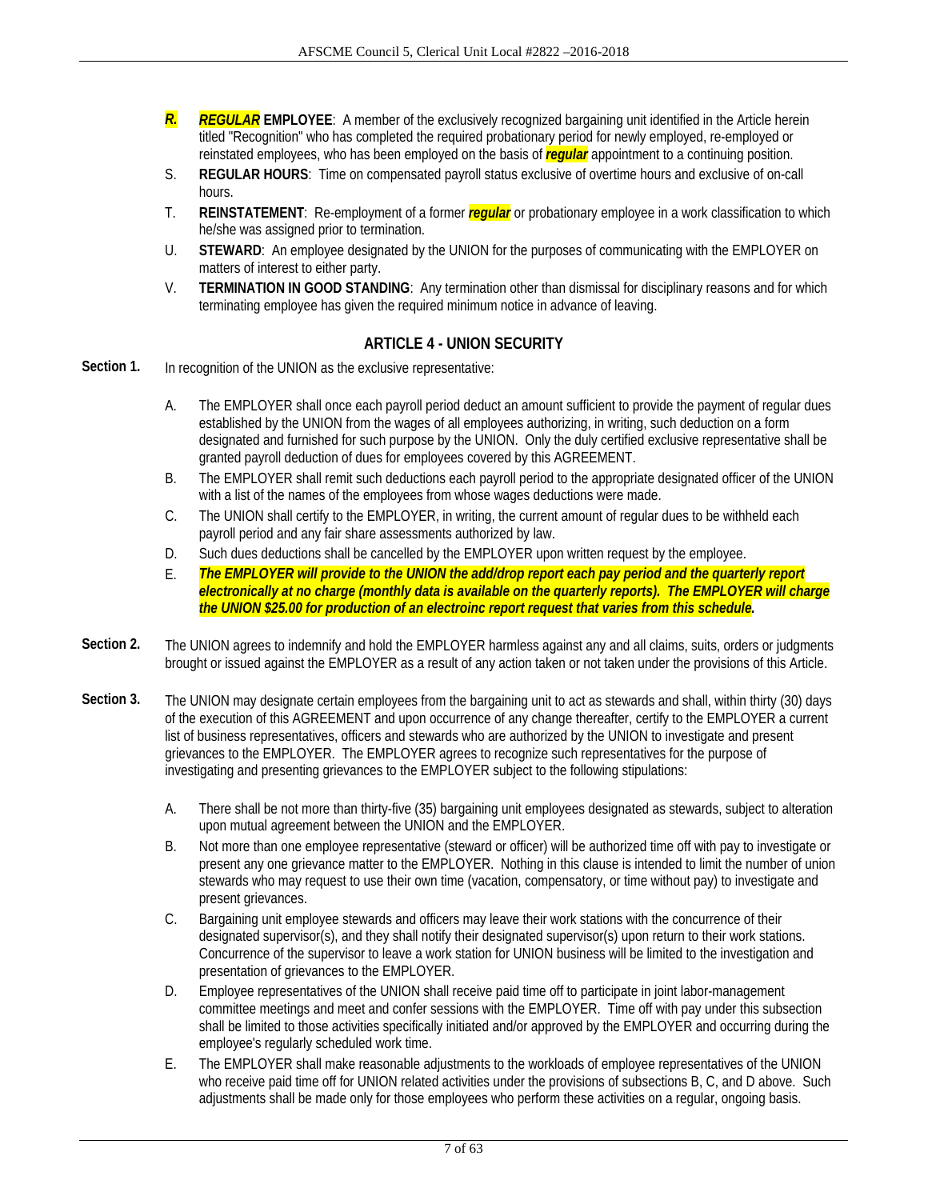- ***R.*** ***REGULAR*** **EMPLOYEE**: A member of the exclusively recognized bargaining unit identified in the Article herein titled "Recognition" who has completed the required probationary period for newly employed, re-employed or reinstated employees, who has been employed on the basis of ***regular*** appointment to a continuing position.
- S. **REGULAR HOURS**: Time on compensated payroll status exclusive of overtime hours and exclusive of on-call hours.
- T. **REINSTATEMENT**: Re-employment of a former ***regular*** or probationary employee in a work classification to which he/she was assigned prior to termination.
- U. **STEWARD**: An employee designated by the UNION for the purposes of communicating with the EMPLOYER on matters of interest to either party.
- V. **TERMINATION IN GOOD STANDING**: Any termination other than dismissal for disciplinary reasons and for which terminating employee has given the required minimum notice in advance of leaving.

## ARTICLE 4 - UNION SECURITY

**Section 1.** In recognition of the UNION as the exclusive representative:

- A. The EMPLOYER shall once each payroll period deduct an amount sufficient to provide the payment of regular dues established by the UNION from the wages of all employees authorizing, in writing, such deduction on a form designated and furnished for such purpose by the UNION. Only the duly certified exclusive representative shall be granted payroll deduction of dues for employees covered by this AGREEMENT.
- B. The EMPLOYER shall remit such deductions each payroll period to the appropriate designated officer of the UNION with a list of the names of the employees from whose wages deductions were made.
- C. The UNION shall certify to the EMPLOYER, in writing, the current amount of regular dues to be withheld each payroll period and any fair share assessments authorized by law.
- D. Such dues deductions shall be cancelled by the EMPLOYER upon written request by the employee.
- E. ***The EMPLOYER will provide to the UNION the add/drop report each pay period and the quarterly report electronically at no charge (monthly data is available on the quarterly reports). The EMPLOYER will charge the UNION $25.00 for production of an electroinc report request that varies from this schedule.***

**Section 2.** The UNION agrees to indemnify and hold the EMPLOYER harmless against any and all claims, suits, orders or judgments brought or issued against the EMPLOYER as a result of any action taken or not taken under the provisions of this Article.

**Section 3.** The UNION may designate certain employees from the bargaining unit to act as stewards and shall, within thirty (30) days of the execution of this AGREEMENT and upon occurrence of any change thereafter, certify to the EMPLOYER a current list of business representatives, officers and stewards who are authorized by the UNION to investigate and present grievances to the EMPLOYER. The EMPLOYER agrees to recognize such representatives for the purpose of investigating and presenting grievances to the EMPLOYER subject to the following stipulations:

- A. There shall be not more than thirty-five (35) bargaining unit employees designated as stewards, subject to alteration upon mutual agreement between the UNION and the EMPLOYER.
- B. Not more than one employee representative (steward or officer) will be authorized time off with pay to investigate or present any one grievance matter to the EMPLOYER. Nothing in this clause is intended to limit the number of union stewards who may request to use their own time (vacation, compensatory, or time without pay) to investigate and present grievances.
- C. Bargaining unit employee stewards and officers may leave their work stations with the concurrence of their designated supervisor(s), and they shall notify their designated supervisor(s) upon return to their work stations. Concurrence of the supervisor to leave a work station for UNION business will be limited to the investigation and presentation of grievances to the EMPLOYER.
- D. Employee representatives of the UNION shall receive paid time off to participate in joint labor-management committee meetings and meet and confer sessions with the EMPLOYER. Time off with pay under this subsection shall be limited to those activities specifically initiated and/or approved by the EMPLOYER and occurring during the employee's regularly scheduled work time.
- E. The EMPLOYER shall make reasonable adjustments to the workloads of employee representatives of the UNION who receive paid time off for UNION related activities under the provisions of subsections B, C, and D above. Such adjustments shall be made only for those employees who perform these activities on a regular, ongoing basis.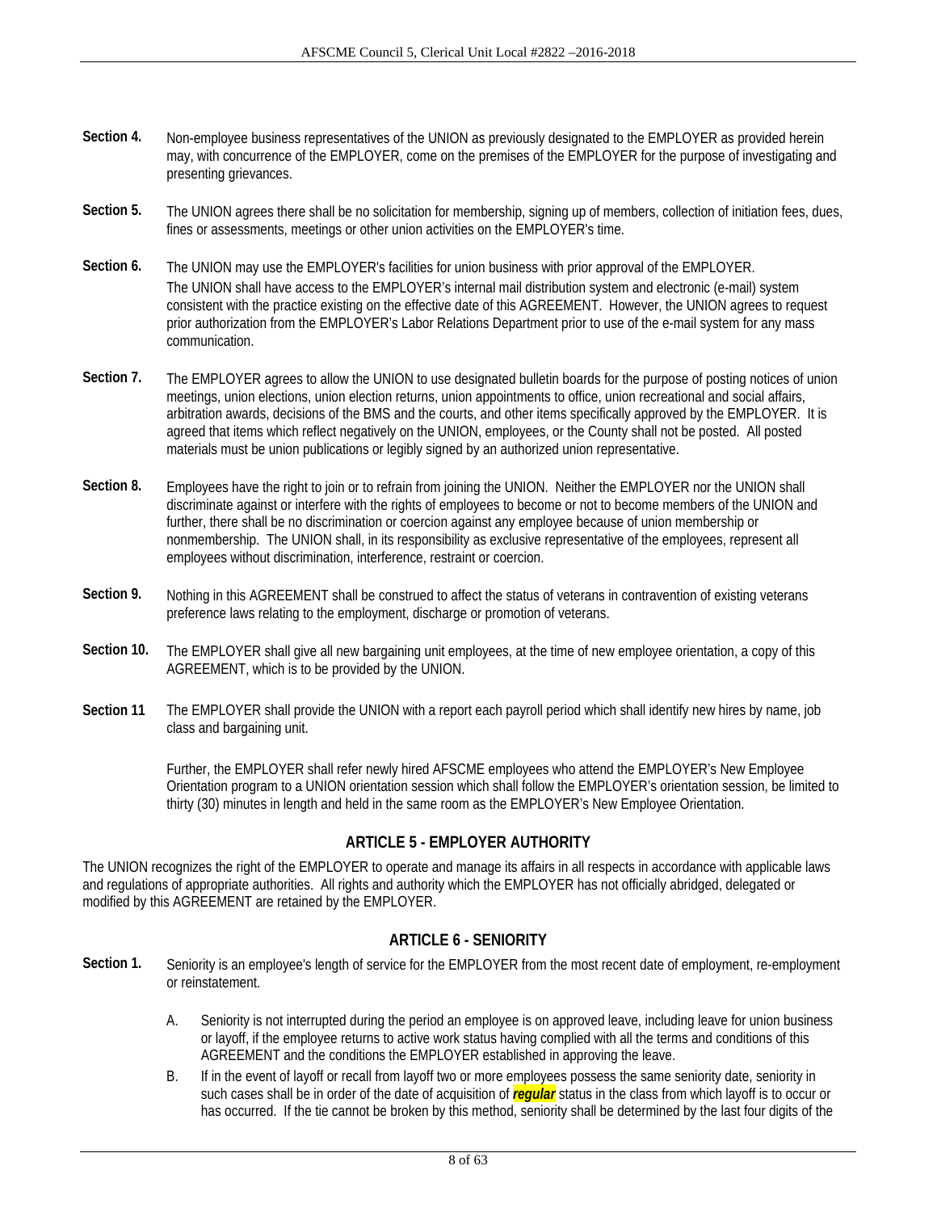**Section 4.** Non-employee business representatives of the UNION as previously designated to the EMPLOYER as provided herein may, with concurrence of the EMPLOYER, come on the premises of the EMPLOYER for the purpose of investigating and presenting grievances.

**Section 5.** The UNION agrees there shall be no solicitation for membership, signing up of members, collection of initiation fees, dues, fines or assessments, meetings or other union activities on the EMPLOYER's time.

**Section 6.** The UNION may use the EMPLOYER's facilities for union business with prior approval of the EMPLOYER. The UNION shall have access to the EMPLOYER's internal mail distribution system and electronic (e-mail) system consistent with the practice existing on the effective date of this AGREEMENT. However, the UNION agrees to request prior authorization from the EMPLOYER's Labor Relations Department prior to use of the e-mail system for any mass communication.

**Section 7.** The EMPLOYER agrees to allow the UNION to use designated bulletin boards for the purpose of posting notices of union meetings, union elections, union election returns, union appointments to office, union recreational and social affairs, arbitration awards, decisions of the BMS and the courts, and other items specifically approved by the EMPLOYER. It is agreed that items which reflect negatively on the UNION, employees, or the County shall not be posted. All posted materials must be union publications or legibly signed by an authorized union representative.

**Section 8.** Employees have the right to join or to refrain from joining the UNION. Neither the EMPLOYER nor the UNION shall discriminate against or interfere with the rights of employees to become or not to become members of the UNION and further, there shall be no discrimination or coercion against any employee because of union membership or nonmembership. The UNION shall, in its responsibility as exclusive representative of the employees, represent all employees without discrimination, interference, restraint or coercion.

**Section 9.** Nothing in this AGREEMENT shall be construed to affect the status of veterans in contravention of existing veterans preference laws relating to the employment, discharge or promotion of veterans.

**Section 10.** The EMPLOYER shall give all new bargaining unit employees, at the time of new employee orientation, a copy of this AGREEMENT, which is to be provided by the UNION.

**Section 11** The EMPLOYER shall provide the UNION with a report each payroll period which shall identify new hires by name, job class and bargaining unit.

Further, the EMPLOYER shall refer newly hired AFSCME employees who attend the EMPLOYER's New Employee Orientation program to a UNION orientation session which shall follow the EMPLOYER's orientation session, be limited to thirty (30) minutes in length and held in the same room as the EMPLOYER's New Employee Orientation.

## ARTICLE 5 - EMPLOYER AUTHORITY

The UNION recognizes the right of the EMPLOYER to operate and manage its affairs in all respects in accordance with applicable laws and regulations of appropriate authorities. All rights and authority which the EMPLOYER has not officially abridged, delegated or modified by this AGREEMENT are retained by the EMPLOYER.

## ARTICLE 6 - SENIORITY

**Section 1.** Seniority is an employee's length of service for the EMPLOYER from the most recent date of employment, re-employment or reinstatement.

A. Seniority is not interrupted during the period an employee is on approved leave, including leave for union business or layoff, if the employee returns to active work status having complied with all the terms and conditions of this AGREEMENT and the conditions the EMPLOYER established in approving the leave.

B. If in the event of layoff or recall from layoff two or more employees possess the same seniority date, seniority in such cases shall be in order of the date of acquisition of ***regular*** status in the class from which layoff is to occur or has occurred. If the tie cannot be broken by this method, seniority shall be determined by the last four digits of the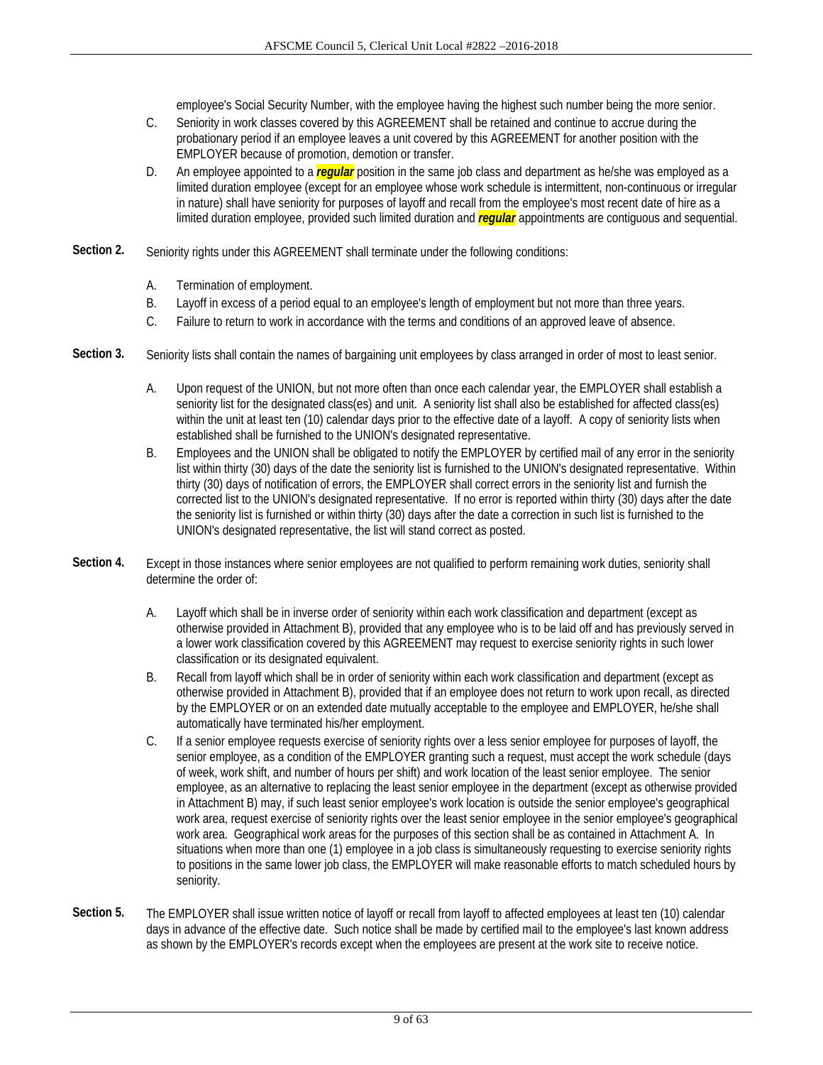employee's Social Security Number, with the employee having the highest such number being the more senior.

C. Seniority in work classes covered by this AGREEMENT shall be retained and continue to accrue during the probationary period if an employee leaves a unit covered by this AGREEMENT for another position with the EMPLOYER because of promotion, demotion or transfer.

D. An employee appointed to a ***regular*** position in the same job class and department as he/she was employed as a limited duration employee (except for an employee whose work schedule is intermittent, non-continuous or irregular in nature) shall have seniority for purposes of layoff and recall from the employee's most recent date of hire as a limited duration employee, provided such limited duration and ***regular*** appointments are contiguous and sequential.

**Section 2.** Seniority rights under this AGREEMENT shall terminate under the following conditions:

A. Termination of employment.

B. Layoff in excess of a period equal to an employee's length of employment but not more than three years.

C. Failure to return to work in accordance with the terms and conditions of an approved leave of absence.

**Section 3.** Seniority lists shall contain the names of bargaining unit employees by class arranged in order of most to least senior.

A. Upon request of the UNION, but not more often than once each calendar year, the EMPLOYER shall establish a seniority list for the designated class(es) and unit. A seniority list shall also be established for affected class(es) within the unit at least ten (10) calendar days prior to the effective date of a layoff. A copy of seniority lists when established shall be furnished to the UNION's designated representative.

B. Employees and the UNION shall be obligated to notify the EMPLOYER by certified mail of any error in the seniority list within thirty (30) days of the date the seniority list is furnished to the UNION's designated representative. Within thirty (30) days of notification of errors, the EMPLOYER shall correct errors in the seniority list and furnish the corrected list to the UNION's designated representative. If no error is reported within thirty (30) days after the date the seniority list is furnished or within thirty (30) days after the date a correction in such list is furnished to the UNION's designated representative, the list will stand correct as posted.

**Section 4.** Except in those instances where senior employees are not qualified to perform remaining work duties, seniority shall determine the order of:

A. Layoff which shall be in inverse order of seniority within each work classification and department (except as otherwise provided in Attachment B), provided that any employee who is to be laid off and has previously served in a lower work classification covered by this AGREEMENT may request to exercise seniority rights in such lower classification or its designated equivalent.

B. Recall from layoff which shall be in order of seniority within each work classification and department (except as otherwise provided in Attachment B), provided that if an employee does not return to work upon recall, as directed by the EMPLOYER or on an extended date mutually acceptable to the employee and EMPLOYER, he/she shall automatically have terminated his/her employment.

C. If a senior employee requests exercise of seniority rights over a less senior employee for purposes of layoff, the senior employee, as a condition of the EMPLOYER granting such a request, must accept the work schedule (days of week, work shift, and number of hours per shift) and work location of the least senior employee. The senior employee, as an alternative to replacing the least senior employee in the department (except as otherwise provided in Attachment B) may, if such least senior employee's work location is outside the senior employee's geographical work area, request exercise of seniority rights over the least senior employee in the senior employee's geographical work area. Geographical work areas for the purposes of this section shall be as contained in Attachment A. In situations when more than one (1) employee in a job class is simultaneously requesting to exercise seniority rights to positions in the same lower job class, the EMPLOYER will make reasonable efforts to match scheduled hours by seniority.

**Section 5.** The EMPLOYER shall issue written notice of layoff or recall from layoff to affected employees at least ten (10) calendar days in advance of the effective date. Such notice shall be made by certified mail to the employee's last known address as shown by the EMPLOYER's records except when the employees are present at the work site to receive notice.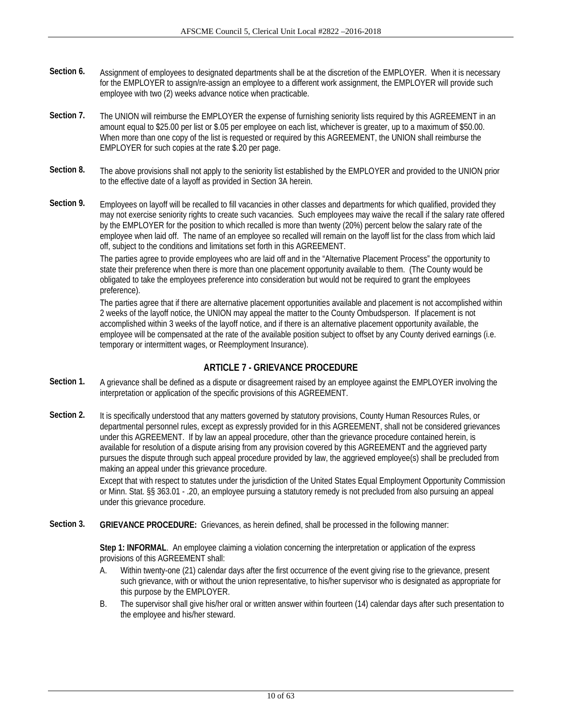**Section 6.** Assignment of employees to designated departments shall be at the discretion of the EMPLOYER. When it is necessary for the EMPLOYER to assign/re-assign an employee to a different work assignment, the EMPLOYER will provide such employee with two (2) weeks advance notice when practicable.

**Section 7.** The UNION will reimburse the EMPLOYER the expense of furnishing seniority lists required by this AGREEMENT in an amount equal to $25.00 per list or $.05 per employee on each list, whichever is greater, up to a maximum of $50.00. When more than one copy of the list is requested or required by this AGREEMENT, the UNION shall reimburse the EMPLOYER for such copies at the rate $.20 per page.

**Section 8.** The above provisions shall not apply to the seniority list established by the EMPLOYER and provided to the UNION prior to the effective date of a layoff as provided in Section 3A herein.

**Section 9.** Employees on layoff will be recalled to fill vacancies in other classes and departments for which qualified, provided they may not exercise seniority rights to create such vacancies. Such employees may waive the recall if the salary rate offered by the EMPLOYER for the position to which recalled is more than twenty (20%) percent below the salary rate of the employee when laid off. The name of an employee so recalled will remain on the layoff list for the class from which laid off, subject to the conditions and limitations set forth in this AGREEMENT.

The parties agree to provide employees who are laid off and in the "Alternative Placement Process" the opportunity to state their preference when there is more than one placement opportunity available to them. (The County would be obligated to take the employees preference into consideration but would not be required to grant the employees preference).

The parties agree that if there are alternative placement opportunities available and placement is not accomplished within 2 weeks of the layoff notice, the UNION may appeal the matter to the County Ombudsperson. If placement is not accomplished within 3 weeks of the layoff notice, and if there is an alternative placement opportunity available, the employee will be compensated at the rate of the available position subject to offset by any County derived earnings (i.e. temporary or intermittent wages, or Reemployment Insurance).

## ARTICLE 7 - GRIEVANCE PROCEDURE

**Section 1.** A grievance shall be defined as a dispute or disagreement raised by an employee against the EMPLOYER involving the interpretation or application of the specific provisions of this AGREEMENT.

**Section 2.** It is specifically understood that any matters governed by statutory provisions, County Human Resources Rules, or departmental personnel rules, except as expressly provided for in this AGREEMENT, shall not be considered grievances under this AGREEMENT. If by law an appeal procedure, other than the grievance procedure contained herein, is available for resolution of a dispute arising from any provision covered by this AGREEMENT and the aggrieved party pursues the dispute through such appeal procedure provided by law, the aggrieved employee(s) shall be precluded from making an appeal under this grievance procedure.

Except that with respect to statutes under the jurisdiction of the United States Equal Employment Opportunity Commission or Minn. Stat. §§ 363.01 - .20, an employee pursuing a statutory remedy is not precluded from also pursuing an appeal under this grievance procedure.

**Section 3.** **GRIEVANCE PROCEDURE:** Grievances, as herein defined, shall be processed in the following manner:

**Step 1: INFORMAL**. An employee claiming a violation concerning the interpretation or application of the express provisions of this AGREEMENT shall:

A. Within twenty-one (21) calendar days after the first occurrence of the event giving rise to the grievance, present such grievance, with or without the union representative, to his/her supervisor who is designated as appropriate for this purpose by the EMPLOYER.

B. The supervisor shall give his/her oral or written answer within fourteen (14) calendar days after such presentation to the employee and his/her steward.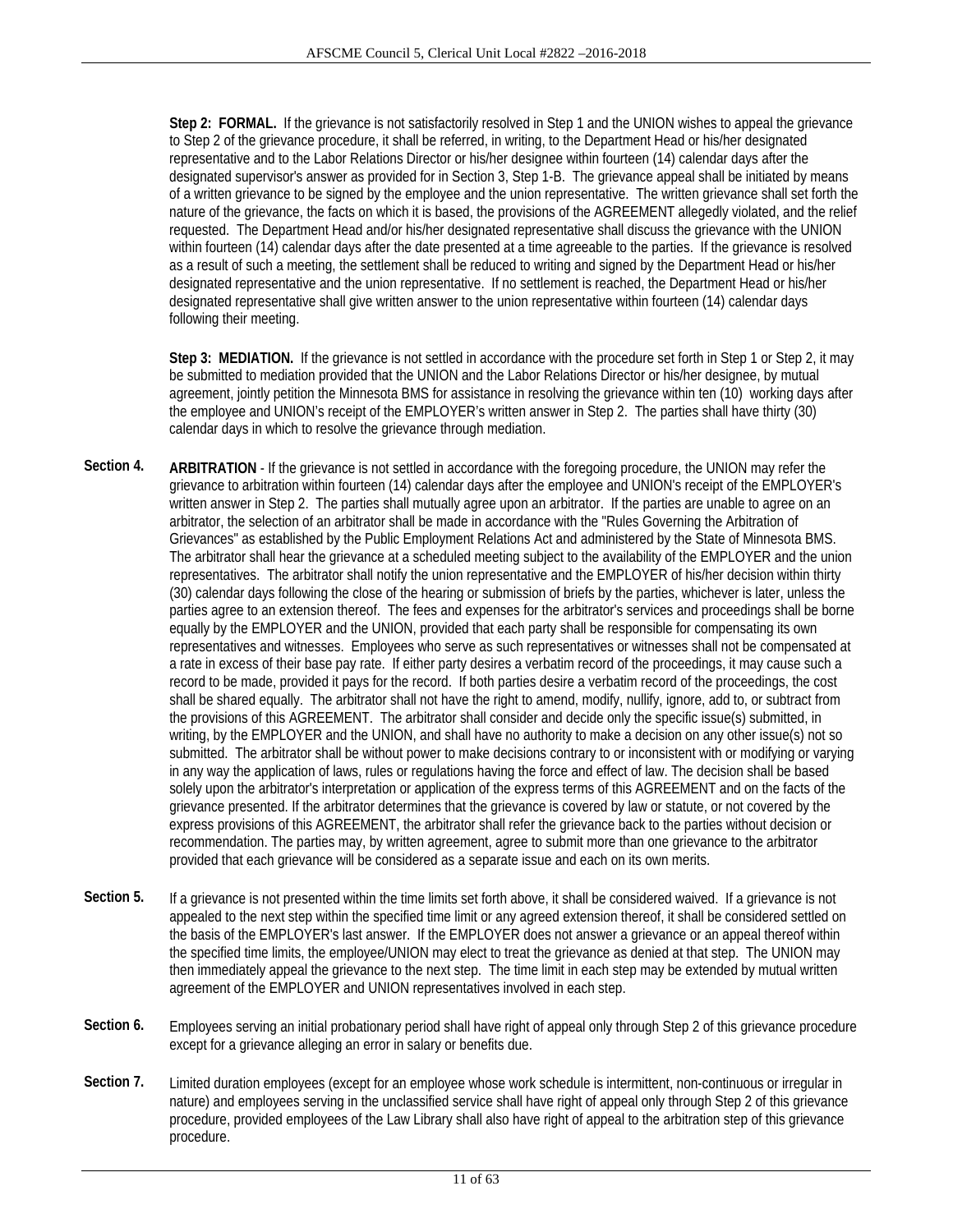**Step 2: FORMAL.** If the grievance is not satisfactorily resolved in Step 1 and the UNION wishes to appeal the grievance to Step 2 of the grievance procedure, it shall be referred, in writing, to the Department Head or his/her designated representative and to the Labor Relations Director or his/her designee within fourteen (14) calendar days after the designated supervisor's answer as provided for in Section 3, Step 1-B. The grievance appeal shall be initiated by means of a written grievance to be signed by the employee and the union representative. The written grievance shall set forth the nature of the grievance, the facts on which it is based, the provisions of the AGREEMENT allegedly violated, and the relief requested. The Department Head and/or his/her designated representative shall discuss the grievance with the UNION within fourteen (14) calendar days after the date presented at a time agreeable to the parties. If the grievance is resolved as a result of such a meeting, the settlement shall be reduced to writing and signed by the Department Head or his/her designated representative and the union representative. If no settlement is reached, the Department Head or his/her designated representative shall give written answer to the union representative within fourteen (14) calendar days following their meeting.

**Step 3: MEDIATION.** If the grievance is not settled in accordance with the procedure set forth in Step 1 or Step 2, it may be submitted to mediation provided that the UNION and the Labor Relations Director or his/her designee, by mutual agreement, jointly petition the Minnesota BMS for assistance in resolving the grievance within ten (10) working days after the employee and UNION's receipt of the EMPLOYER's written answer in Step 2. The parties shall have thirty (30) calendar days in which to resolve the grievance through mediation.

**Section 4.** **ARBITRATION** - If the grievance is not settled in accordance with the foregoing procedure, the UNION may refer the grievance to arbitration within fourteen (14) calendar days after the employee and UNION's receipt of the EMPLOYER's written answer in Step 2. The parties shall mutually agree upon an arbitrator. If the parties are unable to agree on an arbitrator, the selection of an arbitrator shall be made in accordance with the "Rules Governing the Arbitration of Grievances" as established by the Public Employment Relations Act and administered by the State of Minnesota BMS. The arbitrator shall hear the grievance at a scheduled meeting subject to the availability of the EMPLOYER and the union representatives. The arbitrator shall notify the union representative and the EMPLOYER of his/her decision within thirty (30) calendar days following the close of the hearing or submission of briefs by the parties, whichever is later, unless the parties agree to an extension thereof. The fees and expenses for the arbitrator's services and proceedings shall be borne equally by the EMPLOYER and the UNION, provided that each party shall be responsible for compensating its own representatives and witnesses. Employees who serve as such representatives or witnesses shall not be compensated at a rate in excess of their base pay rate. If either party desires a verbatim record of the proceedings, it may cause such a record to be made, provided it pays for the record. If both parties desire a verbatim record of the proceedings, the cost shall be shared equally. The arbitrator shall not have the right to amend, modify, nullify, ignore, add to, or subtract from the provisions of this AGREEMENT. The arbitrator shall consider and decide only the specific issue(s) submitted, in writing, by the EMPLOYER and the UNION, and shall have no authority to make a decision on any other issue(s) not so submitted. The arbitrator shall be without power to make decisions contrary to or inconsistent with or modifying or varying in any way the application of laws, rules or regulations having the force and effect of law. The decision shall be based solely upon the arbitrator's interpretation or application of the express terms of this AGREEMENT and on the facts of the grievance presented. If the arbitrator determines that the grievance is covered by law or statute, or not covered by the express provisions of this AGREEMENT, the arbitrator shall refer the grievance back to the parties without decision or recommendation. The parties may, by written agreement, agree to submit more than one grievance to the arbitrator provided that each grievance will be considered as a separate issue and each on its own merits.

**Section 5.** If a grievance is not presented within the time limits set forth above, it shall be considered waived. If a grievance is not appealed to the next step within the specified time limit or any agreed extension thereof, it shall be considered settled on the basis of the EMPLOYER's last answer. If the EMPLOYER does not answer a grievance or an appeal thereof within the specified time limits, the employee/UNION may elect to treat the grievance as denied at that step. The UNION may then immediately appeal the grievance to the next step. The time limit in each step may be extended by mutual written agreement of the EMPLOYER and UNION representatives involved in each step.

**Section 6.** Employees serving an initial probationary period shall have right of appeal only through Step 2 of this grievance procedure except for a grievance alleging an error in salary or benefits due.

**Section 7.** Limited duration employees (except for an employee whose work schedule is intermittent, non-continuous or irregular in nature) and employees serving in the unclassified service shall have right of appeal only through Step 2 of this grievance procedure, provided employees of the Law Library shall also have right of appeal to the arbitration step of this grievance procedure.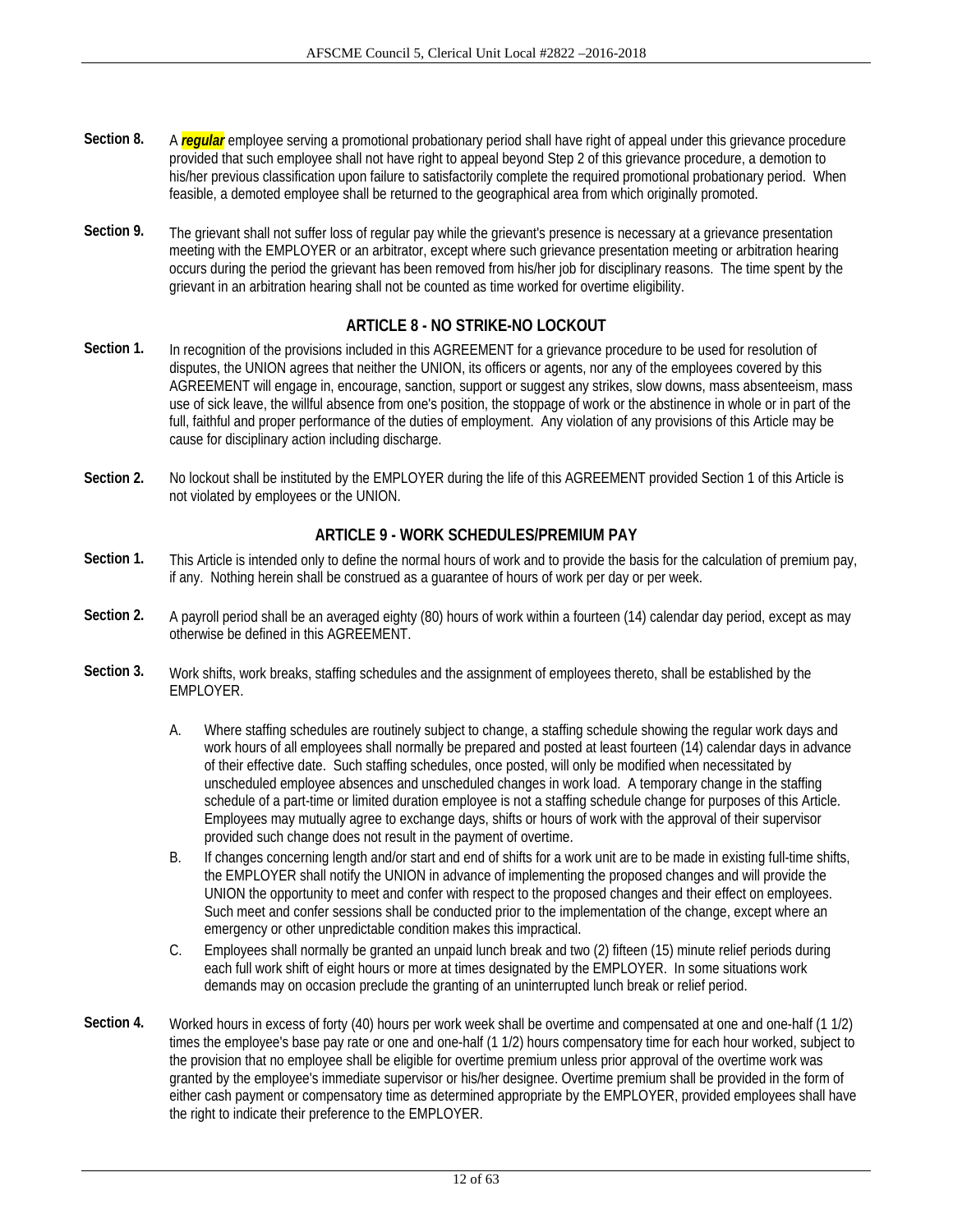**Section 8.** A ***regular*** employee serving a promotional probationary period shall have right of appeal under this grievance procedure provided that such employee shall not have right to appeal beyond Step 2 of this grievance procedure, a demotion to his/her previous classification upon failure to satisfactorily complete the required promotional probationary period. When feasible, a demoted employee shall be returned to the geographical area from which originally promoted.

**Section 9.** The grievant shall not suffer loss of regular pay while the grievant's presence is necessary at a grievance presentation meeting with the EMPLOYER or an arbitrator, except where such grievance presentation meeting or arbitration hearing occurs during the period the grievant has been removed from his/her job for disciplinary reasons. The time spent by the grievant in an arbitration hearing shall not be counted as time worked for overtime eligibility.

## ARTICLE 8 - NO STRIKE-NO LOCKOUT

**Section 1.** In recognition of the provisions included in this AGREEMENT for a grievance procedure to be used for resolution of disputes, the UNION agrees that neither the UNION, its officers or agents, nor any of the employees covered by this AGREEMENT will engage in, encourage, sanction, support or suggest any strikes, slow downs, mass absenteeism, mass use of sick leave, the willful absence from one's position, the stoppage of work or the abstinence in whole or in part of the full, faithful and proper performance of the duties of employment. Any violation of any provisions of this Article may be cause for disciplinary action including discharge.

**Section 2.** No lockout shall be instituted by the EMPLOYER during the life of this AGREEMENT provided Section 1 of this Article is not violated by employees or the UNION.

## ARTICLE 9 - WORK SCHEDULES/PREMIUM PAY

**Section 1.** This Article is intended only to define the normal hours of work and to provide the basis for the calculation of premium pay, if any. Nothing herein shall be construed as a guarantee of hours of work per day or per week.

**Section 2.** A payroll period shall be an averaged eighty (80) hours of work within a fourteen (14) calendar day period, except as may otherwise be defined in this AGREEMENT.

**Section 3.** Work shifts, work breaks, staffing schedules and the assignment of employees thereto, shall be established by the EMPLOYER.

A. Where staffing schedules are routinely subject to change, a staffing schedule showing the regular work days and work hours of all employees shall normally be prepared and posted at least fourteen (14) calendar days in advance of their effective date. Such staffing schedules, once posted, will only be modified when necessitated by unscheduled employee absences and unscheduled changes in work load. A temporary change in the staffing schedule of a part-time or limited duration employee is not a staffing schedule change for purposes of this Article. Employees may mutually agree to exchange days, shifts or hours of work with the approval of their supervisor provided such change does not result in the payment of overtime.

B. If changes concerning length and/or start and end of shifts for a work unit are to be made in existing full-time shifts, the EMPLOYER shall notify the UNION in advance of implementing the proposed changes and will provide the UNION the opportunity to meet and confer with respect to the proposed changes and their effect on employees. Such meet and confer sessions shall be conducted prior to the implementation of the change, except where an emergency or other unpredictable condition makes this impractical.

C. Employees shall normally be granted an unpaid lunch break and two (2) fifteen (15) minute relief periods during each full work shift of eight hours or more at times designated by the EMPLOYER. In some situations work demands may on occasion preclude the granting of an uninterrupted lunch break or relief period.

**Section 4.** Worked hours in excess of forty (40) hours per work week shall be overtime and compensated at one and one-half (1 1/2) times the employee's base pay rate or one and one-half (1 1/2) hours compensatory time for each hour worked, subject to the provision that no employee shall be eligible for overtime premium unless prior approval of the overtime work was granted by the employee's immediate supervisor or his/her designee. Overtime premium shall be provided in the form of either cash payment or compensatory time as determined appropriate by the EMPLOYER, provided employees shall have the right to indicate their preference to the EMPLOYER.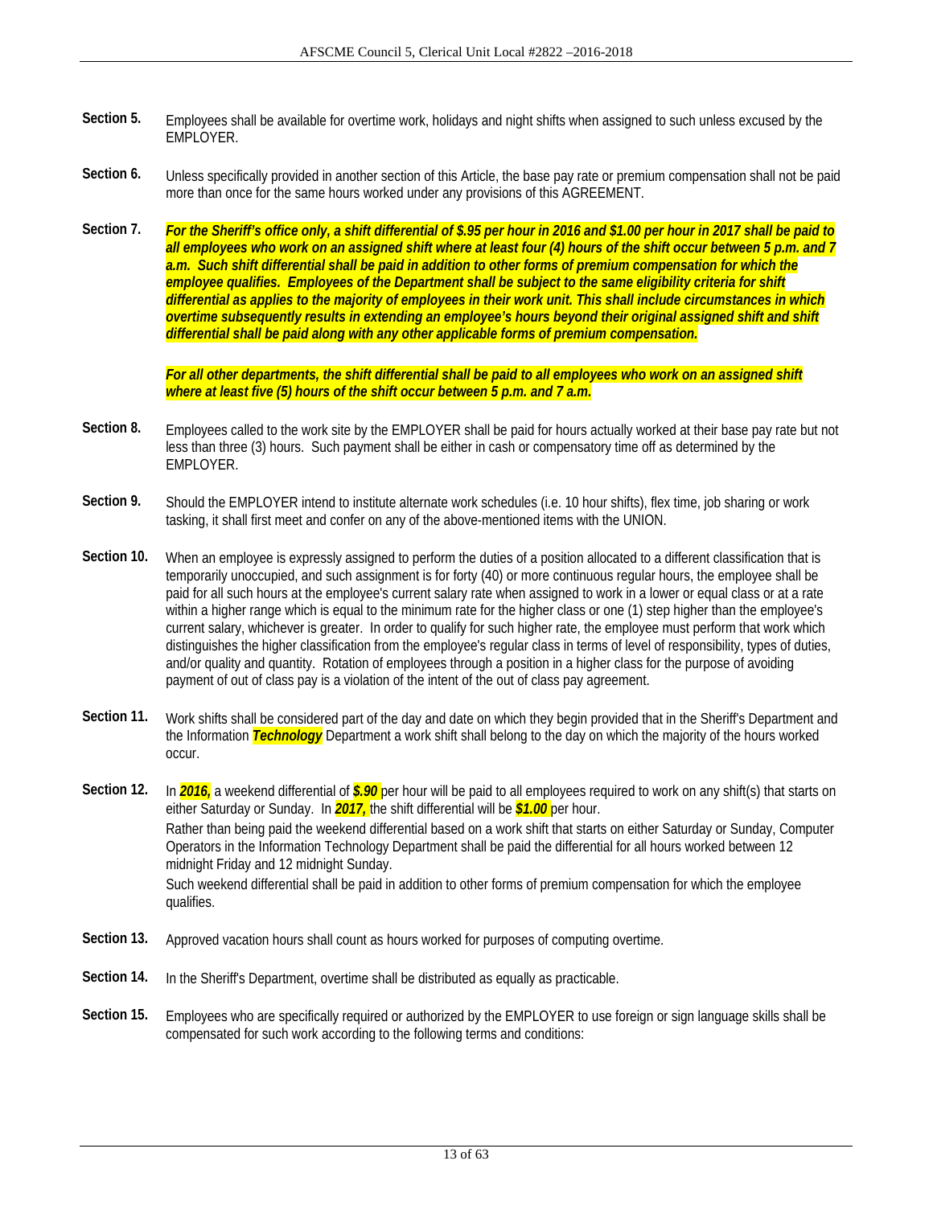**Section 5.** Employees shall be available for overtime work, holidays and night shifts when assigned to such unless excused by the EMPLOYER.

**Section 6.** Unless specifically provided in another section of this Article, the base pay rate or premium compensation shall not be paid more than once for the same hours worked under any provisions of this AGREEMENT.

**Section 7.** ***For the Sheriff's office only, a shift differential of $.95 per hour in 2016 and $1.00 per hour in 2017 shall be paid to all employees who work on an assigned shift where at least four (4) hours of the shift occur between 5 p.m. and 7 a.m. Such shift differential shall be paid in addition to other forms of premium compensation for which the employee qualifies. Employees of the Department shall be subject to the same eligibility criteria for shift differential as applies to the majority of employees in their work unit. This shall include circumstances in which overtime subsequently results in extending an employee's hours beyond their original assigned shift and shift differential shall be paid along with any other applicable forms of premium compensation.***

***For all other departments, the shift differential shall be paid to all employees who work on an assigned shift where at least five (5) hours of the shift occur between 5 p.m. and 7 a.m.***

**Section 8.** Employees called to the work site by the EMPLOYER shall be paid for hours actually worked at their base pay rate but not less than three (3) hours. Such payment shall be either in cash or compensatory time off as determined by the EMPLOYER.

**Section 9.** Should the EMPLOYER intend to institute alternate work schedules (i.e. 10 hour shifts), flex time, job sharing or work tasking, it shall first meet and confer on any of the above-mentioned items with the UNION.

**Section 10.** When an employee is expressly assigned to perform the duties of a position allocated to a different classification that is temporarily unoccupied, and such assignment is for forty (40) or more continuous regular hours, the employee shall be paid for all such hours at the employee's current salary rate when assigned to work in a lower or equal class or at a rate within a higher range which is equal to the minimum rate for the higher class or one (1) step higher than the employee's current salary, whichever is greater. In order to qualify for such higher rate, the employee must perform that work which distinguishes the higher classification from the employee's regular class in terms of level of responsibility, types of duties, and/or quality and quantity. Rotation of employees through a position in a higher class for the purpose of avoiding payment of out of class pay is a violation of the intent of the out of class pay agreement.

**Section 11.** Work shifts shall be considered part of the day and date on which they begin provided that in the Sheriff's Department and the Information ***Technology*** Department a work shift shall belong to the day on which the majority of the hours worked occur.

**Section 12.** In ***2016,*** a weekend differential of ***$.90*** per hour will be paid to all employees required to work on any shift(s) that starts on either Saturday or Sunday. In ***2017,*** the shift differential will be ***$1.00*** per hour.

Rather than being paid the weekend differential based on a work shift that starts on either Saturday or Sunday, Computer Operators in the Information Technology Department shall be paid the differential for all hours worked between 12 midnight Friday and 12 midnight Sunday.

Such weekend differential shall be paid in addition to other forms of premium compensation for which the employee qualifies.

**Section 13.** Approved vacation hours shall count as hours worked for purposes of computing overtime.

**Section 14.** In the Sheriff's Department, overtime shall be distributed as equally as practicable.

**Section 15.** Employees who are specifically required or authorized by the EMPLOYER to use foreign or sign language skills shall be compensated for such work according to the following terms and conditions: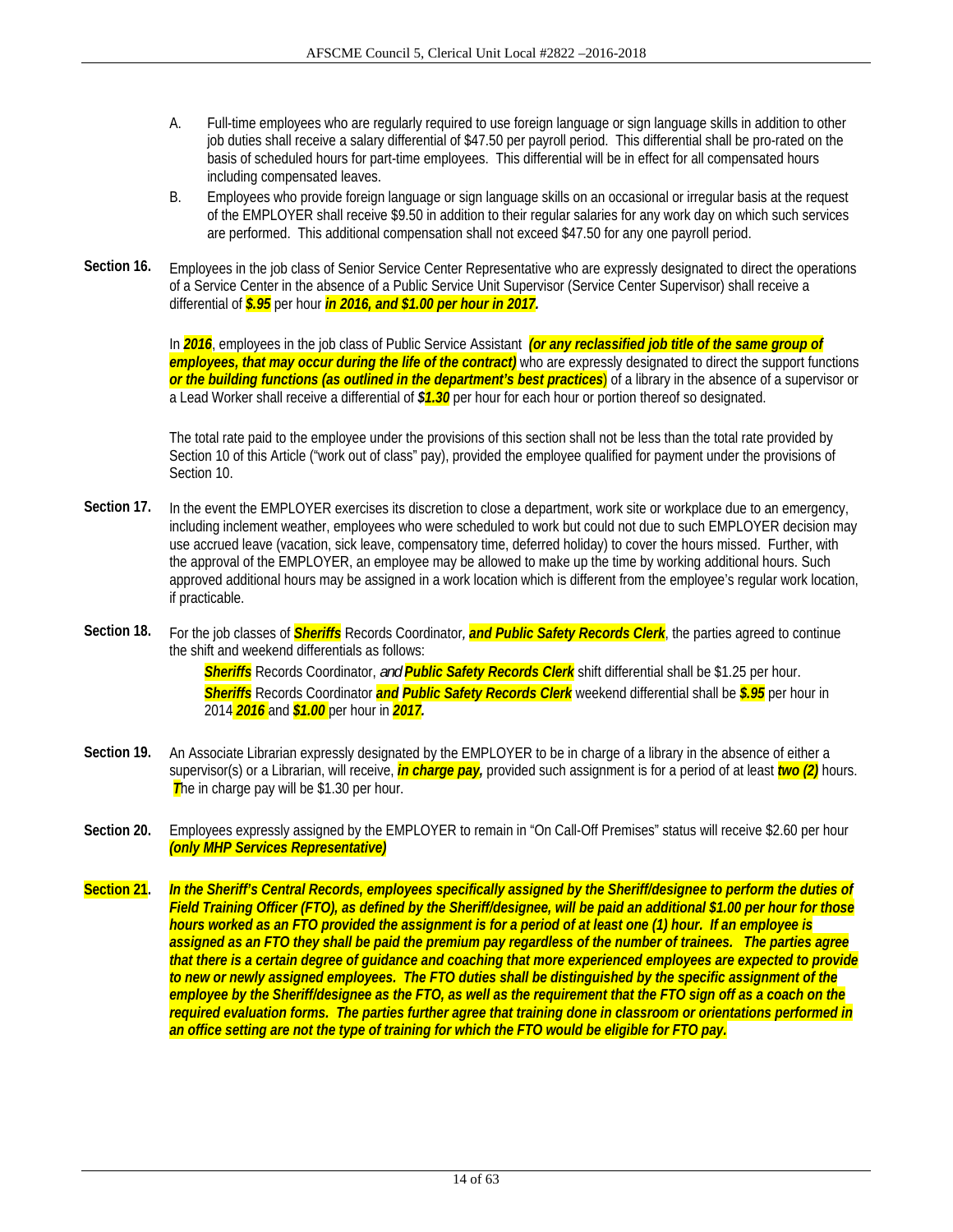A. Full-time employees who are regularly required to use foreign language or sign language skills in addition to other job duties shall receive a salary differential of $47.50 per payroll period. This differential shall be pro-rated on the basis of scheduled hours for part-time employees. This differential will be in effect for all compensated hours including compensated leaves.

B. Employees who provide foreign language or sign language skills on an occasional or irregular basis at the request of the EMPLOYER shall receive $9.50 in addition to their regular salaries for any work day on which such services are performed. This additional compensation shall not exceed $47.50 for any one payroll period.

**Section 16.** Employees in the job class of Senior Service Center Representative who are expressly designated to direct the operations of a Service Center in the absence of a Public Service Unit Supervisor (Service Center Supervisor) shall receive a differential of ***$.95*** per hour ***in 2016, and $1.00 per hour in 2017.***

In ***2016***, employees in the job class of Public Service Assistant ***(or any reclassified job title of the same group of employees, that may occur during the life of the contract)*** who are expressly designated to direct the support functions ***or the building functions (as outlined in the department's best practices***) of a library in the absence of a supervisor or a Lead Worker shall receive a differential of ***$1.30*** per hour for each hour or portion thereof so designated.

The total rate paid to the employee under the provisions of this section shall not be less than the total rate provided by Section 10 of this Article ("work out of class" pay), provided the employee qualified for payment under the provisions of Section 10.

**Section 17.** In the event the EMPLOYER exercises its discretion to close a department, work site or workplace due to an emergency, including inclement weather, employees who were scheduled to work but could not due to such EMPLOYER decision may use accrued leave (vacation, sick leave, compensatory time, deferred holiday) to cover the hours missed. Further, with the approval of the EMPLOYER, an employee may be allowed to make up the time by working additional hours. Such approved additional hours may be assigned in a work location which is different from the employee's regular work location, if practicable.

**Section 18.** For the job classes of ***Sheriffs*** Records Coordinator, ***and Public Safety Records Clerk***, the parties agreed to continue the shift and weekend differentials as follows:

***Sheriffs*** Records Coordinator, *and* ***Public Safety Records Clerk*** shift differential shall be $1.25 per hour.

***Sheriffs*** Records Coordinator ***and Public Safety Records Clerk*** weekend differential shall be ***$.95*** per hour in 2014 ***2016*** and ***$1.00*** per hour in ***2017.***

**Section 19.** An Associate Librarian expressly designated by the EMPLOYER to be in charge of a library in the absence of either a supervisor(s) or a Librarian, will receive, ***in charge pay,*** provided such assignment is for a period of at least ***two (2)*** hours. ***T***he in charge pay will be $1.30 per hour.

**Section 20.** Employees expressly assigned by the EMPLOYER to remain in "On Call-Off Premises" status will receive $2.60 per hour ***(only MHP Services Representative)***

**Section 21.** ***In the Sheriff's Central Records, employees specifically assigned by the Sheriff/designee to perform the duties of Field Training Officer (FTO), as defined by the Sheriff/designee, will be paid an additional $1.00 per hour for those hours worked as an FTO provided the assignment is for a period of at least one (1) hour. If an employee is assigned as an FTO they shall be paid the premium pay regardless of the number of trainees. The parties agree that there is a certain degree of guidance and coaching that more experienced employees are expected to provide to new or newly assigned employees. The FTO duties shall be distinguished by the specific assignment of the employee by the Sheriff/designee as the FTO, as well as the requirement that the FTO sign off as a coach on the required evaluation forms. The parties further agree that training done in classroom or orientations performed in an office setting are not the type of training for which the FTO would be eligible for FTO pay.***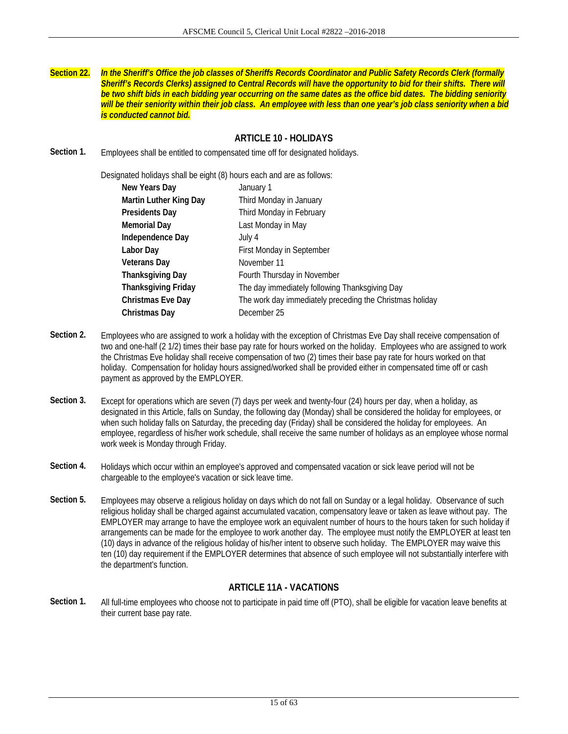**Section 22.** ***In the Sheriff's Office the job classes of Sheriffs Records Coordinator and Public Safety Records Clerk (formally Sheriff's Records Clerks) assigned to Central Records will have the opportunity to bid for their shifts. There will be two shift bids in each bidding year occurring on the same dates as the office bid dates. The bidding seniority will be their seniority within their job class. An employee with less than one year's job class seniority when a bid is conducted cannot bid.***

## ARTICLE 10 - HOLIDAYS

**Section 1.** Employees shall be entitled to compensated time off for designated holidays.

Designated holidays shall be eight (8) hours each and are as follows:

| | |
|---|---|
| **New Years Day** | January 1 |
| **Martin Luther King Day** | Third Monday in January |
| **Presidents Day** | Third Monday in February |
| **Memorial Day** | Last Monday in May |
| **Independence Day** | July 4 |
| **Labor Day** | First Monday in September |
| **Veterans Day** | November 11 |
| **Thanksgiving Day** | Fourth Thursday in November |
| **Thanksgiving Friday** | The day immediately following Thanksgiving Day |
| **Christmas Eve Day** | The work day immediately preceding the Christmas holiday |
| **Christmas Day** | December 25 |

**Section 2.** Employees who are assigned to work a holiday with the exception of Christmas Eve Day shall receive compensation of two and one-half (2 1/2) times their base pay rate for hours worked on the holiday. Employees who are assigned to work the Christmas Eve holiday shall receive compensation of two (2) times their base pay rate for hours worked on that holiday. Compensation for holiday hours assigned/worked shall be provided either in compensated time off or cash payment as approved by the EMPLOYER.

**Section 3.** Except for operations which are seven (7) days per week and twenty-four (24) hours per day, when a holiday, as designated in this Article, falls on Sunday, the following day (Monday) shall be considered the holiday for employees, or when such holiday falls on Saturday, the preceding day (Friday) shall be considered the holiday for employees. An employee, regardless of his/her work schedule, shall receive the same number of holidays as an employee whose normal work week is Monday through Friday.

**Section 4.** Holidays which occur within an employee's approved and compensated vacation or sick leave period will not be chargeable to the employee's vacation or sick leave time.

**Section 5.** Employees may observe a religious holiday on days which do not fall on Sunday or a legal holiday. Observance of such religious holiday shall be charged against accumulated vacation, compensatory leave or taken as leave without pay. The EMPLOYER may arrange to have the employee work an equivalent number of hours to the hours taken for such holiday if arrangements can be made for the employee to work another day. The employee must notify the EMPLOYER at least ten (10) days in advance of the religious holiday of his/her intent to observe such holiday. The EMPLOYER may waive this ten (10) day requirement if the EMPLOYER determines that absence of such employee will not substantially interfere with the department's function.

## ARTICLE 11A - VACATIONS

**Section 1.** All full-time employees who choose not to participate in paid time off (PTO), shall be eligible for vacation leave benefits at their current base pay rate.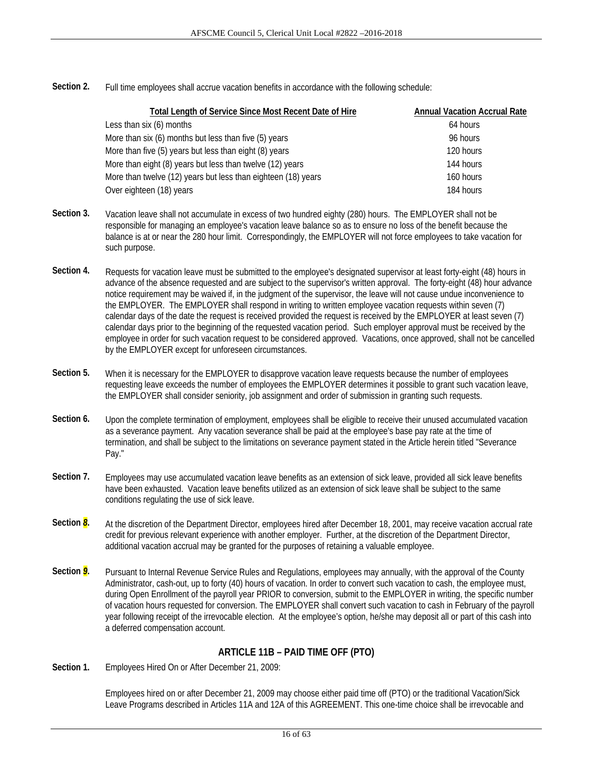**Section 2.** Full time employees shall accrue vacation benefits in accordance with the following schedule:

| Total Length of Service Since Most Recent Date of Hire | Annual Vacation Accrual Rate |
|---|---|
| Less than six (6) months | 64 hours |
| More than six (6) months but less than five (5) years | 96 hours |
| More than five (5) years but less than eight (8) years | 120 hours |
| More than eight (8) years but less than twelve (12) years | 144 hours |
| More than twelve (12) years but less than eighteen (18) years | 160 hours |
| Over eighteen (18) years | 184 hours |

**Section 3.** Vacation leave shall not accumulate in excess of two hundred eighty (280) hours. The EMPLOYER shall not be responsible for managing an employee's vacation leave balance so as to ensure no loss of the benefit because the balance is at or near the 280 hour limit. Correspondingly, the EMPLOYER will not force employees to take vacation for such purpose.

**Section 4.** Requests for vacation leave must be submitted to the employee's designated supervisor at least forty-eight (48) hours in advance of the absence requested and are subject to the supervisor's written approval. The forty-eight (48) hour advance notice requirement may be waived if, in the judgment of the supervisor, the leave will not cause undue inconvenience to the EMPLOYER. The EMPLOYER shall respond in writing to written employee vacation requests within seven (7) calendar days of the date the request is received provided the request is received by the EMPLOYER at least seven (7) calendar days prior to the beginning of the requested vacation period. Such employer approval must be received by the employee in order for such vacation request to be considered approved. Vacations, once approved, shall not be cancelled by the EMPLOYER except for unforeseen circumstances.

**Section 5.** When it is necessary for the EMPLOYER to disapprove vacation leave requests because the number of employees requesting leave exceeds the number of employees the EMPLOYER determines it possible to grant such vacation leave, the EMPLOYER shall consider seniority, job assignment and order of submission in granting such requests.

**Section 6.** Upon the complete termination of employment, employees shall be eligible to receive their unused accumulated vacation as a severance payment. Any vacation severance shall be paid at the employee's base pay rate at the time of termination, and shall be subject to the limitations on severance payment stated in the Article herein titled "Severance Pay."

**Section 7.** Employees may use accumulated vacation leave benefits as an extension of sick leave, provided all sick leave benefits have been exhausted. Vacation leave benefits utilized as an extension of sick leave shall be subject to the same conditions regulating the use of sick leave.

**Section 8.** At the discretion of the Department Director, employees hired after December 18, 2001, may receive vacation accrual rate credit for previous relevant experience with another employer. Further, at the discretion of the Department Director, additional vacation accrual may be granted for the purposes of retaining a valuable employee.

**Section 9.** Pursuant to Internal Revenue Service Rules and Regulations, employees may annually, with the approval of the County Administrator, cash-out, up to forty (40) hours of vacation. In order to convert such vacation to cash, the employee must, during Open Enrollment of the payroll year PRIOR to conversion, submit to the EMPLOYER in writing, the specific number of vacation hours requested for conversion. The EMPLOYER shall convert such vacation to cash in February of the payroll year following receipt of the irrevocable election. At the employee's option, he/she may deposit all or part of this cash into a deferred compensation account.

## ARTICLE 11B – PAID TIME OFF (PTO)

**Section 1.** Employees Hired On or After December 21, 2009:

Employees hired on or after December 21, 2009 may choose either paid time off (PTO) or the traditional Vacation/Sick Leave Programs described in Articles 11A and 12A of this AGREEMENT. This one-time choice shall be irrevocable and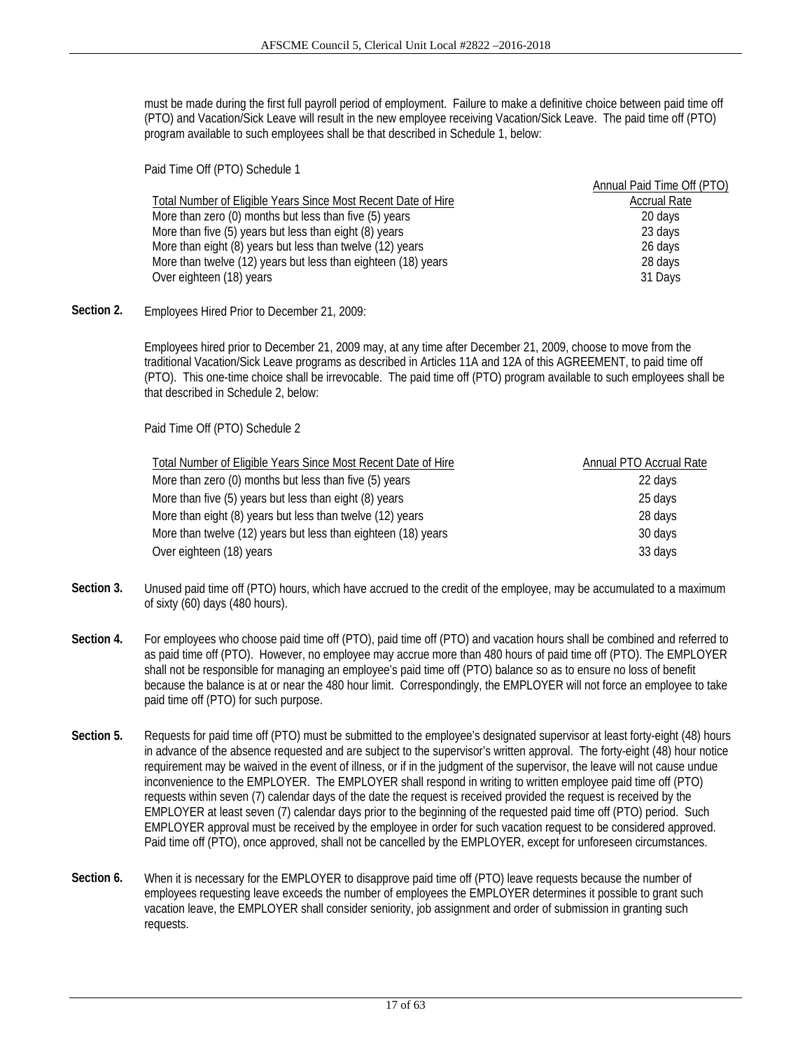must be made during the first full payroll period of employment. Failure to make a definitive choice between paid time off (PTO) and Vacation/Sick Leave will result in the new employee receiving Vacation/Sick Leave. The paid time off (PTO) program available to such employees shall be that described in Schedule 1, below:

Paid Time Off (PTO) Schedule 1

| Total Number of Eligible Years Since Most Recent Date of Hire | Annual Paid Time Off (PTO) Accrual Rate |
|---|---|
| More than zero (0) months but less than five (5) years | 20 days |
| More than five (5) years but less than eight (8) years | 23 days |
| More than eight (8) years but less than twelve (12) years | 26 days |
| More than twelve (12) years but less than eighteen (18) years | 28 days |
| Over eighteen (18) years | 31 Days |

**Section 2.** Employees Hired Prior to December 21, 2009:

Employees hired prior to December 21, 2009 may, at any time after December 21, 2009, choose to move from the traditional Vacation/Sick Leave programs as described in Articles 11A and 12A of this AGREEMENT, to paid time off (PTO). This one-time choice shall be irrevocable. The paid time off (PTO) program available to such employees shall be that described in Schedule 2, below:

Paid Time Off (PTO) Schedule 2

| Total Number of Eligible Years Since Most Recent Date of Hire | Annual PTO Accrual Rate |
|---|---|
| More than zero (0) months but less than five (5) years | 22 days |
| More than five (5) years but less than eight (8) years | 25 days |
| More than eight (8) years but less than twelve (12) years | 28 days |
| More than twelve (12) years but less than eighteen (18) years | 30 days |
| Over eighteen (18) years | 33 days |

**Section 3.** Unused paid time off (PTO) hours, which have accrued to the credit of the employee, may be accumulated to a maximum of sixty (60) days (480 hours).

**Section 4.** For employees who choose paid time off (PTO), paid time off (PTO) and vacation hours shall be combined and referred to as paid time off (PTO). However, no employee may accrue more than 480 hours of paid time off (PTO). The EMPLOYER shall not be responsible for managing an employee's paid time off (PTO) balance so as to ensure no loss of benefit because the balance is at or near the 480 hour limit. Correspondingly, the EMPLOYER will not force an employee to take paid time off (PTO) for such purpose.

**Section 5.** Requests for paid time off (PTO) must be submitted to the employee's designated supervisor at least forty-eight (48) hours in advance of the absence requested and are subject to the supervisor's written approval. The forty-eight (48) hour notice requirement may be waived in the event of illness, or if in the judgment of the supervisor, the leave will not cause undue inconvenience to the EMPLOYER. The EMPLOYER shall respond in writing to written employee paid time off (PTO) requests within seven (7) calendar days of the date the request is received provided the request is received by the EMPLOYER at least seven (7) calendar days prior to the beginning of the requested paid time off (PTO) period. Such EMPLOYER approval must be received by the employee in order for such vacation request to be considered approved. Paid time off (PTO), once approved, shall not be cancelled by the EMPLOYER, except for unforeseen circumstances.

**Section 6.** When it is necessary for the EMPLOYER to disapprove paid time off (PTO) leave requests because the number of employees requesting leave exceeds the number of employees the EMPLOYER determines it possible to grant such vacation leave, the EMPLOYER shall consider seniority, job assignment and order of submission in granting such requests.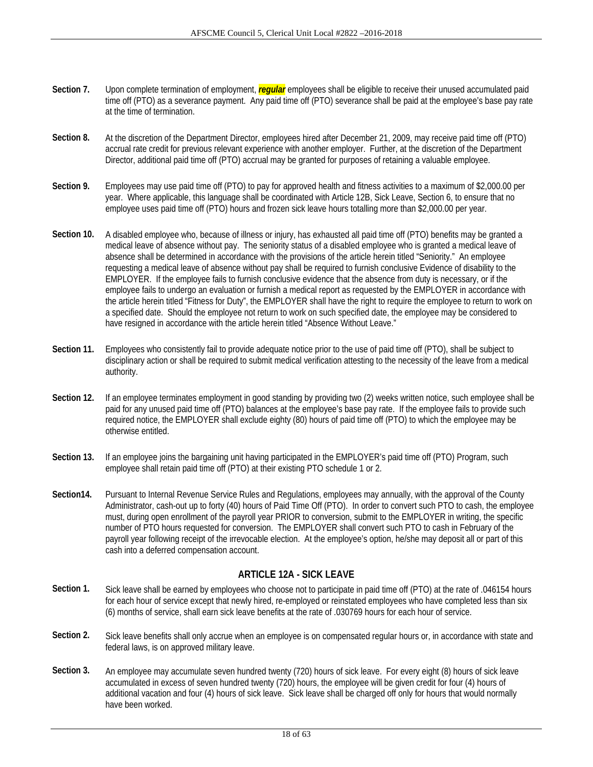**Section 7.** Upon complete termination of employment, ***regular*** employees shall be eligible to receive their unused accumulated paid time off (PTO) as a severance payment. Any paid time off (PTO) severance shall be paid at the employee's base pay rate at the time of termination.

**Section 8.** At the discretion of the Department Director, employees hired after December 21, 2009, may receive paid time off (PTO) accrual rate credit for previous relevant experience with another employer. Further, at the discretion of the Department Director, additional paid time off (PTO) accrual may be granted for purposes of retaining a valuable employee.

**Section 9.** Employees may use paid time off (PTO) to pay for approved health and fitness activities to a maximum of $2,000.00 per year. Where applicable, this language shall be coordinated with Article 12B, Sick Leave, Section 6, to ensure that no employee uses paid time off (PTO) hours and frozen sick leave hours totalling more than $2,000.00 per year.

**Section 10.** A disabled employee who, because of illness or injury, has exhausted all paid time off (PTO) benefits may be granted a medical leave of absence without pay. The seniority status of a disabled employee who is granted a medical leave of absence shall be determined in accordance with the provisions of the article herein titled "Seniority." An employee requesting a medical leave of absence without pay shall be required to furnish conclusive Evidence of disability to the EMPLOYER. If the employee fails to furnish conclusive evidence that the absence from duty is necessary, or if the employee fails to undergo an evaluation or furnish a medical report as requested by the EMPLOYER in accordance with the article herein titled "Fitness for Duty", the EMPLOYER shall have the right to require the employee to return to work on a specified date. Should the employee not return to work on such specified date, the employee may be considered to have resigned in accordance with the article herein titled "Absence Without Leave."

**Section 11.** Employees who consistently fail to provide adequate notice prior to the use of paid time off (PTO), shall be subject to disciplinary action or shall be required to submit medical verification attesting to the necessity of the leave from a medical authority.

**Section 12.** If an employee terminates employment in good standing by providing two (2) weeks written notice, such employee shall be paid for any unused paid time off (PTO) balances at the employee's base pay rate. If the employee fails to provide such required notice, the EMPLOYER shall exclude eighty (80) hours of paid time off (PTO) to which the employee may be otherwise entitled.

**Section 13.** If an employee joins the bargaining unit having participated in the EMPLOYER's paid time off (PTO) Program, such employee shall retain paid time off (PTO) at their existing PTO schedule 1 or 2.

**Section14.** Pursuant to Internal Revenue Service Rules and Regulations, employees may annually, with the approval of the County Administrator, cash-out up to forty (40) hours of Paid Time Off (PTO). In order to convert such PTO to cash, the employee must, during open enrollment of the payroll year PRIOR to conversion, submit to the EMPLOYER in writing, the specific number of PTO hours requested for conversion. The EMPLOYER shall convert such PTO to cash in February of the payroll year following receipt of the irrevocable election. At the employee's option, he/she may deposit all or part of this cash into a deferred compensation account.

## ARTICLE 12A - SICK LEAVE

**Section 1.** Sick leave shall be earned by employees who choose not to participate in paid time off (PTO) at the rate of .046154 hours for each hour of service except that newly hired, re-employed or reinstated employees who have completed less than six (6) months of service, shall earn sick leave benefits at the rate of .030769 hours for each hour of service.

**Section 2.** Sick leave benefits shall only accrue when an employee is on compensated regular hours or, in accordance with state and federal laws, is on approved military leave.

**Section 3.** An employee may accumulate seven hundred twenty (720) hours of sick leave. For every eight (8) hours of sick leave accumulated in excess of seven hundred twenty (720) hours, the employee will be given credit for four (4) hours of additional vacation and four (4) hours of sick leave. Sick leave shall be charged off only for hours that would normally have been worked.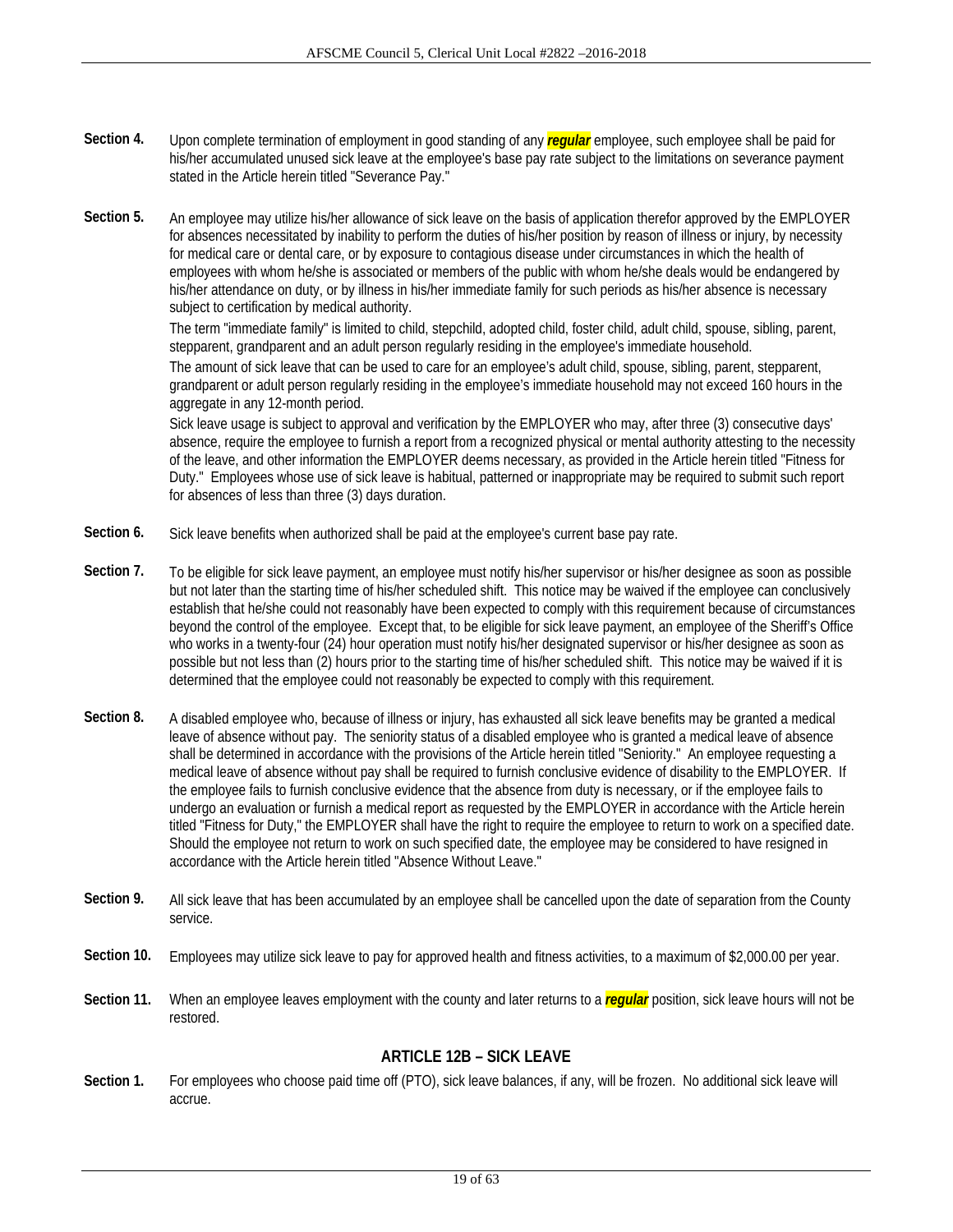**Section 4.** Upon complete termination of employment in good standing of any ***regular*** employee, such employee shall be paid for his/her accumulated unused sick leave at the employee's base pay rate subject to the limitations on severance payment stated in the Article herein titled "Severance Pay."

**Section 5.** An employee may utilize his/her allowance of sick leave on the basis of application therefor approved by the EMPLOYER for absences necessitated by inability to perform the duties of his/her position by reason of illness or injury, by necessity for medical care or dental care, or by exposure to contagious disease under circumstances in which the health of employees with whom he/she is associated or members of the public with whom he/she deals would be endangered by his/her attendance on duty, or by illness in his/her immediate family for such periods as his/her absence is necessary subject to certification by medical authority.

The term "immediate family" is limited to child, stepchild, adopted child, foster child, adult child, spouse, sibling, parent, stepparent, grandparent and an adult person regularly residing in the employee's immediate household.

The amount of sick leave that can be used to care for an employee's adult child, spouse, sibling, parent, stepparent, grandparent or adult person regularly residing in the employee's immediate household may not exceed 160 hours in the aggregate in any 12-month period.

Sick leave usage is subject to approval and verification by the EMPLOYER who may, after three (3) consecutive days' absence, require the employee to furnish a report from a recognized physical or mental authority attesting to the necessity of the leave, and other information the EMPLOYER deems necessary, as provided in the Article herein titled "Fitness for Duty." Employees whose use of sick leave is habitual, patterned or inappropriate may be required to submit such report for absences of less than three (3) days duration.

**Section 6.** Sick leave benefits when authorized shall be paid at the employee's current base pay rate.

**Section 7.** To be eligible for sick leave payment, an employee must notify his/her supervisor or his/her designee as soon as possible but not later than the starting time of his/her scheduled shift. This notice may be waived if the employee can conclusively establish that he/she could not reasonably have been expected to comply with this requirement because of circumstances beyond the control of the employee. Except that, to be eligible for sick leave payment, an employee of the Sheriff's Office who works in a twenty-four (24) hour operation must notify his/her designated supervisor or his/her designee as soon as possible but not less than (2) hours prior to the starting time of his/her scheduled shift. This notice may be waived if it is determined that the employee could not reasonably be expected to comply with this requirement.

**Section 8.** A disabled employee who, because of illness or injury, has exhausted all sick leave benefits may be granted a medical leave of absence without pay. The seniority status of a disabled employee who is granted a medical leave of absence shall be determined in accordance with the provisions of the Article herein titled "Seniority." An employee requesting a medical leave of absence without pay shall be required to furnish conclusive evidence of disability to the EMPLOYER. If the employee fails to furnish conclusive evidence that the absence from duty is necessary, or if the employee fails to undergo an evaluation or furnish a medical report as requested by the EMPLOYER in accordance with the Article herein titled "Fitness for Duty," the EMPLOYER shall have the right to require the employee to return to work on a specified date. Should the employee not return to work on such specified date, the employee may be considered to have resigned in accordance with the Article herein titled "Absence Without Leave."

**Section 9.** All sick leave that has been accumulated by an employee shall be cancelled upon the date of separation from the County service.

**Section 10.** Employees may utilize sick leave to pay for approved health and fitness activities, to a maximum of $2,000.00 per year.

**Section 11.** When an employee leaves employment with the county and later returns to a ***regular*** position, sick leave hours will not be restored.

## ARTICLE 12B – SICK LEAVE

**Section 1.** For employees who choose paid time off (PTO), sick leave balances, if any, will be frozen. No additional sick leave will accrue.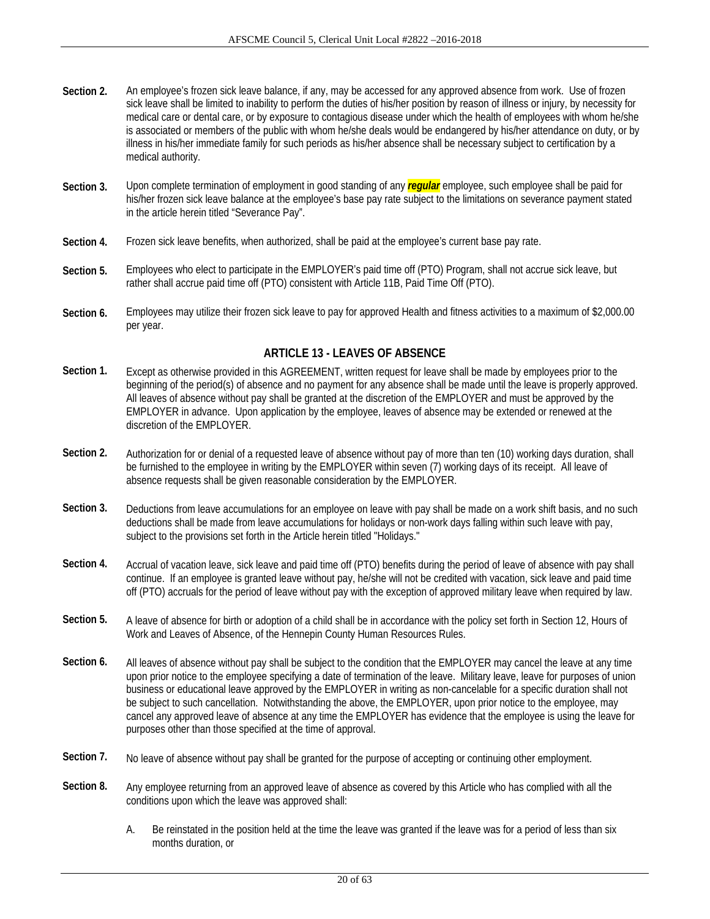**Section 2.** An employee's frozen sick leave balance, if any, may be accessed for any approved absence from work. Use of frozen sick leave shall be limited to inability to perform the duties of his/her position by reason of illness or injury, by necessity for medical care or dental care, or by exposure to contagious disease under which the health of employees with whom he/she is associated or members of the public with whom he/she deals would be endangered by his/her attendance on duty, or by illness in his/her immediate family for such periods as his/her absence shall be necessary subject to certification by a medical authority.

**Section 3.** Upon complete termination of employment in good standing of any ***regular*** employee, such employee shall be paid for his/her frozen sick leave balance at the employee's base pay rate subject to the limitations on severance payment stated in the article herein titled "Severance Pay".

**Section 4.** Frozen sick leave benefits, when authorized, shall be paid at the employee's current base pay rate.

**Section 5.** Employees who elect to participate in the EMPLOYER's paid time off (PTO) Program, shall not accrue sick leave, but rather shall accrue paid time off (PTO) consistent with Article 11B, Paid Time Off (PTO).

**Section 6.** Employees may utilize their frozen sick leave to pay for approved Health and fitness activities to a maximum of $2,000.00 per year.

## ARTICLE 13 - LEAVES OF ABSENCE

**Section 1.** Except as otherwise provided in this AGREEMENT, written request for leave shall be made by employees prior to the beginning of the period(s) of absence and no payment for any absence shall be made until the leave is properly approved. All leaves of absence without pay shall be granted at the discretion of the EMPLOYER and must be approved by the EMPLOYER in advance. Upon application by the employee, leaves of absence may be extended or renewed at the discretion of the EMPLOYER.

**Section 2.** Authorization for or denial of a requested leave of absence without pay of more than ten (10) working days duration, shall be furnished to the employee in writing by the EMPLOYER within seven (7) working days of its receipt. All leave of absence requests shall be given reasonable consideration by the EMPLOYER.

**Section 3.** Deductions from leave accumulations for an employee on leave with pay shall be made on a work shift basis, and no such deductions shall be made from leave accumulations for holidays or non-work days falling within such leave with pay, subject to the provisions set forth in the Article herein titled "Holidays."

**Section 4.** Accrual of vacation leave, sick leave and paid time off (PTO) benefits during the period of leave of absence with pay shall continue. If an employee is granted leave without pay, he/she will not be credited with vacation, sick leave and paid time off (PTO) accruals for the period of leave without pay with the exception of approved military leave when required by law.

**Section 5.** A leave of absence for birth or adoption of a child shall be in accordance with the policy set forth in Section 12, Hours of Work and Leaves of Absence, of the Hennepin County Human Resources Rules.

**Section 6.** All leaves of absence without pay shall be subject to the condition that the EMPLOYER may cancel the leave at any time upon prior notice to the employee specifying a date of termination of the leave. Military leave, leave for purposes of union business or educational leave approved by the EMPLOYER in writing as non-cancelable for a specific duration shall not be subject to such cancellation. Notwithstanding the above, the EMPLOYER, upon prior notice to the employee, may cancel any approved leave of absence at any time the EMPLOYER has evidence that the employee is using the leave for purposes other than those specified at the time of approval.

**Section 7.** No leave of absence without pay shall be granted for the purpose of accepting or continuing other employment.

**Section 8.** Any employee returning from an approved leave of absence as covered by this Article who has complied with all the conditions upon which the leave was approved shall:

A. Be reinstated in the position held at the time the leave was granted if the leave was for a period of less than six months duration, or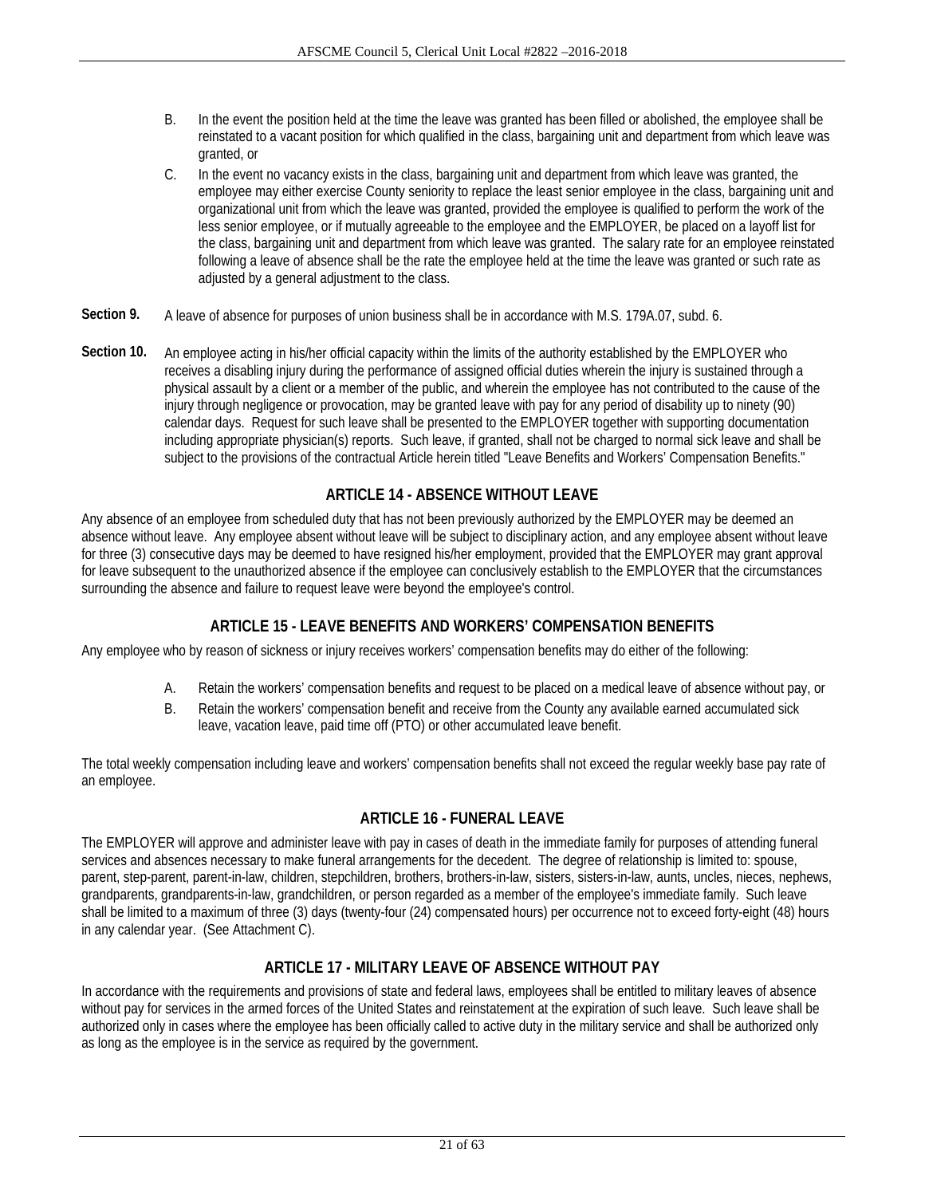B. In the event the position held at the time the leave was granted has been filled or abolished, the employee shall be reinstated to a vacant position for which qualified in the class, bargaining unit and department from which leave was granted, or

C. In the event no vacancy exists in the class, bargaining unit and department from which leave was granted, the employee may either exercise County seniority to replace the least senior employee in the class, bargaining unit and organizational unit from which the leave was granted, provided the employee is qualified to perform the work of the less senior employee, or if mutually agreeable to the employee and the EMPLOYER, be placed on a layoff list for the class, bargaining unit and department from which leave was granted. The salary rate for an employee reinstated following a leave of absence shall be the rate the employee held at the time the leave was granted or such rate as adjusted by a general adjustment to the class.

**Section 9.** A leave of absence for purposes of union business shall be in accordance with M.S. 179A.07, subd. 6.

**Section 10.** An employee acting in his/her official capacity within the limits of the authority established by the EMPLOYER who receives a disabling injury during the performance of assigned official duties wherein the injury is sustained through a physical assault by a client or a member of the public, and wherein the employee has not contributed to the cause of the injury through negligence or provocation, may be granted leave with pay for any period of disability up to ninety (90) calendar days. Request for such leave shall be presented to the EMPLOYER together with supporting documentation including appropriate physician(s) reports. Such leave, if granted, shall not be charged to normal sick leave and shall be subject to the provisions of the contractual Article herein titled "Leave Benefits and Workers' Compensation Benefits."

## ARTICLE 14 - ABSENCE WITHOUT LEAVE

Any absence of an employee from scheduled duty that has not been previously authorized by the EMPLOYER may be deemed an absence without leave. Any employee absent without leave will be subject to disciplinary action, and any employee absent without leave for three (3) consecutive days may be deemed to have resigned his/her employment, provided that the EMPLOYER may grant approval for leave subsequent to the unauthorized absence if the employee can conclusively establish to the EMPLOYER that the circumstances surrounding the absence and failure to request leave were beyond the employee's control.

## ARTICLE 15 - LEAVE BENEFITS AND WORKERS' COMPENSATION BENEFITS

Any employee who by reason of sickness or injury receives workers' compensation benefits may do either of the following:

A. Retain the workers' compensation benefits and request to be placed on a medical leave of absence without pay, or

B. Retain the workers' compensation benefit and receive from the County any available earned accumulated sick leave, vacation leave, paid time off (PTO) or other accumulated leave benefit.

The total weekly compensation including leave and workers' compensation benefits shall not exceed the regular weekly base pay rate of an employee.

## ARTICLE 16 - FUNERAL LEAVE

The EMPLOYER will approve and administer leave with pay in cases of death in the immediate family for purposes of attending funeral services and absences necessary to make funeral arrangements for the decedent. The degree of relationship is limited to: spouse, parent, step-parent, parent-in-law, children, stepchildren, brothers, brothers-in-law, sisters, sisters-in-law, aunts, uncles, nieces, nephews, grandparents, grandparents-in-law, grandchildren, or person regarded as a member of the employee's immediate family. Such leave shall be limited to a maximum of three (3) days (twenty-four (24) compensated hours) per occurrence not to exceed forty-eight (48) hours in any calendar year. (See Attachment C).

## ARTICLE 17 - MILITARY LEAVE OF ABSENCE WITHOUT PAY

In accordance with the requirements and provisions of state and federal laws, employees shall be entitled to military leaves of absence without pay for services in the armed forces of the United States and reinstatement at the expiration of such leave. Such leave shall be authorized only in cases where the employee has been officially called to active duty in the military service and shall be authorized only as long as the employee is in the service as required by the government.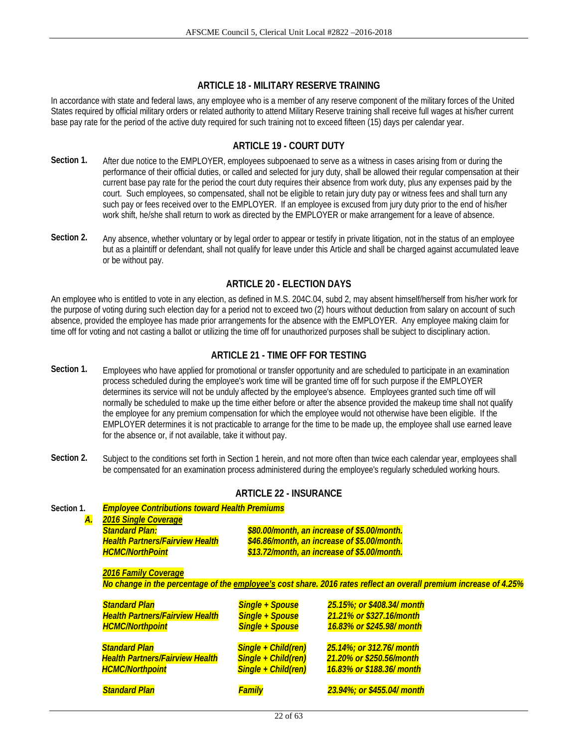## ARTICLE 18 - MILITARY RESERVE TRAINING

In accordance with state and federal laws, any employee who is a member of any reserve component of the military forces of the United States required by official military orders or related authority to attend Military Reserve training shall receive full wages at his/her current base pay rate for the period of the active duty required for such training not to exceed fifteen (15) days per calendar year.

## ARTICLE 19 - COURT DUTY

**Section 1.** After due notice to the EMPLOYER, employees subpoenaed to serve as a witness in cases arising from or during the performance of their official duties, or called and selected for jury duty, shall be allowed their regular compensation at their current base pay rate for the period the court duty requires their absence from work duty, plus any expenses paid by the court. Such employees, so compensated, shall not be eligible to retain jury duty pay or witness fees and shall turn any such pay or fees received over to the EMPLOYER. If an employee is excused from jury duty prior to the end of his/her work shift, he/she shall return to work as directed by the EMPLOYER or make arrangement for a leave of absence.

**Section 2.** Any absence, whether voluntary or by legal order to appear or testify in private litigation, not in the status of an employee but as a plaintiff or defendant, shall not qualify for leave under this Article and shall be charged against accumulated leave or be without pay.

## ARTICLE 20 - ELECTION DAYS

An employee who is entitled to vote in any election, as defined in M.S. 204C.04, subd 2, may absent himself/herself from his/her work for the purpose of voting during such election day for a period not to exceed two (2) hours without deduction from salary on account of such absence, provided the employee has made prior arrangements for the absence with the EMPLOYER. Any employee making claim for time off for voting and not casting a ballot or utilizing the time off for unauthorized purposes shall be subject to disciplinary action.

## ARTICLE 21 - TIME OFF FOR TESTING

**Section 1.** Employees who have applied for promotional or transfer opportunity and are scheduled to participate in an examination process scheduled during the employee's work time will be granted time off for such purpose if the EMPLOYER determines its service will not be unduly affected by the employee's absence. Employees granted such time off will normally be scheduled to make up the time either before or after the absence provided the makeup time shall not qualify the employee for any premium compensation for which the employee would not otherwise have been eligible. If the EMPLOYER determines it is not practicable to arrange for the time to be made up, the employee shall use earned leave for the absence or, if not available, take it without pay.

**Section 2.** Subject to the conditions set forth in Section 1 herein, and not more often than twice each calendar year, employees shall be compensated for an examination process administered during the employee's regularly scheduled working hours.

## ARTICLE 22 - INSURANCE

**Section 1.** ***Employee Contributions toward Health Premiums***

***A.*** ***2016 Single Coverage***

| | |
|---|---|
| ***Standard Plan:*** | ***$80.00/month, an increase of $5.00/month.*** |
| ***Health Partners/Fairview Health*** | ***$46.86/month, an increase of $5.00/month.*** |
| ***HCMC/NorthPoint*** | ***$13.72/month, an increase of $5.00/month.*** |

***2016 Family Coverage***

***No change in the percentage of the employee's cost share. 2016 rates reflect an overall premium increase of 4.25%***

| | | |
|---|---|---|
| ***Standard Plan*** | ***Single + Spouse*** | ***25.15%; or $408.34/ month*** |
| ***Health Partners/Fairview Health*** | ***Single + Spouse*** | ***21.21% or $327.16/month*** |
| ***HCMC/Northpoint*** | ***Single + Spouse*** | ***16.83% or $245.98/ month*** |
| ***Standard Plan*** | ***Single + Child(ren)*** | ***25.14%; or 312.76/ month*** |
| ***Health Partners/Fairview Health*** | ***Single + Child(ren)*** | ***21.20% or $250.56/month*** |
| ***HCMC/Northpoint*** | ***Single + Child(ren)*** | ***16.83% or $188.36/ month*** |
| ***Standard Plan*** | ***Family*** | ***23.94%; or $455.04/ month*** |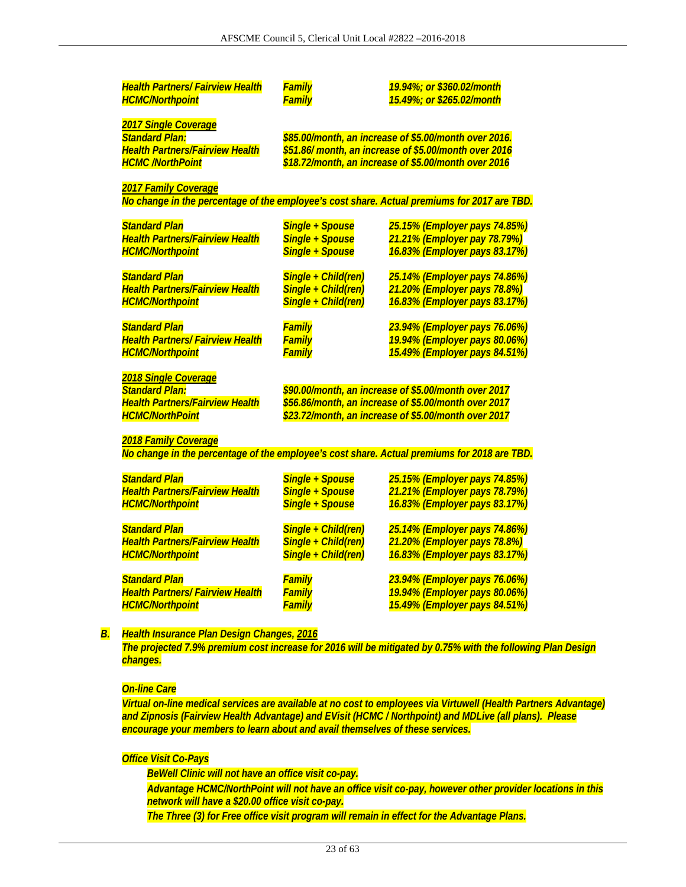| | | |
|---|---|---|
| ***Health Partners/ Fairview Health*** | ***Family*** | ***19.94%; or $360.02/month*** |
| ***HCMC/Northpoint*** | ***Family*** | ***15.49%; or $265.02/month*** |

***2017 Single Coverage***

| | |
|---|---|
| ***Standard Plan:*** | ***$85.00/month, an increase of $5.00/month over 2016.*** |
| ***Health Partners/Fairview Health*** | ***$51.86/ month, an increase of $5.00/month over 2016*** |
| ***HCMC /NorthPoint*** | ***$18.72/month, an increase of $5.00/month over 2016*** |

***2017 Family Coverage***

***No change in the percentage of the employee's cost share. Actual premiums for 2017 are TBD.***

| | | |
|---|---|---|
| ***Standard Plan*** | ***Single + Spouse*** | ***25.15% (Employer pays 74.85%)*** |
| ***Health Partners/Fairview Health*** | ***Single + Spouse*** | ***21.21% (Employer pay 78.79%)*** |
| ***HCMC/Northpoint*** | ***Single + Spouse*** | ***16.83% (Employer pays 83.17%)*** |
| ***Standard Plan*** | ***Single + Child(ren)*** | ***25.14% (Employer pays 74.86%)*** |
| ***Health Partners/Fairview Health*** | ***Single + Child(ren)*** | ***21.20% (Employer pays 78.8%)*** |
| ***HCMC/Northpoint*** | ***Single + Child(ren)*** | ***16.83% (Employer pays 83.17%)*** |
| ***Standard Plan*** | ***Family*** | ***23.94% (Employer pays 76.06%)*** |
| ***Health Partners/ Fairview Health*** | ***Family*** | ***19.94% (Employer pays 80.06%)*** |
| ***HCMC/Northpoint*** | ***Family*** | ***15.49% (Employer pays 84.51%)*** |

***2018 Single Coverage***

| | |
|---|---|
| ***Standard Plan:*** | ***$90.00/month, an increase of $5.00/month over 2017*** |
| ***Health Partners/Fairview Health*** | ***$56.86/month, an increase of $5.00/month over 2017*** |
| ***HCMC/NorthPoint*** | ***$23.72/month, an increase of $5.00/month over 2017*** |

***2018 Family Coverage***

***No change in the percentage of the employee's cost share. Actual premiums for 2018 are TBD.***

| | | |
|---|---|---|
| ***Standard Plan*** | ***Single + Spouse*** | ***25.15% (Employer pays 74.85%)*** |
| ***Health Partners/Fairview Health*** | ***Single + Spouse*** | ***21.21% (Employer pays 78.79%)*** |
| ***HCMC/Northpoint*** | ***Single + Spouse*** | ***16.83% (Employer pays 83.17%)*** |
| ***Standard Plan*** | ***Single + Child(ren)*** | ***25.14% (Employer pays 74.86%)*** |
| ***Health Partners/Fairview Health*** | ***Single + Child(ren)*** | ***21.20% (Employer pays 78.8%)*** |
| ***HCMC/Northpoint*** | ***Single + Child(ren)*** | ***16.83% (Employer pays 83.17%)*** |
| ***Standard Plan*** | ***Family*** | ***23.94% (Employer pays 76.06%)*** |
| ***Health Partners/ Fairview Health*** | ***Family*** | ***19.94% (Employer pays 80.06%)*** |
| ***HCMC/Northpoint*** | ***Family*** | ***15.49% (Employer pays 84.51%)*** |

***B. Health Insurance Plan Design Changes, 2016***

***The projected 7.9% premium cost increase for 2016 will be mitigated by 0.75% with the following Plan Design changes.***

***On-line Care***

***Virtual on-line medical services are available at no cost to employees via Virtuwell (Health Partners Advantage) and Zipnosis (Fairview Health Advantage) and EVisit (HCMC / Northpoint) and MDLive (all plans). Please encourage your members to learn about and avail themselves of these services.***

***Office Visit Co-Pays***

- ***BeWell Clinic will not have an office visit co-pay.***
- ***Advantage HCMC/NorthPoint will not have an office visit co-pay, however other provider locations in this network will have a $20.00 office visit co-pay.***
- ***The Three (3) for Free office visit program will remain in effect for the Advantage Plans.***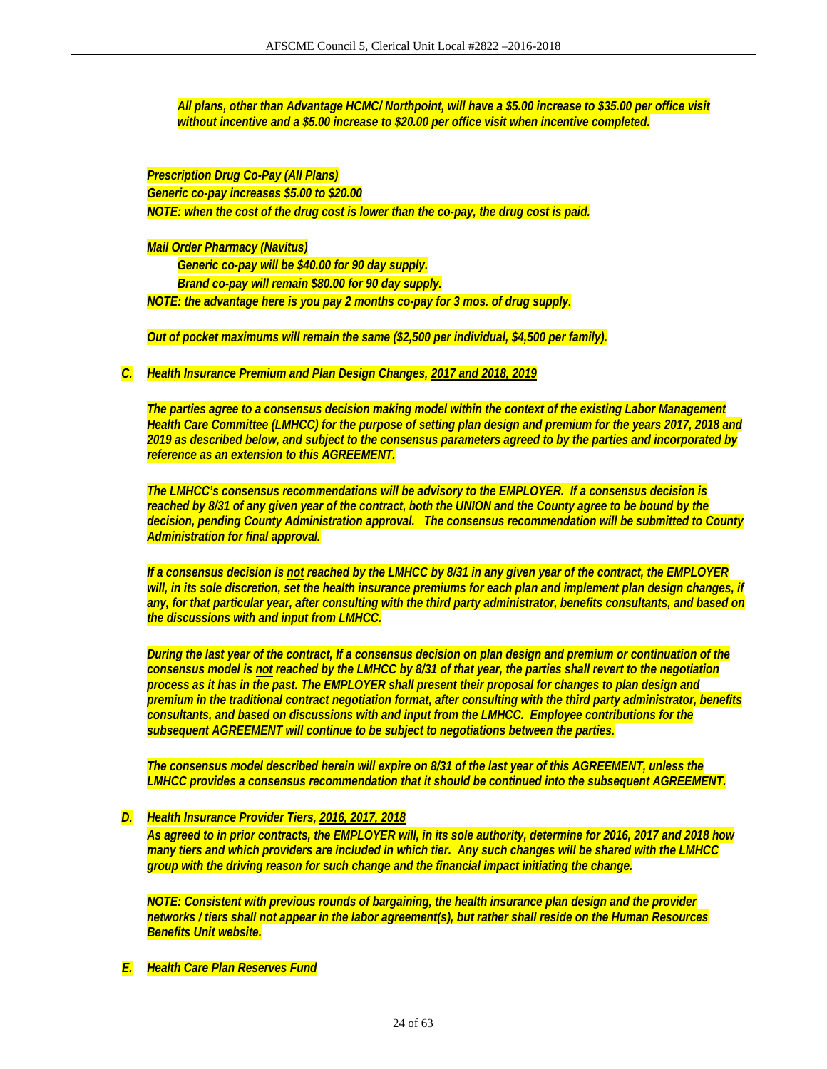*All plans, other than Advantage HCMC/ Northpoint, will have a $5.00 increase to $35.00 per office visit without incentive and a $5.00 increase to $20.00 per office visit when incentive completed.*

*Prescription Drug Co-Pay (All Plans)*

*Generic co-pay increases $5.00 to $20.00*

*NOTE: when the cost of the drug cost is lower than the co-pay, the drug cost is paid.*

*Mail Order Pharmacy (Navitus)*

*Generic co-pay will be $40.00 for 90 day supply.*

*Brand co-pay will remain $80.00 for 90 day supply.*

*NOTE: the advantage here is you pay 2 months co-pay for 3 mos. of drug supply.*

*Out of pocket maximums will remain the same ($2,500 per individual, $4,500 per family).*

***C. Health Insurance Premium and Plan Design Changes, 2017 and 2018, 2019***

*The parties agree to a consensus decision making model within the context of the existing Labor Management Health Care Committee (LMHCC) for the purpose of setting plan design and premium for the years 2017, 2018 and 2019 as described below, and subject to the consensus parameters agreed to by the parties and incorporated by reference as an extension to this AGREEMENT.*

*The LMHCC's consensus recommendations will be advisory to the EMPLOYER. If a consensus decision is reached by 8/31 of any given year of the contract, both the UNION and the County agree to be bound by the decision, pending County Administration approval. The consensus recommendation will be submitted to County Administration for final approval.*

*If a consensus decision is not reached by the LMHCC by 8/31 in any given year of the contract, the EMPLOYER will, in its sole discretion, set the health insurance premiums for each plan and implement plan design changes, if any, for that particular year, after consulting with the third party administrator, benefits consultants, and based on the discussions with and input from LMHCC.*

*During the last year of the contract, If a consensus decision on plan design and premium or continuation of the consensus model is not reached by the LMHCC by 8/31 of that year, the parties shall revert to the negotiation process as it has in the past. The EMPLOYER shall present their proposal for changes to plan design and premium in the traditional contract negotiation format, after consulting with the third party administrator, benefits consultants, and based on discussions with and input from the LMHCC. Employee contributions for the subsequent AGREEMENT will continue to be subject to negotiations between the parties.*

*The consensus model described herein will expire on 8/31 of the last year of this AGREEMENT, unless the LMHCC provides a consensus recommendation that it should be continued into the subsequent AGREEMENT.*

***D. Health Insurance Provider Tiers, 2016, 2017, 2018***

*As agreed to in prior contracts, the EMPLOYER will, in its sole authority, determine for 2016, 2017 and 2018 how many tiers and which providers are included in which tier. Any such changes will be shared with the LMHCC group with the driving reason for such change and the financial impact initiating the change.*

*NOTE: Consistent with previous rounds of bargaining, the health insurance plan design and the provider networks / tiers shall not appear in the labor agreement(s), but rather shall reside on the Human Resources Benefits Unit website.*

***E. Health Care Plan Reserves Fund***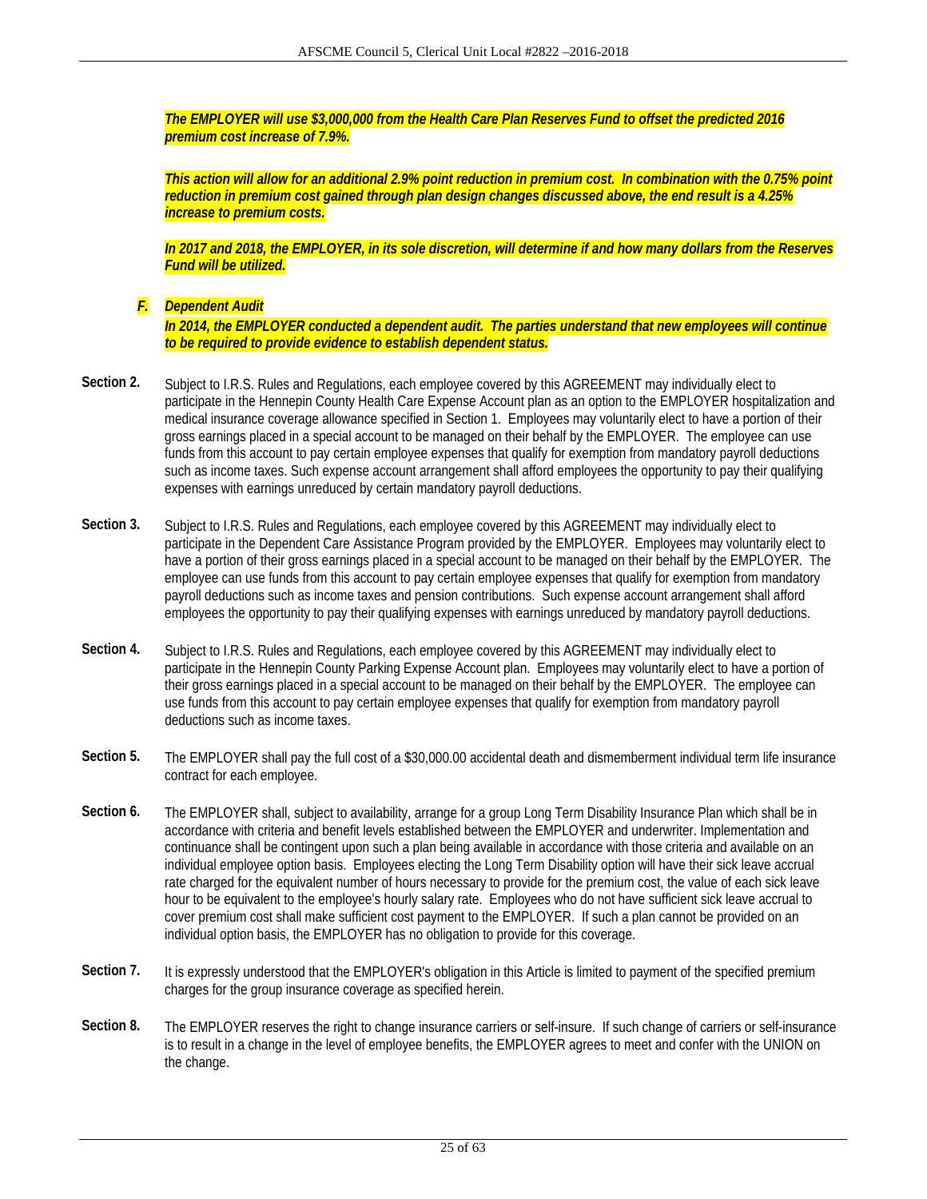***The EMPLOYER will use $3,000,000 from the Health Care Plan Reserves Fund to offset the predicted 2016 premium cost increase of 7.9%.***

***This action will allow for an additional 2.9% point reduction in premium cost. In combination with the 0.75% point reduction in premium cost gained through plan design changes discussed above, the end result is a 4.25% increase to premium costs.***

***In 2017 and 2018, the EMPLOYER, in its sole discretion, will determine if and how many dollars from the Reserves Fund will be utilized.***

***F. Dependent Audit***

***In 2014, the EMPLOYER conducted a dependent audit. The parties understand that new employees will continue to be required to provide evidence to establish dependent status.***

**Section 2.** Subject to I.R.S. Rules and Regulations, each employee covered by this AGREEMENT may individually elect to participate in the Hennepin County Health Care Expense Account plan as an option to the EMPLOYER hospitalization and medical insurance coverage allowance specified in Section 1. Employees may voluntarily elect to have a portion of their gross earnings placed in a special account to be managed on their behalf by the EMPLOYER. The employee can use funds from this account to pay certain employee expenses that qualify for exemption from mandatory payroll deductions such as income taxes. Such expense account arrangement shall afford employees the opportunity to pay their qualifying expenses with earnings unreduced by certain mandatory payroll deductions.

**Section 3.** Subject to I.R.S. Rules and Regulations, each employee covered by this AGREEMENT may individually elect to participate in the Dependent Care Assistance Program provided by the EMPLOYER. Employees may voluntarily elect to have a portion of their gross earnings placed in a special account to be managed on their behalf by the EMPLOYER. The employee can use funds from this account to pay certain employee expenses that qualify for exemption from mandatory payroll deductions such as income taxes and pension contributions. Such expense account arrangement shall afford employees the opportunity to pay their qualifying expenses with earnings unreduced by mandatory payroll deductions.

**Section 4.** Subject to I.R.S. Rules and Regulations, each employee covered by this AGREEMENT may individually elect to participate in the Hennepin County Parking Expense Account plan. Employees may voluntarily elect to have a portion of their gross earnings placed in a special account to be managed on their behalf by the EMPLOYER. The employee can use funds from this account to pay certain employee expenses that qualify for exemption from mandatory payroll deductions such as income taxes.

**Section 5.** The EMPLOYER shall pay the full cost of a $30,000.00 accidental death and dismemberment individual term life insurance contract for each employee.

**Section 6.** The EMPLOYER shall, subject to availability, arrange for a group Long Term Disability Insurance Plan which shall be in accordance with criteria and benefit levels established between the EMPLOYER and underwriter. Implementation and continuance shall be contingent upon such a plan being available in accordance with those criteria and available on an individual employee option basis. Employees electing the Long Term Disability option will have their sick leave accrual rate charged for the equivalent number of hours necessary to provide for the premium cost, the value of each sick leave hour to be equivalent to the employee's hourly salary rate. Employees who do not have sufficient sick leave accrual to cover premium cost shall make sufficient cost payment to the EMPLOYER. If such a plan cannot be provided on an individual option basis, the EMPLOYER has no obligation to provide for this coverage.

**Section 7.** It is expressly understood that the EMPLOYER's obligation in this Article is limited to payment of the specified premium charges for the group insurance coverage as specified herein.

**Section 8.** The EMPLOYER reserves the right to change insurance carriers or self-insure. If such change of carriers or self-insurance is to result in a change in the level of employee benefits, the EMPLOYER agrees to meet and confer with the UNION on the change.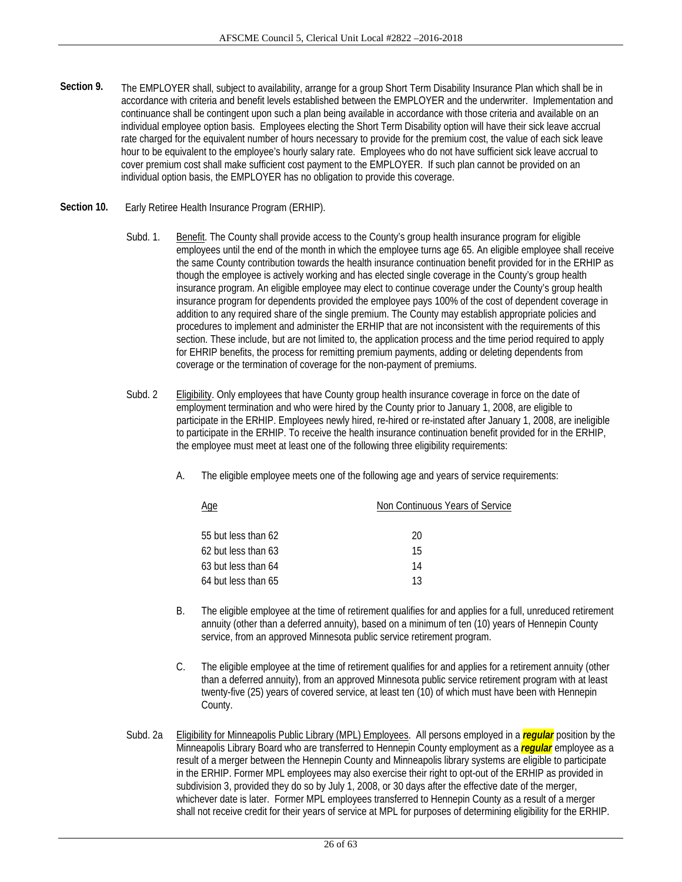**Section 9.** The EMPLOYER shall, subject to availability, arrange for a group Short Term Disability Insurance Plan which shall be in accordance with criteria and benefit levels established between the EMPLOYER and the underwriter. Implementation and continuance shall be contingent upon such a plan being available in accordance with those criteria and available on an individual employee option basis. Employees electing the Short Term Disability option will have their sick leave accrual rate charged for the equivalent number of hours necessary to provide for the premium cost, the value of each sick leave hour to be equivalent to the employee's hourly salary rate. Employees who do not have sufficient sick leave accrual to cover premium cost shall make sufficient cost payment to the EMPLOYER. If such plan cannot be provided on an individual option basis, the EMPLOYER has no obligation to provide this coverage.

**Section 10.** Early Retiree Health Insurance Program (ERHIP).

Subd. 1. Benefit. The County shall provide access to the County's group health insurance program for eligible employees until the end of the month in which the employee turns age 65. An eligible employee shall receive the same County contribution towards the health insurance continuation benefit provided for in the ERHIP as though the employee is actively working and has elected single coverage in the County's group health insurance program. An eligible employee may elect to continue coverage under the County's group health insurance program for dependents provided the employee pays 100% of the cost of dependent coverage in addition to any required share of the single premium. The County may establish appropriate policies and procedures to implement and administer the ERHIP that are not inconsistent with the requirements of this section. These include, but are not limited to, the application process and the time period required to apply for EHRIP benefits, the process for remitting premium payments, adding or deleting dependents from coverage or the termination of coverage for the non-payment of premiums.

Subd. 2 Eligibility. Only employees that have County group health insurance coverage in force on the date of employment termination and who were hired by the County prior to January 1, 2008, are eligible to participate in the ERHIP. Employees newly hired, re-hired or re-instated after January 1, 2008, are ineligible to participate in the ERHIP. To receive the health insurance continuation benefit provided for in the ERHIP, the employee must meet at least one of the following three eligibility requirements:

A. The eligible employee meets one of the following age and years of service requirements:

| Age | Non Continuous Years of Service |
|---|---|
| 55 but less than 62 | 20 |
| 62 but less than 63 | 15 |
| 63 but less than 64 | 14 |
| 64 but less than 65 | 13 |

B. The eligible employee at the time of retirement qualifies for and applies for a full, unreduced retirement annuity (other than a deferred annuity), based on a minimum of ten (10) years of Hennepin County service, from an approved Minnesota public service retirement program.

C. The eligible employee at the time of retirement qualifies for and applies for a retirement annuity (other than a deferred annuity), from an approved Minnesota public service retirement program with at least twenty-five (25) years of covered service, at least ten (10) of which must have been with Hennepin County.

Subd. 2a Eligibility for Minneapolis Public Library (MPL) Employees. All persons employed in a ***regular*** position by the Minneapolis Library Board who are transferred to Hennepin County employment as a ***regular*** employee as a result of a merger between the Hennepin County and Minneapolis library systems are eligible to participate in the ERHIP. Former MPL employees may also exercise their right to opt-out of the ERHIP as provided in subdivision 3, provided they do so by July 1, 2008, or 30 days after the effective date of the merger, whichever date is later. Former MPL employees transferred to Hennepin County as a result of a merger shall not receive credit for their years of service at MPL for purposes of determining eligibility for the ERHIP.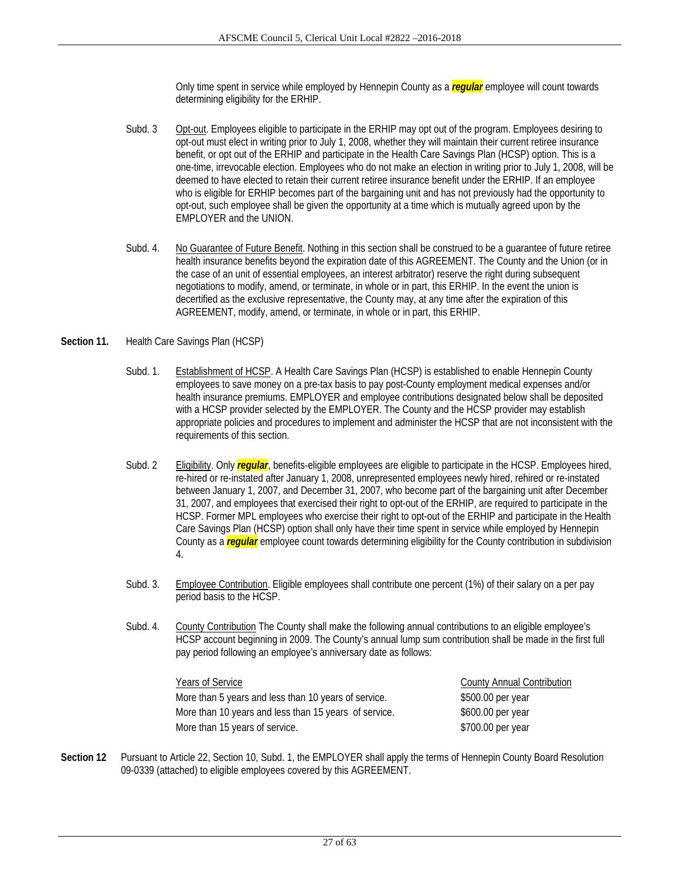Only time spent in service while employed by Hennepin County as a ***regular*** employee will count towards determining eligibility for the ERHIP.

Subd. 3 Opt-out. Employees eligible to participate in the ERHIP may opt out of the program. Employees desiring to opt-out must elect in writing prior to July 1, 2008, whether they will maintain their current retiree insurance benefit, or opt out of the ERHIP and participate in the Health Care Savings Plan (HCSP) option. This is a one-time, irrevocable election. Employees who do not make an election in writing prior to July 1, 2008, will be deemed to have elected to retain their current retiree insurance benefit under the ERHIP. If an employee who is eligible for ERHIP becomes part of the bargaining unit and has not previously had the opportunity to opt-out, such employee shall be given the opportunity at a time which is mutually agreed upon by the EMPLOYER and the UNION.

Subd. 4. No Guarantee of Future Benefit. Nothing in this section shall be construed to be a guarantee of future retiree health insurance benefits beyond the expiration date of this AGREEMENT. The County and the Union (or in the case of an unit of essential employees, an interest arbitrator) reserve the right during subsequent negotiations to modify, amend, or terminate, in whole or in part, this ERHIP. In the event the union is decertified as the exclusive representative, the County may, at any time after the expiration of this AGREEMENT, modify, amend, or terminate, in whole or in part, this ERHIP.

**Section 11.** Health Care Savings Plan (HCSP)

Subd. 1. Establishment of HCSP. A Health Care Savings Plan (HCSP) is established to enable Hennepin County employees to save money on a pre-tax basis to pay post-County employment medical expenses and/or health insurance premiums. EMPLOYER and employee contributions designated below shall be deposited with a HCSP provider selected by the EMPLOYER. The County and the HCSP provider may establish appropriate policies and procedures to implement and administer the HCSP that are not inconsistent with the requirements of this section.

Subd. 2 Eligibility. Only ***regular***, benefits-eligible employees are eligible to participate in the HCSP. Employees hired, re-hired or re-instated after January 1, 2008, unrepresented employees newly hired, rehired or re-instated between January 1, 2007, and December 31, 2007, who become part of the bargaining unit after December 31, 2007, and employees that exercised their right to opt-out of the ERHIP, are required to participate in the HCSP. Former MPL employees who exercise their right to opt-out of the ERHIP and participate in the Health Care Savings Plan (HCSP) option shall only have their time spent in service while employed by Hennepin County as a ***regular*** employee count towards determining eligibility for the County contribution in subdivision 4.

Subd. 3. Employee Contribution. Eligible employees shall contribute one percent (1%) of their salary on a per pay period basis to the HCSP.

Subd. 4. County Contribution The County shall make the following annual contributions to an eligible employee's HCSP account beginning in 2009. The County's annual lump sum contribution shall be made in the first full pay period following an employee's anniversary date as follows:

| Years of Service | County Annual Contribution |
|---|---|
| More than 5 years and less than 10 years of service. | $500.00 per year |
| More than 10 years and less than 15 years of service. | $600.00 per year |
| More than 15 years of service. | $700.00 per year |

**Section 12** Pursuant to Article 22, Section 10, Subd. 1, the EMPLOYER shall apply the terms of Hennepin County Board Resolution 09-0339 (attached) to eligible employees covered by this AGREEMENT.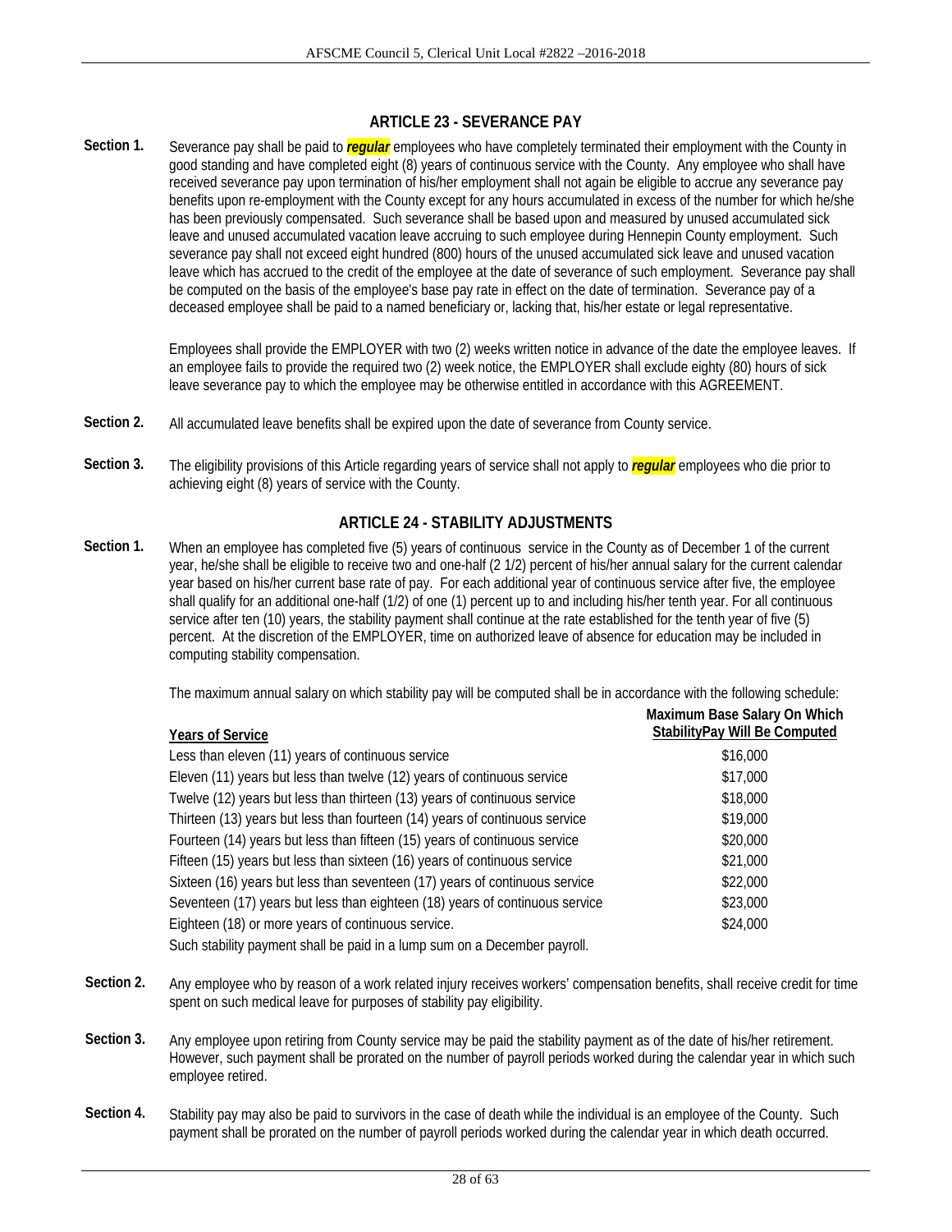## ARTICLE 23 - SEVERANCE PAY

**Section 1.** Severance pay shall be paid to ***regular*** employees who have completely terminated their employment with the County in good standing and have completed eight (8) years of continuous service with the County. Any employee who shall have received severance pay upon termination of his/her employment shall not again be eligible to accrue any severance pay benefits upon re-employment with the County except for any hours accumulated in excess of the number for which he/she has been previously compensated. Such severance shall be based upon and measured by unused accumulated sick leave and unused accumulated vacation leave accruing to such employee during Hennepin County employment. Such severance pay shall not exceed eight hundred (800) hours of the unused accumulated sick leave and unused vacation leave which has accrued to the credit of the employee at the date of severance of such employment. Severance pay shall be computed on the basis of the employee's base pay rate in effect on the date of termination. Severance pay of a deceased employee shall be paid to a named beneficiary or, lacking that, his/her estate or legal representative.

Employees shall provide the EMPLOYER with two (2) weeks written notice in advance of the date the employee leaves. If an employee fails to provide the required two (2) week notice, the EMPLOYER shall exclude eighty (80) hours of sick leave severance pay to which the employee may be otherwise entitled in accordance with this AGREEMENT.

**Section 2.** All accumulated leave benefits shall be expired upon the date of severance from County service.

**Section 3.** The eligibility provisions of this Article regarding years of service shall not apply to ***regular*** employees who die prior to achieving eight (8) years of service with the County.

## ARTICLE 24 - STABILITY ADJUSTMENTS

**Section 1.** When an employee has completed five (5) years of continuous service in the County as of December 1 of the current year, he/she shall be eligible to receive two and one-half (2 1/2) percent of his/her annual salary for the current calendar year based on his/her current base rate of pay. For each additional year of continuous service after five, the employee shall qualify for an additional one-half (1/2) of one (1) percent up to and including his/her tenth year. For all continuous service after ten (10) years, the stability payment shall continue at the rate established for the tenth year of five (5) percent. At the discretion of the EMPLOYER, time on authorized leave of absence for education may be included in computing stability compensation.

The maximum annual salary on which stability pay will be computed shall be in accordance with the following schedule:

| Years of Service | Maximum Base Salary On Which StabilityPay Will Be Computed |
|---|---|
| Less than eleven (11) years of continuous service | $16,000 |
| Eleven (11) years but less than twelve (12) years of continuous service | $17,000 |
| Twelve (12) years but less than thirteen (13) years of continuous service | $18,000 |
| Thirteen (13) years but less than fourteen (14) years of continuous service | $19,000 |
| Fourteen (14) years but less than fifteen (15) years of continuous service | $20,000 |
| Fifteen (15) years but less than sixteen (16) years of continuous service | $21,000 |
| Sixteen (16) years but less than seventeen (17) years of continuous service | $22,000 |
| Seventeen (17) years but less than eighteen (18) years of continuous service | $23,000 |
| Eighteen (18) or more years of continuous service. | $24,000 |

Such stability payment shall be paid in a lump sum on a December payroll.

**Section 2.** Any employee who by reason of a work related injury receives workers' compensation benefits, shall receive credit for time spent on such medical leave for purposes of stability pay eligibility.

**Section 3.** Any employee upon retiring from County service may be paid the stability payment as of the date of his/her retirement. However, such payment shall be prorated on the number of payroll periods worked during the calendar year in which such employee retired.

**Section 4.** Stability pay may also be paid to survivors in the case of death while the individual is an employee of the County. Such payment shall be prorated on the number of payroll periods worked during the calendar year in which death occurred.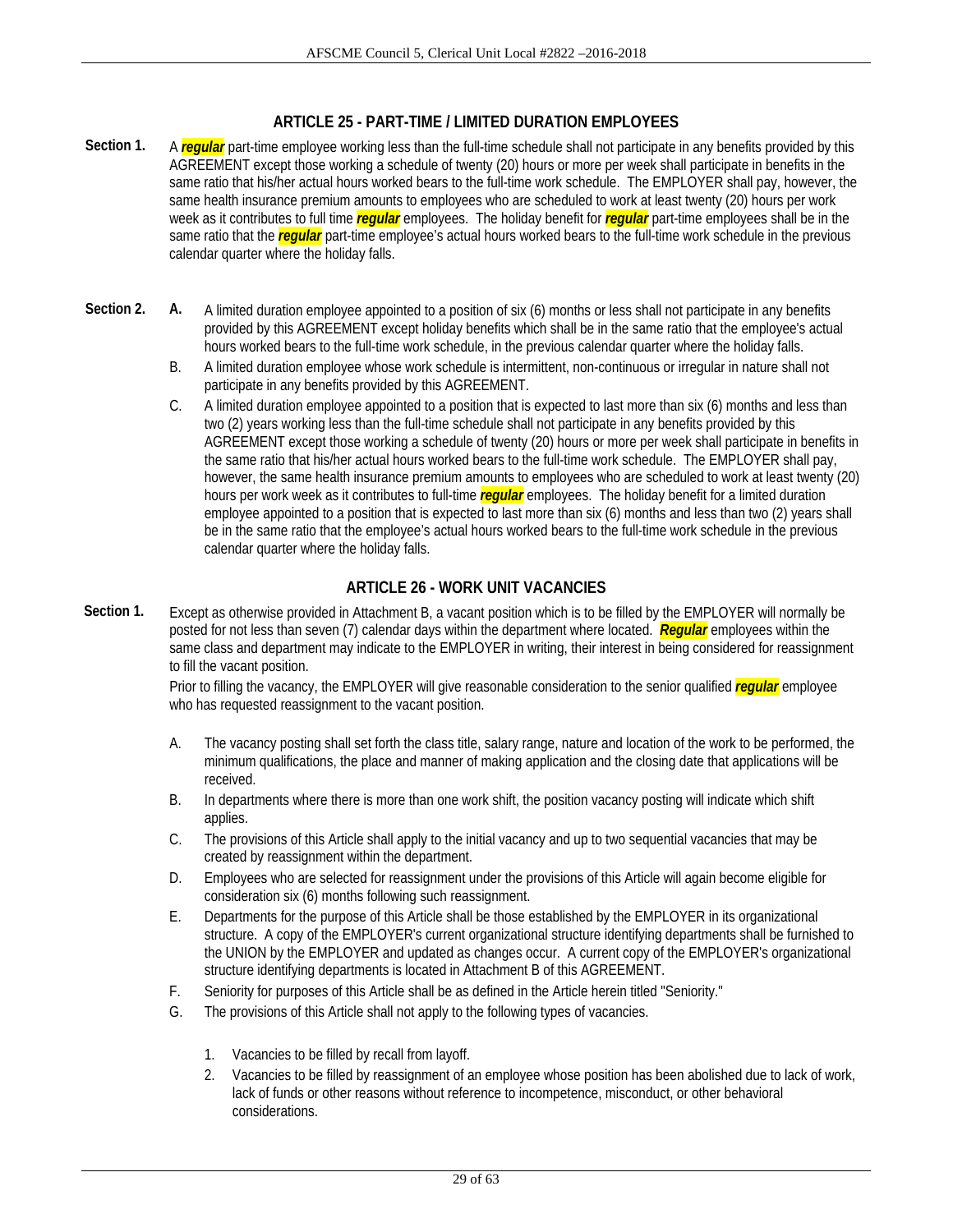## ARTICLE 25 - PART-TIME / LIMITED DURATION EMPLOYEES

**Section 1.** A ***regular*** part-time employee working less than the full-time schedule shall not participate in any benefits provided by this AGREEMENT except those working a schedule of twenty (20) hours or more per week shall participate in benefits in the same ratio that his/her actual hours worked bears to the full-time work schedule. The EMPLOYER shall pay, however, the same health insurance premium amounts to employees who are scheduled to work at least twenty (20) hours per work week as it contributes to full time ***regular*** employees. The holiday benefit for ***regular*** part-time employees shall be in the same ratio that the ***regular*** part-time employee's actual hours worked bears to the full-time work schedule in the previous calendar quarter where the holiday falls.

**Section 2.**

A. A limited duration employee appointed to a position of six (6) months or less shall not participate in any benefits provided by this AGREEMENT except holiday benefits which shall be in the same ratio that the employee's actual hours worked bears to the full-time work schedule, in the previous calendar quarter where the holiday falls.

B. A limited duration employee whose work schedule is intermittent, non-continuous or irregular in nature shall not participate in any benefits provided by this AGREEMENT.

C. A limited duration employee appointed to a position that is expected to last more than six (6) months and less than two (2) years working less than the full-time schedule shall not participate in any benefits provided by this AGREEMENT except those working a schedule of twenty (20) hours or more per week shall participate in benefits in the same ratio that his/her actual hours worked bears to the full-time work schedule. The EMPLOYER shall pay, however, the same health insurance premium amounts to employees who are scheduled to work at least twenty (20) hours per work week as it contributes to full-time ***regular*** employees. The holiday benefit for a limited duration employee appointed to a position that is expected to last more than six (6) months and less than two (2) years shall be in the same ratio that the employee's actual hours worked bears to the full-time work schedule in the previous calendar quarter where the holiday falls.

## ARTICLE 26 - WORK UNIT VACANCIES

**Section 1.** Except as otherwise provided in Attachment B, a vacant position which is to be filled by the EMPLOYER will normally be posted for not less than seven (7) calendar days within the department where located. ***Regular*** employees within the same class and department may indicate to the EMPLOYER in writing, their interest in being considered for reassignment to fill the vacant position.

Prior to filling the vacancy, the EMPLOYER will give reasonable consideration to the senior qualified ***regular*** employee who has requested reassignment to the vacant position.

A. The vacancy posting shall set forth the class title, salary range, nature and location of the work to be performed, the minimum qualifications, the place and manner of making application and the closing date that applications will be received.

B. In departments where there is more than one work shift, the position vacancy posting will indicate which shift applies.

C. The provisions of this Article shall apply to the initial vacancy and up to two sequential vacancies that may be created by reassignment within the department.

D. Employees who are selected for reassignment under the provisions of this Article will again become eligible for consideration six (6) months following such reassignment.

E. Departments for the purpose of this Article shall be those established by the EMPLOYER in its organizational structure. A copy of the EMPLOYER's current organizational structure identifying departments shall be furnished to the UNION by the EMPLOYER and updated as changes occur. A current copy of the EMPLOYER's organizational structure identifying departments is located in Attachment B of this AGREEMENT.

F. Seniority for purposes of this Article shall be as defined in the Article herein titled "Seniority."

G. The provisions of this Article shall not apply to the following types of vacancies.

   1. Vacancies to be filled by recall from layoff.
   2. Vacancies to be filled by reassignment of an employee whose position has been abolished due to lack of work, lack of funds or other reasons without reference to incompetence, misconduct, or other behavioral considerations.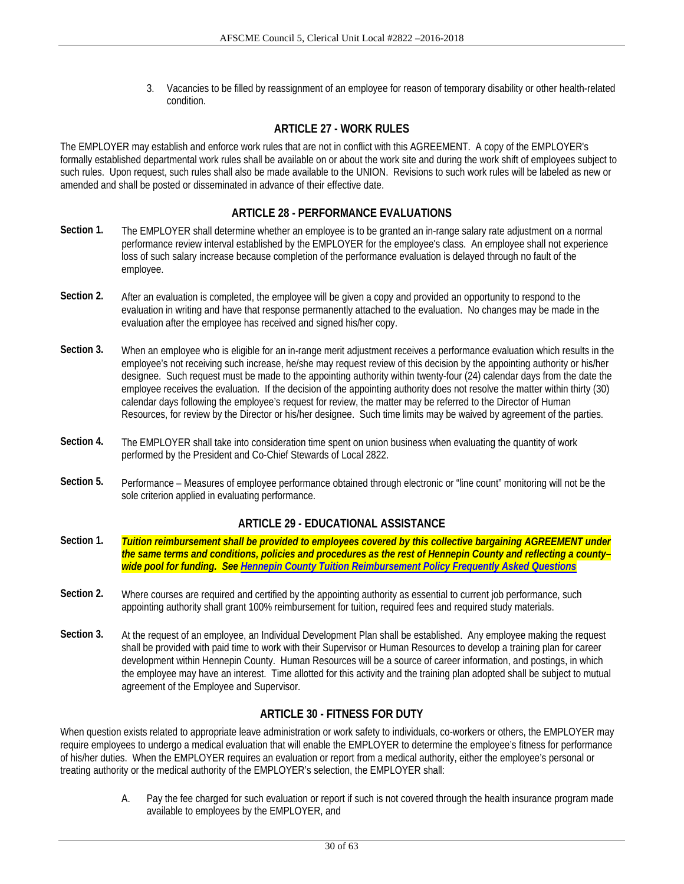3. Vacancies to be filled by reassignment of an employee for reason of temporary disability or other health-related condition.

## ARTICLE 27 - WORK RULES

The EMPLOYER may establish and enforce work rules that are not in conflict with this AGREEMENT. A copy of the EMPLOYER's formally established departmental work rules shall be available on or about the work site and during the work shift of employees subject to such rules. Upon request, such rules shall also be made available to the UNION. Revisions to such work rules will be labeled as new or amended and shall be posted or disseminated in advance of their effective date.

## ARTICLE 28 - PERFORMANCE EVALUATIONS

**Section 1.** The EMPLOYER shall determine whether an employee is to be granted an in-range salary rate adjustment on a normal performance review interval established by the EMPLOYER for the employee's class. An employee shall not experience loss of such salary increase because completion of the performance evaluation is delayed through no fault of the employee.

**Section 2.** After an evaluation is completed, the employee will be given a copy and provided an opportunity to respond to the evaluation in writing and have that response permanently attached to the evaluation. No changes may be made in the evaluation after the employee has received and signed his/her copy.

**Section 3.** When an employee who is eligible for an in-range merit adjustment receives a performance evaluation which results in the employee's not receiving such increase, he/she may request review of this decision by the appointing authority or his/her designee. Such request must be made to the appointing authority within twenty-four (24) calendar days from the date the employee receives the evaluation. If the decision of the appointing authority does not resolve the matter within thirty (30) calendar days following the employee's request for review, the matter may be referred to the Director of Human Resources, for review by the Director or his/her designee. Such time limits may be waived by agreement of the parties.

**Section 4.** The EMPLOYER shall take into consideration time spent on union business when evaluating the quantity of work performed by the President and Co-Chief Stewards of Local 2822.

**Section 5.** Performance – Measures of employee performance obtained through electronic or "line count" monitoring will not be the sole criterion applied in evaluating performance.

## ARTICLE 29 - EDUCATIONAL ASSISTANCE

**Section 1.** ***Tuition reimbursement shall be provided to employees covered by this collective bargaining AGREEMENT under the same terms and conditions, policies and procedures as the rest of Hennepin County and reflecting a county–wide pool for funding. See Hennepin County Tuition Reimbursement Policy Frequently Asked Questions***

**Section 2.** Where courses are required and certified by the appointing authority as essential to current job performance, such appointing authority shall grant 100% reimbursement for tuition, required fees and required study materials.

**Section 3.** At the request of an employee, an Individual Development Plan shall be established. Any employee making the request shall be provided with paid time to work with their Supervisor or Human Resources to develop a training plan for career development within Hennepin County. Human Resources will be a source of career information, and postings, in which the employee may have an interest. Time allotted for this activity and the training plan adopted shall be subject to mutual agreement of the Employee and Supervisor.

## ARTICLE 30 - FITNESS FOR DUTY

When question exists related to appropriate leave administration or work safety to individuals, co-workers or others, the EMPLOYER may require employees to undergo a medical evaluation that will enable the EMPLOYER to determine the employee's fitness for performance of his/her duties. When the EMPLOYER requires an evaluation or report from a medical authority, either the employee's personal or treating authority or the medical authority of the EMPLOYER's selection, the EMPLOYER shall:

A. Pay the fee charged for such evaluation or report if such is not covered through the health insurance program made available to employees by the EMPLOYER, and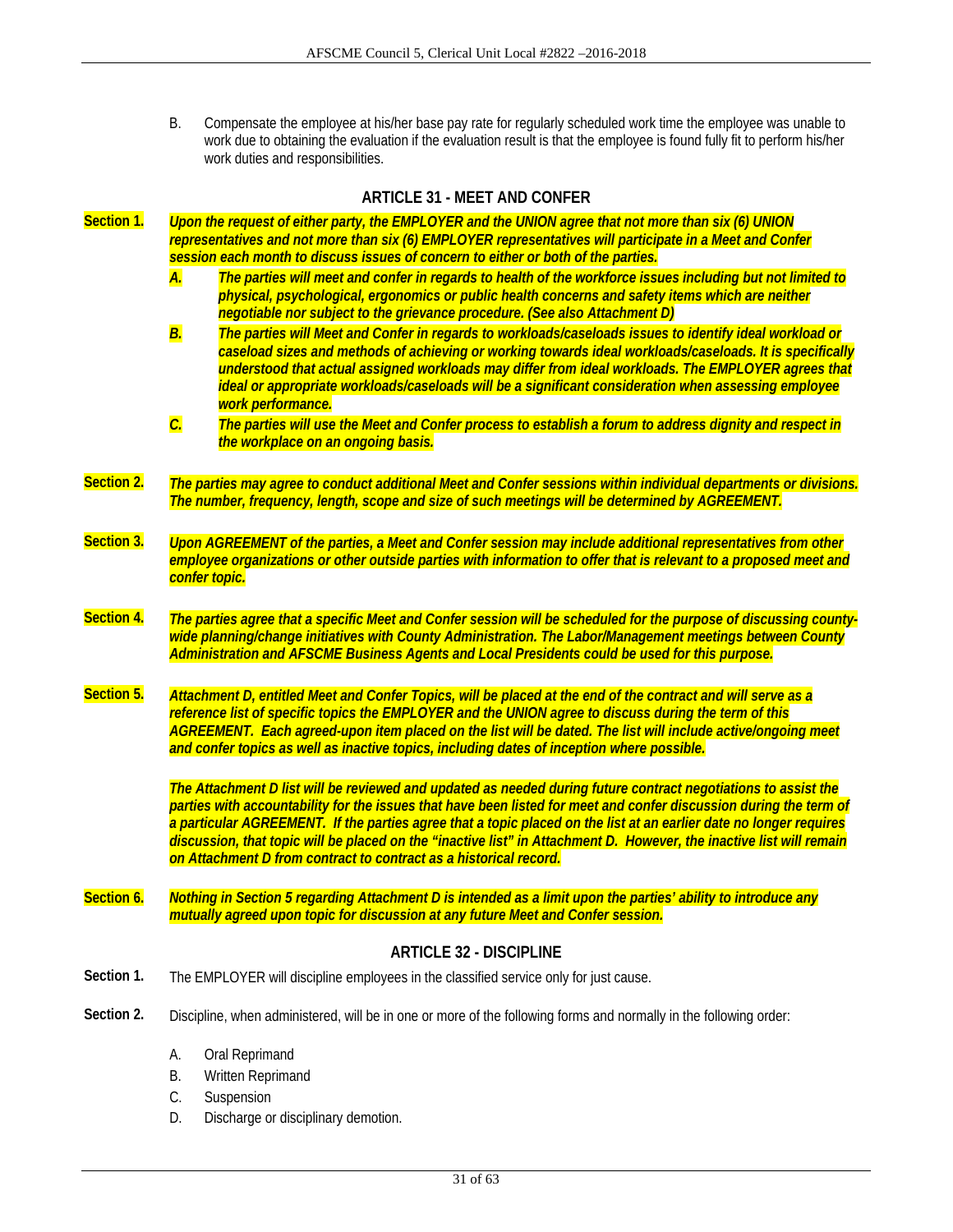B. Compensate the employee at his/her base pay rate for regularly scheduled work time the employee was unable to work due to obtaining the evaluation if the evaluation result is that the employee is found fully fit to perform his/her work duties and responsibilities.

## ARTICLE 31 - MEET AND CONFER

**Section 1.** ***Upon the request of either party, the EMPLOYER and the UNION agree that not more than six (6) UNION representatives and not more than six (6) EMPLOYER representatives will participate in a Meet and Confer session each month to discuss issues of concern to either or both of the parties.***

***A. The parties will meet and confer in regards to health of the workforce issues including but not limited to physical, psychological, ergonomics or public health concerns and safety items which are neither negotiable nor subject to the grievance procedure. (See also Attachment D)***

***B. The parties will Meet and Confer in regards to workloads/caseloads issues to identify ideal workload or caseload sizes and methods of achieving or working towards ideal workloads/caseloads. It is specifically understood that actual assigned workloads may differ from ideal workloads. The EMPLOYER agrees that ideal or appropriate workloads/caseloads will be a significant consideration when assessing employee work performance.***

***C. The parties will use the Meet and Confer process to establish a forum to address dignity and respect in the workplace on an ongoing basis.***

**Section 2.** ***The parties may agree to conduct additional Meet and Confer sessions within individual departments or divisions. The number, frequency, length, scope and size of such meetings will be determined by AGREEMENT.***

**Section 3.** ***Upon AGREEMENT of the parties, a Meet and Confer session may include additional representatives from other employee organizations or other outside parties with information to offer that is relevant to a proposed meet and confer topic.***

**Section 4.** ***The parties agree that a specific Meet and Confer session will be scheduled for the purpose of discussing county-wide planning/change initiatives with County Administration. The Labor/Management meetings between County Administration and AFSCME Business Agents and Local Presidents could be used for this purpose.***

**Section 5.** ***Attachment D, entitled Meet and Confer Topics, will be placed at the end of the contract and will serve as a reference list of specific topics the EMPLOYER and the UNION agree to discuss during the term of this AGREEMENT. Each agreed-upon item placed on the list will be dated. The list will include active/ongoing meet and confer topics as well as inactive topics, including dates of inception where possible.***

***The Attachment D list will be reviewed and updated as needed during future contract negotiations to assist the parties with accountability for the issues that have been listed for meet and confer discussion during the term of a particular AGREEMENT. If the parties agree that a topic placed on the list at an earlier date no longer requires discussion, that topic will be placed on the "inactive list" in Attachment D. However, the inactive list will remain on Attachment D from contract to contract as a historical record.***

**Section 6.** ***Nothing in Section 5 regarding Attachment D is intended as a limit upon the parties' ability to introduce any mutually agreed upon topic for discussion at any future Meet and Confer session.***

## ARTICLE 32 - DISCIPLINE

**Section 1.** The EMPLOYER will discipline employees in the classified service only for just cause.

**Section 2.** Discipline, when administered, will be in one or more of the following forms and normally in the following order:

A. Oral Reprimand
B. Written Reprimand
C. Suspension
D. Discharge or disciplinary demotion.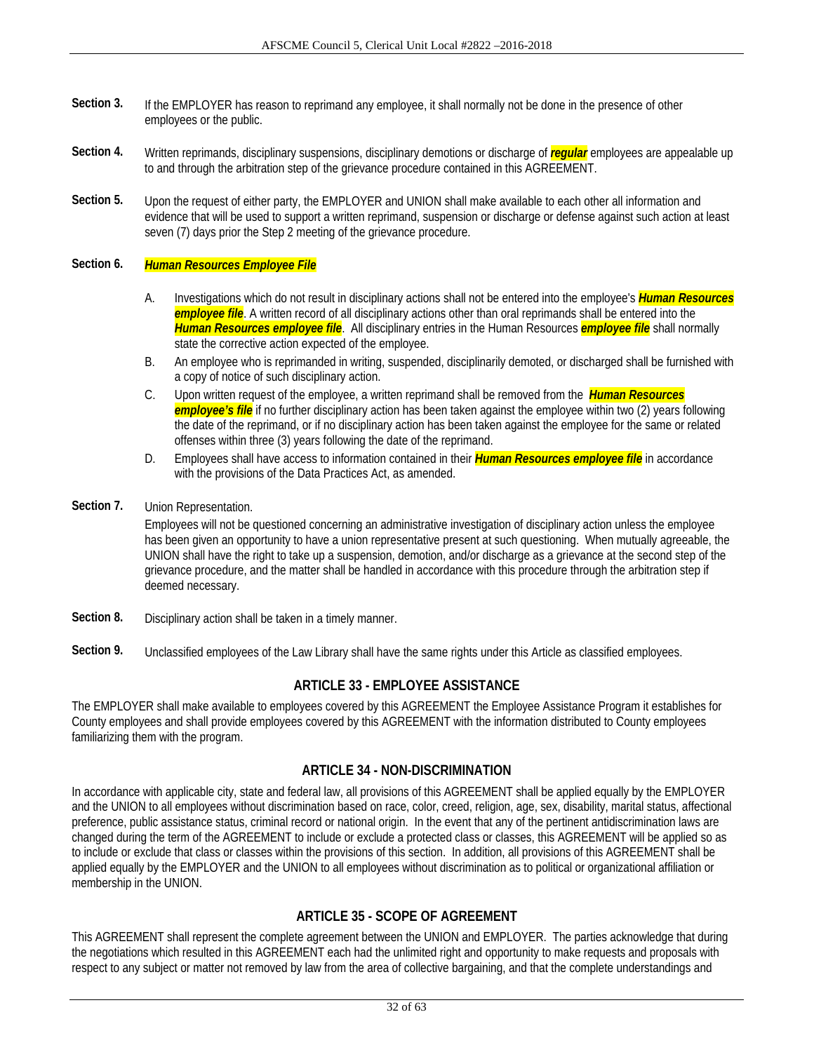**Section 3.** If the EMPLOYER has reason to reprimand any employee, it shall normally not be done in the presence of other employees or the public.

**Section 4.** Written reprimands, disciplinary suspensions, disciplinary demotions or discharge of ***regular*** employees are appealable up to and through the arbitration step of the grievance procedure contained in this AGREEMENT.

**Section 5.** Upon the request of either party, the EMPLOYER and UNION shall make available to each other all information and evidence that will be used to support a written reprimand, suspension or discharge or defense against such action at least seven (7) days prior the Step 2 meeting of the grievance procedure.

**Section 6.** ***Human Resources Employee File***

A. Investigations which do not result in disciplinary actions shall not be entered into the employee's ***Human Resources employee file***. A written record of all disciplinary actions other than oral reprimands shall be entered into the ***Human Resources employee file***. All disciplinary entries in the Human Resources ***employee file*** shall normally state the corrective action expected of the employee.

B. An employee who is reprimanded in writing, suspended, disciplinarily demoted, or discharged shall be furnished with a copy of notice of such disciplinary action.

C. Upon written request of the employee, a written reprimand shall be removed from the ***Human Resources employee's file*** if no further disciplinary action has been taken against the employee within two (2) years following the date of the reprimand, or if no disciplinary action has been taken against the employee for the same or related offenses within three (3) years following the date of the reprimand.

D. Employees shall have access to information contained in their ***Human Resources employee file*** in accordance with the provisions of the Data Practices Act, as amended.

**Section 7.** Union Representation.

Employees will not be questioned concerning an administrative investigation of disciplinary action unless the employee has been given an opportunity to have a union representative present at such questioning. When mutually agreeable, the UNION shall have the right to take up a suspension, demotion, and/or discharge as a grievance at the second step of the grievance procedure, and the matter shall be handled in accordance with this procedure through the arbitration step if deemed necessary.

**Section 8.** Disciplinary action shall be taken in a timely manner.

**Section 9.** Unclassified employees of the Law Library shall have the same rights under this Article as classified employees.

## ARTICLE 33 - EMPLOYEE ASSISTANCE

The EMPLOYER shall make available to employees covered by this AGREEMENT the Employee Assistance Program it establishes for County employees and shall provide employees covered by this AGREEMENT with the information distributed to County employees familiarizing them with the program.

## ARTICLE 34 - NON-DISCRIMINATION

In accordance with applicable city, state and federal law, all provisions of this AGREEMENT shall be applied equally by the EMPLOYER and the UNION to all employees without discrimination based on race, color, creed, religion, age, sex, disability, marital status, affectional preference, public assistance status, criminal record or national origin. In the event that any of the pertinent antidiscrimination laws are changed during the term of the AGREEMENT to include or exclude a protected class or classes, this AGREEMENT will be applied so as to include or exclude that class or classes within the provisions of this section. In addition, all provisions of this AGREEMENT shall be applied equally by the EMPLOYER and the UNION to all employees without discrimination as to political or organizational affiliation or membership in the UNION.

## ARTICLE 35 - SCOPE OF AGREEMENT

This AGREEMENT shall represent the complete agreement between the UNION and EMPLOYER. The parties acknowledge that during the negotiations which resulted in this AGREEMENT each had the unlimited right and opportunity to make requests and proposals with respect to any subject or matter not removed by law from the area of collective bargaining, and that the complete understandings and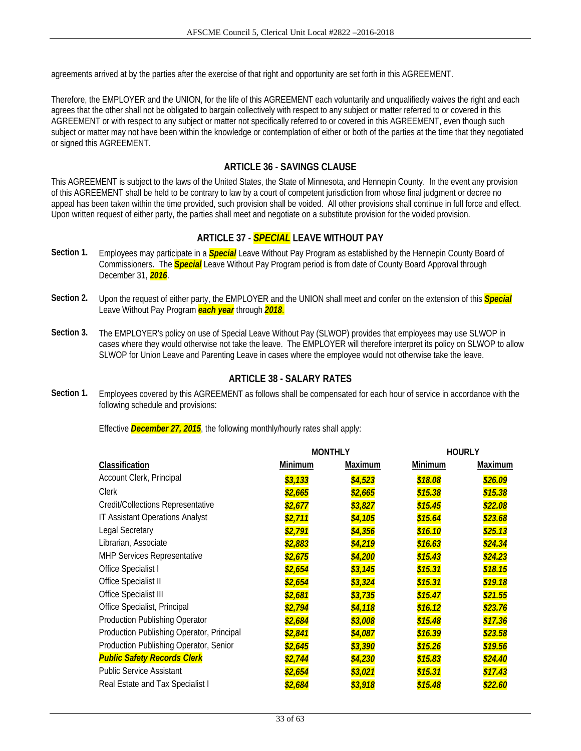agreements arrived at by the parties after the exercise of that right and opportunity are set forth in this AGREEMENT.

Therefore, the EMPLOYER and the UNION, for the life of this AGREEMENT each voluntarily and unqualifiedly waives the right and each agrees that the other shall not be obligated to bargain collectively with respect to any subject or matter referred to or covered in this AGREEMENT or with respect to any subject or matter not specifically referred to or covered in this AGREEMENT, even though such subject or matter may not have been within the knowledge or contemplation of either or both of the parties at the time that they negotiated or signed this AGREEMENT.

## ARTICLE 36 - SAVINGS CLAUSE

This AGREEMENT is subject to the laws of the United States, the State of Minnesota, and Hennepin County. In the event any provision of this AGREEMENT shall be held to be contrary to law by a court of competent jurisdiction from whose final judgment or decree no appeal has been taken within the time provided, such provision shall be voided. All other provisions shall continue in full force and effect. Upon written request of either party, the parties shall meet and negotiate on a substitute provision for the voided provision.

## ARTICLE 37 - *SPECIAL* LEAVE WITHOUT PAY

**Section 1.** Employees may participate in a ***Special*** Leave Without Pay Program as established by the Hennepin County Board of Commissioners. The ***Special*** Leave Without Pay Program period is from date of County Board Approval through December 31, ***2016***.

**Section 2.** Upon the request of either party, the EMPLOYER and the UNION shall meet and confer on the extension of this ***Special*** Leave Without Pay Program ***each year*** through ***2018***.

**Section 3.** The EMPLOYER's policy on use of Special Leave Without Pay (SLWOP) provides that employees may use SLWOP in cases where they would otherwise not take the leave. The EMPLOYER will therefore interpret its policy on SLWOP to allow SLWOP for Union Leave and Parenting Leave in cases where the employee would not otherwise take the leave.

## ARTICLE 38 - SALARY RATES

**Section 1.** Employees covered by this AGREEMENT as follows shall be compensated for each hour of service in accordance with the following schedule and provisions:

Effective ***December 27, 2015***, the following monthly/hourly rates shall apply:

| | MONTHLY | | HOURLY | |
|---|---|---|---|---|
| **Classification** | **Minimum** | **Maximum** | **Minimum** | **Maximum** |
| Account Clerk, Principal | *$3,133* | *$4,523* | *$18.08* | *$26.09* |
| Clerk | *$2,665* | *$2,665* | *$15.38* | *$15.38* |
| Credit/Collections Representative | *$2,677* | *$3,827* | *$15.45* | *$22.08* |
| IT Assistant Operations Analyst | *$2,711* | *$4,105* | *$15.64* | *$23.68* |
| Legal Secretary | *$2,791* | *$4,356* | *$16.10* | *$25.13* |
| Librarian, Associate | *$2,883* | *$4,219* | *$16.63* | *$24.34* |
| MHP Services Representative | *$2,675* | *$4,200* | *$15.43* | *$24.23* |
| Office Specialist I | *$2,654* | *$3,145* | *$15.31* | *$18.15* |
| Office Specialist II | *$2,654* | *$3,324* | *$15.31* | *$19.18* |
| Office Specialist III | *$2,681* | *$3,735* | *$15.47* | *$21.55* |
| Office Specialist, Principal | *$2,794* | *$4,118* | *$16.12* | *$23.76* |
| Production Publishing Operator | *$2,684* | *$3,008* | *$15.48* | *$17.36* |
| Production Publishing Operator, Principal | *$2,841* | *$4,087* | *$16.39* | *$23.58* |
| Production Publishing Operator, Senior | *$2,645* | *$3,390* | *$15.26* | *$19.56* |
| ***Public Safety Records Clerk*** | *$2,744* | *$4,230* | *$15.83* | *$24.40* |
| Public Service Assistant | *$2,654* | *$3,021* | *$15.31* | *$17.43* |
| Real Estate and Tax Specialist I | *$2,684* | *$3,918* | *$15.48* | *$22.60* |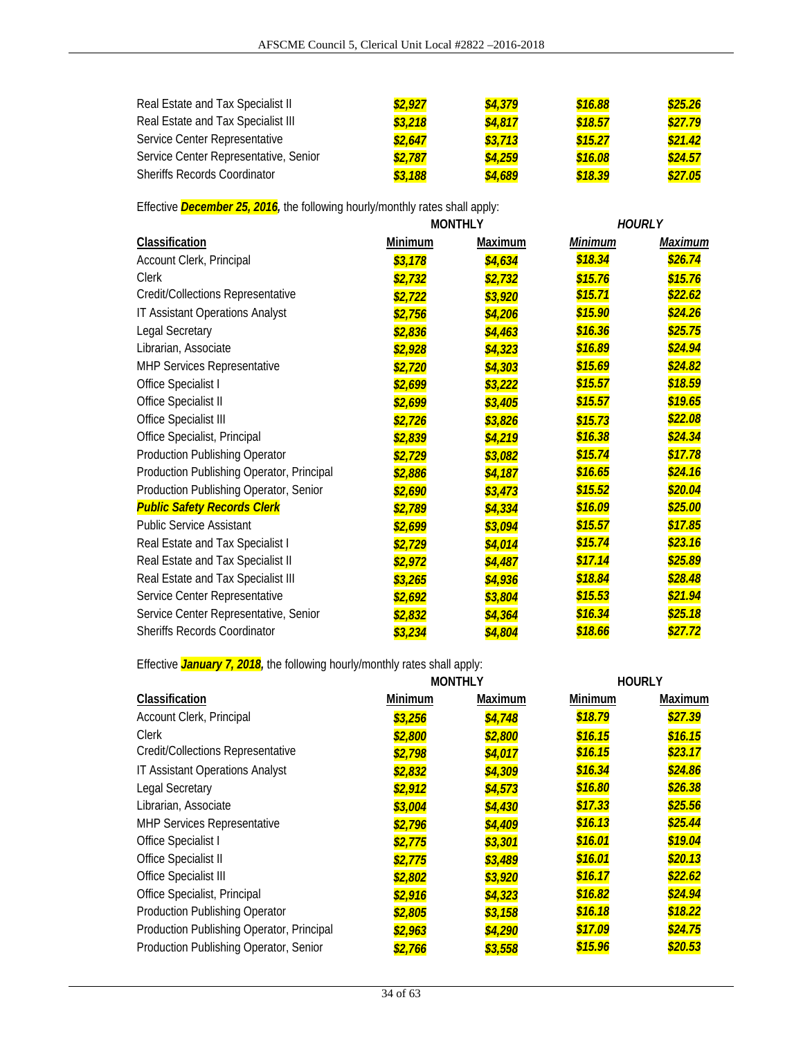| | | | | |
|---|---|---|---|---|
| Real Estate and Tax Specialist II | ***$2,927*** | ***$4,379*** | ***$16.88*** | ***$25.26*** |
| Real Estate and Tax Specialist III | ***$3,218*** | ***$4,817*** | ***$18.57*** | ***$27.79*** |
| Service Center Representative | ***$2,647*** | ***$3,713*** | ***$15.27*** | ***$21.42*** |
| Service Center Representative, Senior | ***$2,787*** | ***$4,259*** | ***$16.08*** | ***$24.57*** |
| Sheriffs Records Coordinator | ***$3,188*** | ***$4,689*** | ***$18.39*** | ***$27.05*** |

Effective ***December 25, 2016,*** the following hourly/monthly rates shall apply:

| | MONTHLY | | *HOURLY* | |
|---|---|---|---|---|
| **Classification** | **Minimum** | **Maximum** | ***Minimum*** | ***Maximum*** |
| Account Clerk, Principal | ***$3,178*** | ***$4,634*** | ***$18.34*** | ***$26.74*** |
| Clerk | ***$2,732*** | ***$2,732*** | ***$15.76*** | ***$15.76*** |
| Credit/Collections Representative | ***$2,722*** | ***$3,920*** | ***$15.71*** | ***$22.62*** |
| IT Assistant Operations Analyst | ***$2,756*** | ***$4,206*** | ***$15.90*** | ***$24.26*** |
| Legal Secretary | ***$2,836*** | ***$4,463*** | ***$16.36*** | ***$25.75*** |
| Librarian, Associate | ***$2,928*** | ***$4,323*** | ***$16.89*** | ***$24.94*** |
| MHP Services Representative | ***$2,720*** | ***$4,303*** | ***$15.69*** | ***$24.82*** |
| Office Specialist I | ***$2,699*** | ***$3,222*** | ***$15.57*** | ***$18.59*** |
| Office Specialist II | ***$2,699*** | ***$3,405*** | ***$15.57*** | ***$19.65*** |
| Office Specialist III | ***$2,726*** | ***$3,826*** | ***$15.73*** | ***$22.08*** |
| Office Specialist, Principal | ***$2,839*** | ***$4,219*** | ***$16.38*** | ***$24.34*** |
| Production Publishing Operator | ***$2,729*** | ***$3,082*** | ***$15.74*** | ***$17.78*** |
| Production Publishing Operator, Principal | ***$2,886*** | ***$4,187*** | ***$16.65*** | ***$24.16*** |
| Production Publishing Operator, Senior | ***$2,690*** | ***$3,473*** | ***$15.52*** | ***$20.04*** |
| ***Public Safety Records Clerk*** | ***$2,789*** | ***$4,334*** | ***$16.09*** | ***$25.00*** |
| Public Service Assistant | ***$2,699*** | ***$3,094*** | ***$15.57*** | ***$17.85*** |
| Real Estate and Tax Specialist I | ***$2,729*** | ***$4,014*** | ***$15.74*** | ***$23.16*** |
| Real Estate and Tax Specialist II | ***$2,972*** | ***$4,487*** | ***$17.14*** | ***$25.89*** |
| Real Estate and Tax Specialist III | ***$3,265*** | ***$4,936*** | ***$18.84*** | ***$28.48*** |
| Service Center Representative | ***$2,692*** | ***$3,804*** | ***$15.53*** | ***$21.94*** |
| Service Center Representative, Senior | ***$2,832*** | ***$4,364*** | ***$16.34*** | ***$25.18*** |
| Sheriffs Records Coordinator | ***$3,234*** | ***$4,804*** | ***$18.66*** | ***$27.72*** |

Effective ***January 7, 2018,*** the following hourly/monthly rates shall apply:

| | MONTHLY | | HOURLY | |
|---|---|---|---|---|
| **Classification** | **Minimum** | **Maximum** | **Minimum** | **Maximum** |
| Account Clerk, Principal | ***$3,256*** | ***$4,748*** | ***$18.79*** | ***$27.39*** |
| Clerk | ***$2,800*** | ***$2,800*** | ***$16.15*** | ***$16.15*** |
| Credit/Collections Representative | ***$2,798*** | ***$4,017*** | ***$16.15*** | ***$23.17*** |
| IT Assistant Operations Analyst | ***$2,832*** | ***$4,309*** | ***$16.34*** | ***$24.86*** |
| Legal Secretary | ***$2,912*** | ***$4,573*** | ***$16.80*** | ***$26.38*** |
| Librarian, Associate | ***$3,004*** | ***$4,430*** | ***$17.33*** | ***$25.56*** |
| MHP Services Representative | ***$2,796*** | ***$4,409*** | ***$16.13*** | ***$25.44*** |
| Office Specialist I | ***$2,775*** | ***$3,301*** | ***$16.01*** | ***$19.04*** |
| Office Specialist II | ***$2,775*** | ***$3,489*** | ***$16.01*** | ***$20.13*** |
| Office Specialist III | ***$2,802*** | ***$3,920*** | ***$16.17*** | ***$22.62*** |
| Office Specialist, Principal | ***$2,916*** | ***$4,323*** | ***$16.82*** | ***$24.94*** |
| Production Publishing Operator | ***$2,805*** | ***$3,158*** | ***$16.18*** | ***$18.22*** |
| Production Publishing Operator, Principal | ***$2,963*** | ***$4,290*** | ***$17.09*** | ***$24.75*** |
| Production Publishing Operator, Senior | ***$2,766*** | ***$3,558*** | ***$15.96*** | ***$20.53*** |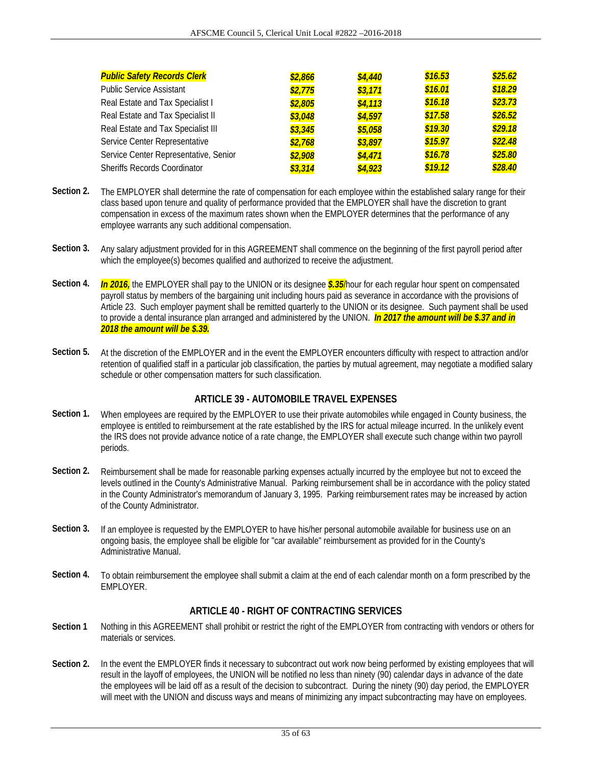| | | | | |
|---|---|---|---|---|
| ***Public Safety Records Clerk*** | ***$2,866*** | ***$4,440*** | ***$16.53*** | ***$25.62*** |
| Public Service Assistant | ***$2,775*** | ***$3,171*** | ***$16.01*** | ***$18.29*** |
| Real Estate and Tax Specialist I | ***$2,805*** | ***$4,113*** | ***$16.18*** | ***$23.73*** |
| Real Estate and Tax Specialist II | ***$3,048*** | ***$4,597*** | ***$17.58*** | ***$26.52*** |
| Real Estate and Tax Specialist III | ***$3,345*** | ***$5,058*** | ***$19.30*** | ***$29.18*** |
| Service Center Representative | ***$2,768*** | ***$3,897*** | ***$15.97*** | ***$22.48*** |
| Service Center Representative, Senior | ***$2,908*** | ***$4,471*** | ***$16.78*** | ***$25.80*** |
| Sheriffs Records Coordinator | ***$3,314*** | ***$4,923*** | ***$19.12*** | ***$28.40*** |

**Section 2.** The EMPLOYER shall determine the rate of compensation for each employee within the established salary range for their class based upon tenure and quality of performance provided that the EMPLOYER shall have the discretion to grant compensation in excess of the maximum rates shown when the EMPLOYER determines that the performance of any employee warrants any such additional compensation.

**Section 3.** Any salary adjustment provided for in this AGREEMENT shall commence on the beginning of the first payroll period after which the employee(s) becomes qualified and authorized to receive the adjustment.

**Section 4.** ***In 2016,*** the EMPLOYER shall pay to the UNION or its designee ***$.35/***hour for each regular hour spent on compensated payroll status by members of the bargaining unit including hours paid as severance in accordance with the provisions of Article 23. Such employer payment shall be remitted quarterly to the UNION or its designee. Such payment shall be used to provide a dental insurance plan arranged and administered by the UNION. ***In 2017 the amount will be $.37 and in 2018 the amount will be $.39.***

**Section 5.** At the discretion of the EMPLOYER and in the event the EMPLOYER encounters difficulty with respect to attraction and/or retention of qualified staff in a particular job classification, the parties by mutual agreement, may negotiate a modified salary schedule or other compensation matters for such classification.

## ARTICLE 39 - AUTOMOBILE TRAVEL EXPENSES

**Section 1.** When employees are required by the EMPLOYER to use their private automobiles while engaged in County business, the employee is entitled to reimbursement at the rate established by the IRS for actual mileage incurred. In the unlikely event the IRS does not provide advance notice of a rate change, the EMPLOYER shall execute such change within two payroll periods.

**Section 2.** Reimbursement shall be made for reasonable parking expenses actually incurred by the employee but not to exceed the levels outlined in the County's Administrative Manual. Parking reimbursement shall be in accordance with the policy stated in the County Administrator's memorandum of January 3, 1995. Parking reimbursement rates may be increased by action of the County Administrator.

**Section 3.** If an employee is requested by the EMPLOYER to have his/her personal automobile available for business use on an ongoing basis, the employee shall be eligible for "car available" reimbursement as provided for in the County's Administrative Manual.

**Section 4.** To obtain reimbursement the employee shall submit a claim at the end of each calendar month on a form prescribed by the EMPLOYER.

## ARTICLE 40 - RIGHT OF CONTRACTING SERVICES

**Section 1** Nothing in this AGREEMENT shall prohibit or restrict the right of the EMPLOYER from contracting with vendors or others for materials or services.

**Section 2.** In the event the EMPLOYER finds it necessary to subcontract out work now being performed by existing employees that will result in the layoff of employees, the UNION will be notified no less than ninety (90) calendar days in advance of the date the employees will be laid off as a result of the decision to subcontract. During the ninety (90) day period, the EMPLOYER will meet with the UNION and discuss ways and means of minimizing any impact subcontracting may have on employees.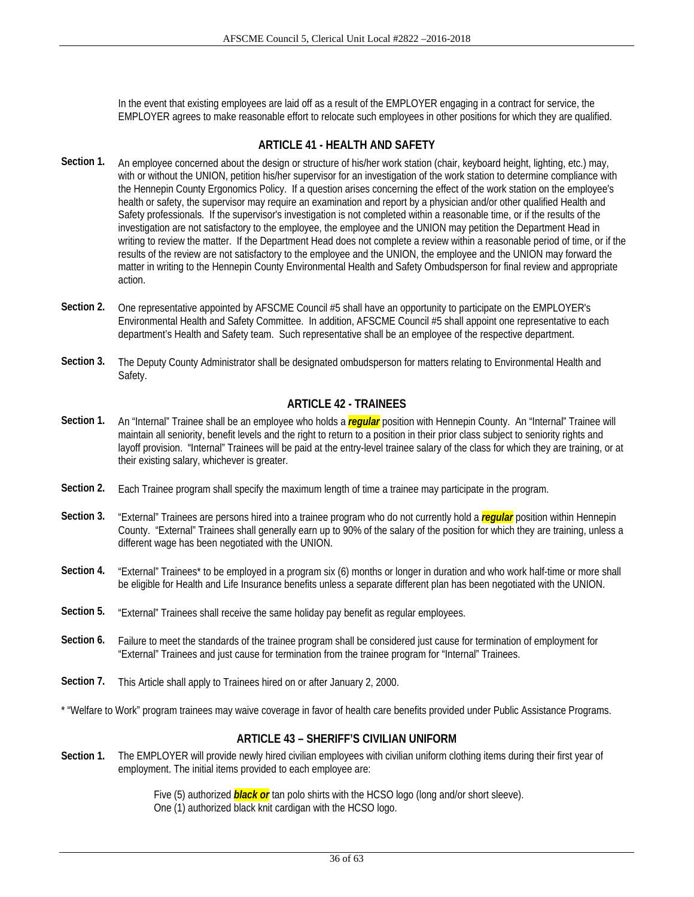In the event that existing employees are laid off as a result of the EMPLOYER engaging in a contract for service, the EMPLOYER agrees to make reasonable effort to relocate such employees in other positions for which they are qualified.

## ARTICLE 41 - HEALTH AND SAFETY

**Section 1.** An employee concerned about the design or structure of his/her work station (chair, keyboard height, lighting, etc.) may, with or without the UNION, petition his/her supervisor for an investigation of the work station to determine compliance with the Hennepin County Ergonomics Policy. If a question arises concerning the effect of the work station on the employee's health or safety, the supervisor may require an examination and report by a physician and/or other qualified Health and Safety professionals. If the supervisor's investigation is not completed within a reasonable time, or if the results of the investigation are not satisfactory to the employee, the employee and the UNION may petition the Department Head in writing to review the matter. If the Department Head does not complete a review within a reasonable period of time, or if the results of the review are not satisfactory to the employee and the UNION, the employee and the UNION may forward the matter in writing to the Hennepin County Environmental Health and Safety Ombudsperson for final review and appropriate action.

**Section 2.** One representative appointed by AFSCME Council #5 shall have an opportunity to participate on the EMPLOYER's Environmental Health and Safety Committee. In addition, AFSCME Council #5 shall appoint one representative to each department's Health and Safety team. Such representative shall be an employee of the respective department.

**Section 3.** The Deputy County Administrator shall be designated ombudsperson for matters relating to Environmental Health and Safety.

## ARTICLE 42 - TRAINEES

**Section 1.** An "Internal" Trainee shall be an employee who holds a ***regular*** position with Hennepin County. An "Internal" Trainee will maintain all seniority, benefit levels and the right to return to a position in their prior class subject to seniority rights and layoff provision. "Internal" Trainees will be paid at the entry-level trainee salary of the class for which they are training, or at their existing salary, whichever is greater.

**Section 2.** Each Trainee program shall specify the maximum length of time a trainee may participate in the program.

**Section 3.** "External" Trainees are persons hired into a trainee program who do not currently hold a ***regular*** position within Hennepin County. "External" Trainees shall generally earn up to 90% of the salary of the position for which they are training, unless a different wage has been negotiated with the UNION.

**Section 4.** "External" Trainees* to be employed in a program six (6) months or longer in duration and who work half-time or more shall be eligible for Health and Life Insurance benefits unless a separate different plan has been negotiated with the UNION.

**Section 5.** "External" Trainees shall receive the same holiday pay benefit as regular employees.

**Section 6.** Failure to meet the standards of the trainee program shall be considered just cause for termination of employment for "External" Trainees and just cause for termination from the trainee program for "Internal" Trainees.

**Section 7.** This Article shall apply to Trainees hired on or after January 2, 2000.

* "Welfare to Work" program trainees may waive coverage in favor of health care benefits provided under Public Assistance Programs.

## ARTICLE 43 – SHERIFF'S CIVILIAN UNIFORM

**Section 1.** The EMPLOYER will provide newly hired civilian employees with civilian uniform clothing items during their first year of employment. The initial items provided to each employee are:

Five (5) authorized ***black or*** tan polo shirts with the HCSO logo (long and/or short sleeve).
One (1) authorized black knit cardigan with the HCSO logo.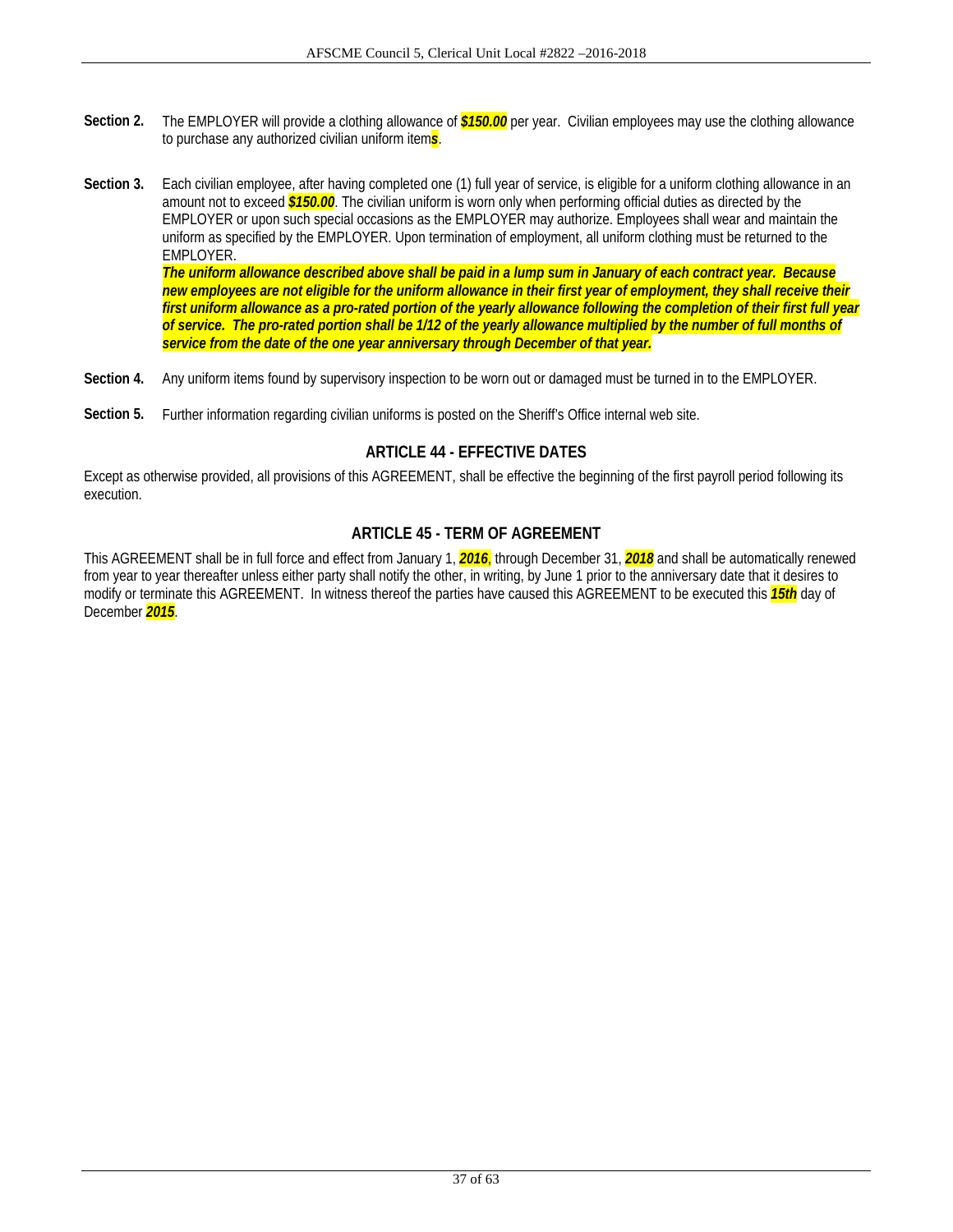**Section 2.** The EMPLOYER will provide a clothing allowance of ***$150.00*** per year. Civilian employees may use the clothing allowance to purchase any authorized civilian uniform item***s***.

**Section 3.** Each civilian employee, after having completed one (1) full year of service, is eligible for a uniform clothing allowance in an amount not to exceed ***$150.00***. The civilian uniform is worn only when performing official duties as directed by the EMPLOYER or upon such special occasions as the EMPLOYER may authorize. Employees shall wear and maintain the uniform as specified by the EMPLOYER. Upon termination of employment, all uniform clothing must be returned to the EMPLOYER.
***The uniform allowance described above shall be paid in a lump sum in January of each contract year. Because new employees are not eligible for the uniform allowance in their first year of employment, they shall receive their first uniform allowance as a pro-rated portion of the yearly allowance following the completion of their first full year of service. The pro-rated portion shall be 1/12 of the yearly allowance multiplied by the number of full months of service from the date of the one year anniversary through December of that year.***

**Section 4.** Any uniform items found by supervisory inspection to be worn out or damaged must be turned in to the EMPLOYER.

**Section 5.** Further information regarding civilian uniforms is posted on the Sheriff's Office internal web site.

## ARTICLE 44 - EFFECTIVE DATES

Except as otherwise provided, all provisions of this AGREEMENT, shall be effective the beginning of the first payroll period following its execution.

## ARTICLE 45 - TERM OF AGREEMENT

This AGREEMENT shall be in full force and effect from January 1, ***2016***, through December 31, ***2018*** and shall be automatically renewed from year to year thereafter unless either party shall notify the other, in writing, by June 1 prior to the anniversary date that it desires to modify or terminate this AGREEMENT. In witness thereof the parties have caused this AGREEMENT to be executed this ***15th*** day of December ***2015***.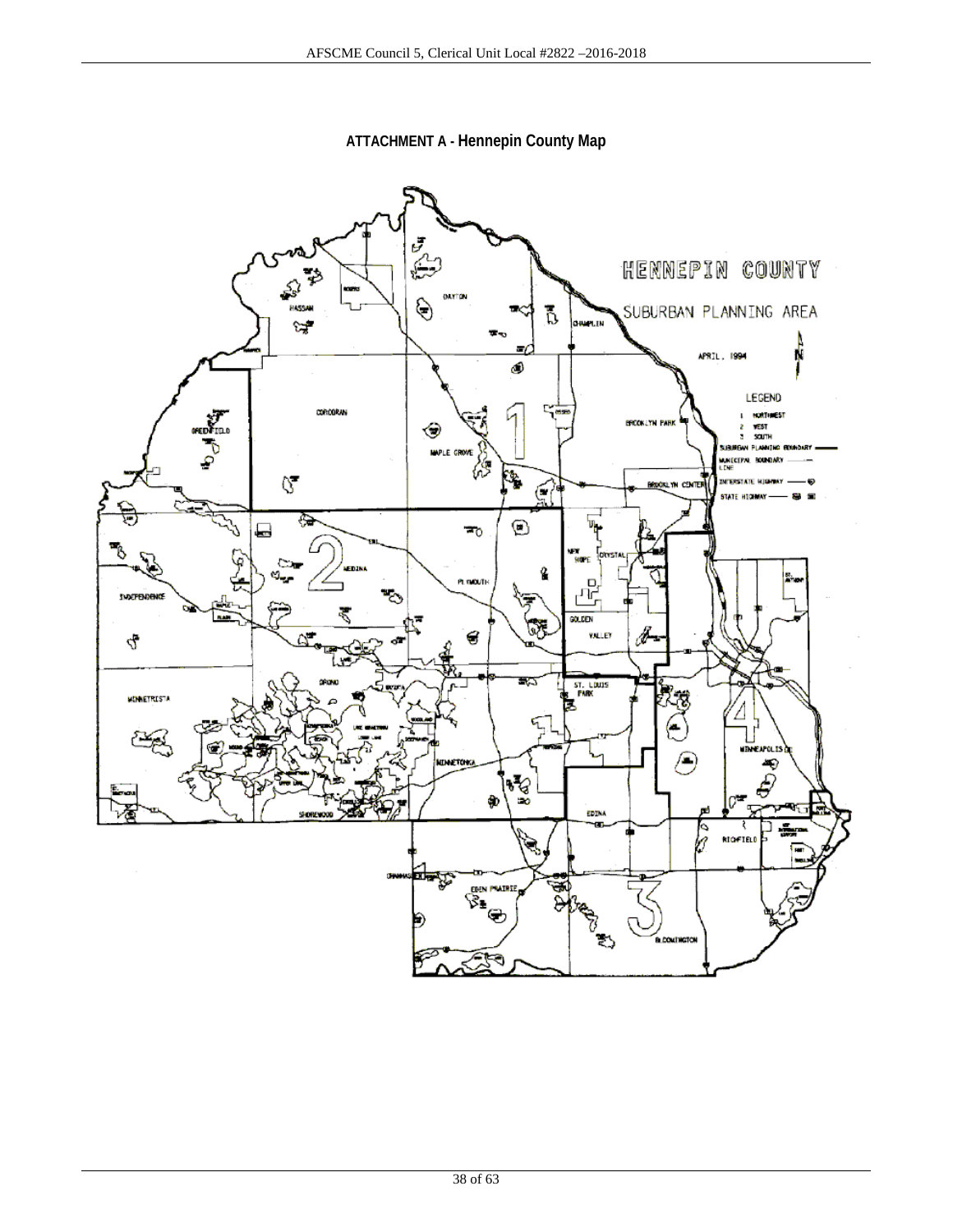**ATTACHMENT A - Hennepin County Map**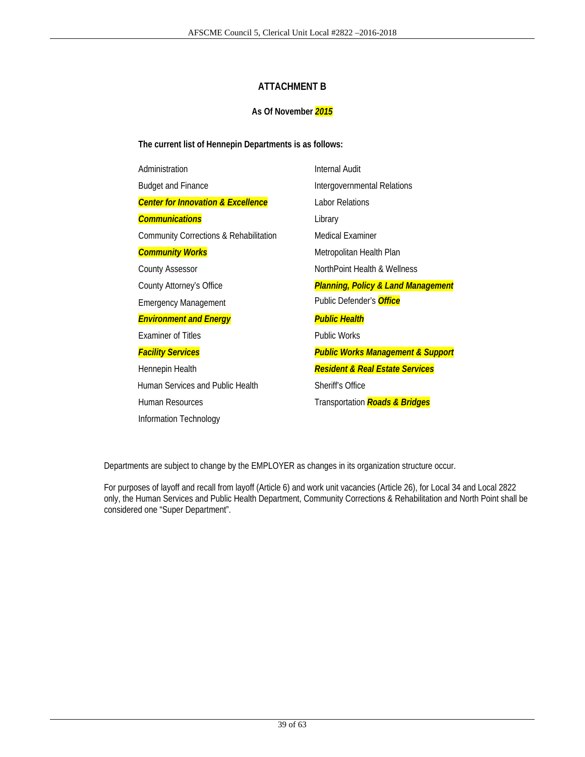## ATTACHMENT B

**As Of November *2015***

**The current list of Hennepin Departments is as follows:**

- Administration
- Budget and Finance
- ***Center for Innovation & Excellence***
- ***Communications***
- Community Corrections & Rehabilitation
- ***Community Works***
- County Assessor
- County Attorney's Office
- Emergency Management
- ***Environment and Energy***
- Examiner of Titles
- ***Facility Services***
- Hennepin Health
- Human Services and Public Health
- Human Resources
- Information Technology
- Internal Audit
- Intergovernmental Relations
- Labor Relations
- Library
- Medical Examiner
- Metropolitan Health Plan
- NorthPoint Health & Wellness
- ***Planning, Policy & Land Management***
- Public Defender's ***Office***
- ***Public Health***
- Public Works
- ***Public Works Management & Support***
- ***Resident & Real Estate Services***
- Sheriff's Office
- Transportation ***Roads & Bridges***

Departments are subject to change by the EMPLOYER as changes in its organization structure occur.

For purposes of layoff and recall from layoff (Article 6) and work unit vacancies (Article 26), for Local 34 and Local 2822 only, the Human Services and Public Health Department, Community Corrections & Rehabilitation and North Point shall be considered one "Super Department".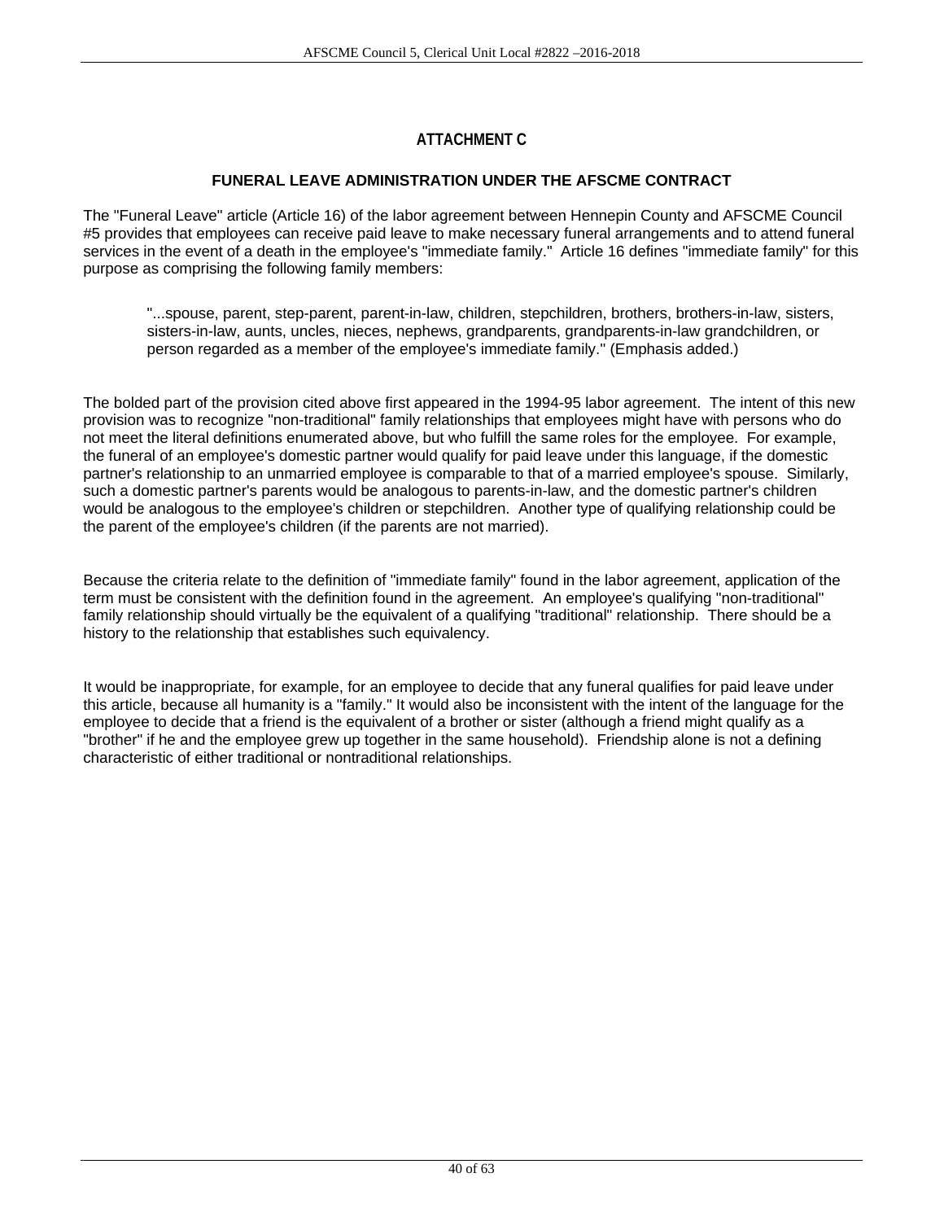## ATTACHMENT C

### FUNERAL LEAVE ADMINISTRATION UNDER THE AFSCME CONTRACT

The "Funeral Leave" article (Article 16) of the labor agreement between Hennepin County and AFSCME Council #5 provides that employees can receive paid leave to make necessary funeral arrangements and to attend funeral services in the event of a death in the employee's "immediate family." Article 16 defines "immediate family" for this purpose as comprising the following family members:

> "...spouse, parent, step-parent, parent-in-law, children, stepchildren, brothers, brothers-in-law, sisters, sisters-in-law, aunts, uncles, nieces, nephews, grandparents, grandparents-in-law grandchildren, or person regarded as a member of the employee's immediate family." (Emphasis added.)

The bolded part of the provision cited above first appeared in the 1994-95 labor agreement. The intent of this new provision was to recognize "non-traditional" family relationships that employees might have with persons who do not meet the literal definitions enumerated above, but who fulfill the same roles for the employee. For example, the funeral of an employee's domestic partner would qualify for paid leave under this language, if the domestic partner's relationship to an unmarried employee is comparable to that of a married employee's spouse. Similarly, such a domestic partner's parents would be analogous to parents-in-law, and the domestic partner's children would be analogous to the employee's children or stepchildren. Another type of qualifying relationship could be the parent of the employee's children (if the parents are not married).

Because the criteria relate to the definition of "immediate family" found in the labor agreement, application of the term must be consistent with the definition found in the agreement. An employee's qualifying "non-traditional" family relationship should virtually be the equivalent of a qualifying "traditional" relationship. There should be a history to the relationship that establishes such equivalency.

It would be inappropriate, for example, for an employee to decide that any funeral qualifies for paid leave under this article, because all humanity is a "family." It would also be inconsistent with the intent of the language for the employee to decide that a friend is the equivalent of a brother or sister (although a friend might qualify as a "brother" if he and the employee grew up together in the same household). Friendship alone is not a defining characteristic of either traditional or nontraditional relationships.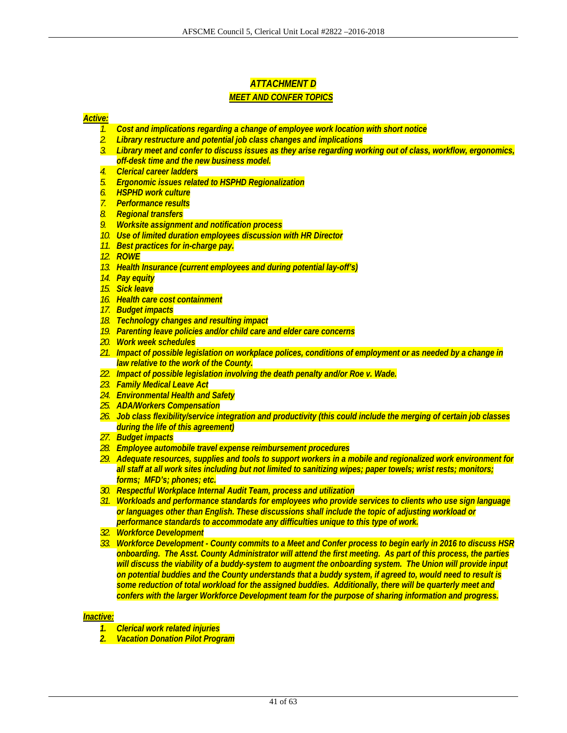# *ATTACHMENT D*

## *MEET AND CONFER TOPICS*

***Active:***

1. ***Cost and implications regarding a change of employee work location with short notice***
2. ***Library restructure and potential job class changes and implications***
3. ***Library meet and confer to discuss issues as they arise regarding working out of class, workflow, ergonomics, off-desk time and the new business model.***
4. ***Clerical career ladders***
5. ***Ergonomic issues related to HSPHD Regionalization***
6. ***HSPHD work culture***
7. ***Performance results***
8. ***Regional transfers***
9. ***Worksite assignment and notification process***
10. ***Use of limited duration employees discussion with HR Director***
11. ***Best practices for in-charge pay.***
12. ***ROWE***
13. ***Health Insurance (current employees and during potential lay-off's)***
14. ***Pay equity***
15. ***Sick leave***
16. ***Health care cost containment***
17. ***Budget impacts***
18. ***Technology changes and resulting impact***
19. ***Parenting leave policies and/or child care and elder care concerns***
20. ***Work week schedules***
21. ***Impact of possible legislation on workplace polices, conditions of employment or as needed by a change in law relative to the work of the County.***
22. ***Impact of possible legislation involving the death penalty and/or Roe v. Wade.***
23. ***Family Medical Leave Act***
24. ***Environmental Health and Safety***
25. ***ADA/Workers Compensation***
26. ***Job class flexibility/service integration and productivity (this could include the merging of certain job classes during the life of this agreement)***
27. ***Budget impacts***
28. ***Employee automobile travel expense reimbursement procedures***
29. ***Adequate resources, supplies and tools to support workers in a mobile and regionalized work environment for all staff at all work sites including but not limited to sanitizing wipes; paper towels; wrist rests; monitors; forms; MFD's; phones; etc.***
30. ***Respectful Workplace Internal Audit Team, process and utilization***
31. ***Workloads and performance standards for employees who provide services to clients who use sign language or languages other than English. These discussions shall include the topic of adjusting workload or performance standards to accommodate any difficulties unique to this type of work.***
32. ***Workforce Development***
33. ***Workforce Development - County commits to a Meet and Confer process to begin early in 2016 to discuss HSR onboarding. The Asst. County Administrator will attend the first meeting. As part of this process, the parties will discuss the viability of a buddy-system to augment the onboarding system. The Union will provide input on potential buddies and the County understands that a buddy system, if agreed to, would need to result is some reduction of total workload for the assigned buddies. Additionally, there will be quarterly meet and confers with the larger Workforce Development team for the purpose of sharing information and progress.***

***Inactive:***

1. ***Clerical work related injuries***
2. ***Vacation Donation Pilot Program***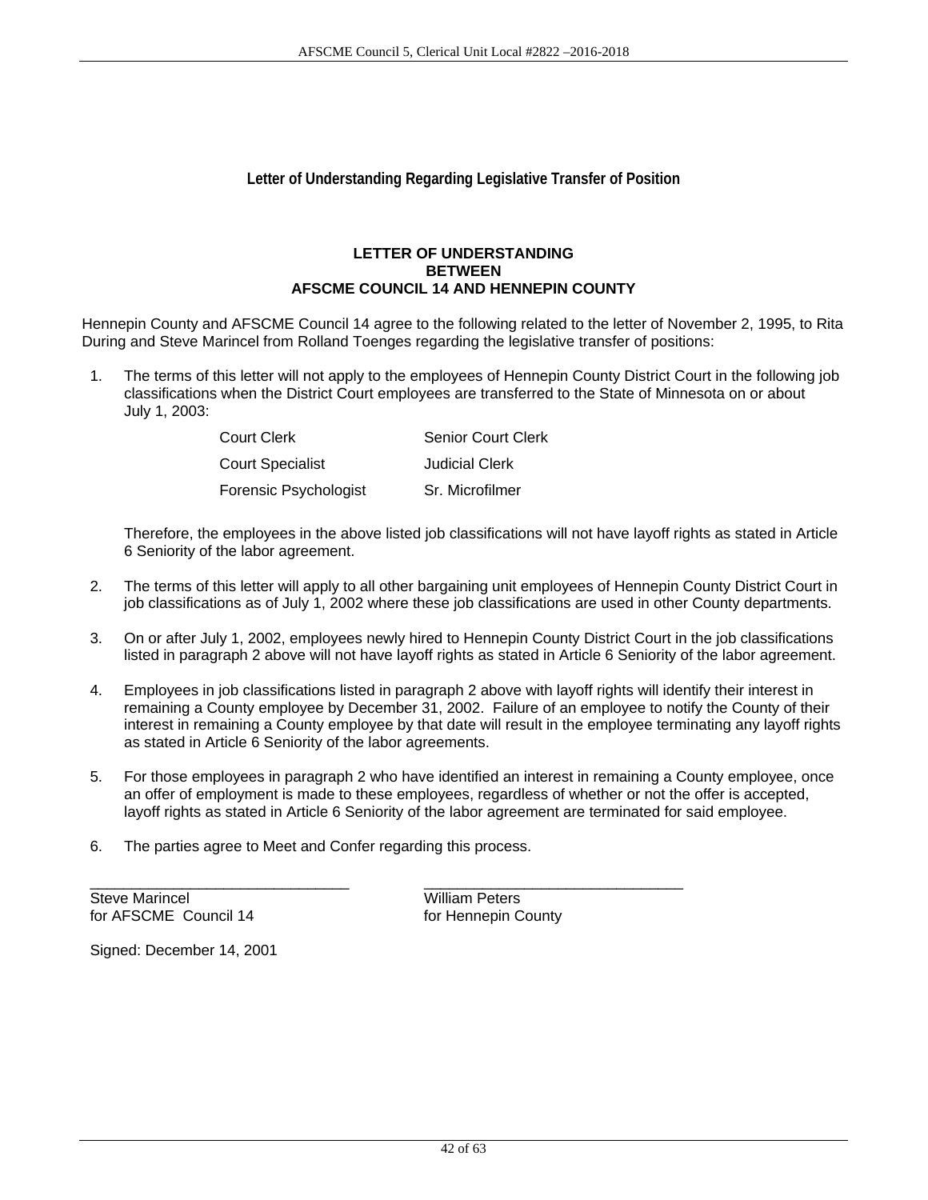## Letter of Understanding Regarding Legislative Transfer of Position

**LETTER OF UNDERSTANDING**
**BETWEEN**
**AFSCME COUNCIL 14 AND HENNEPIN COUNTY**

Hennepin County and AFSCME Council 14 agree to the following related to the letter of November 2, 1995, to Rita During and Steve Marincel from Rolland Toenges regarding the legislative transfer of positions:

1. The terms of this letter will not apply to the employees of Hennepin County District Court in the following job classifications when the District Court employees are transferred to the State of Minnesota on or about July 1, 2003:

   | | |
   |---|---|
   | Court Clerk | Senior Court Clerk |
   | Court Specialist | Judicial Clerk |
   | Forensic Psychologist | Sr. Microfilmer |

   Therefore, the employees in the above listed job classifications will not have layoff rights as stated in Article 6 Seniority of the labor agreement.

2. The terms of this letter will apply to all other bargaining unit employees of Hennepin County District Court in job classifications as of July 1, 2002 where these job classifications are used in other County departments.

3. On or after July 1, 2002, employees newly hired to Hennepin County District Court in the job classifications listed in paragraph 2 above will not have layoff rights as stated in Article 6 Seniority of the labor agreement.

4. Employees in job classifications listed in paragraph 2 above with layoff rights will identify their interest in remaining a County employee by December 31, 2002. Failure of an employee to notify the County of their interest in remaining a County employee by that date will result in the employee terminating any layoff rights as stated in Article 6 Seniority of the labor agreements.

5. For those employees in paragraph 2 who have identified an interest in remaining a County employee, once an offer of employment is made to these employees, regardless of whether or not the offer is accepted, layoff rights as stated in Article 6 Seniority of the labor agreement are terminated for said employee.

6. The parties agree to Meet and Confer regarding this process.

| | |
|---|---|
| _______________________________ | _______________________________ |
| Steve Marincel | William Peters |
| for AFSCME Council 14 | for Hennepin County |

Signed: December 14, 2001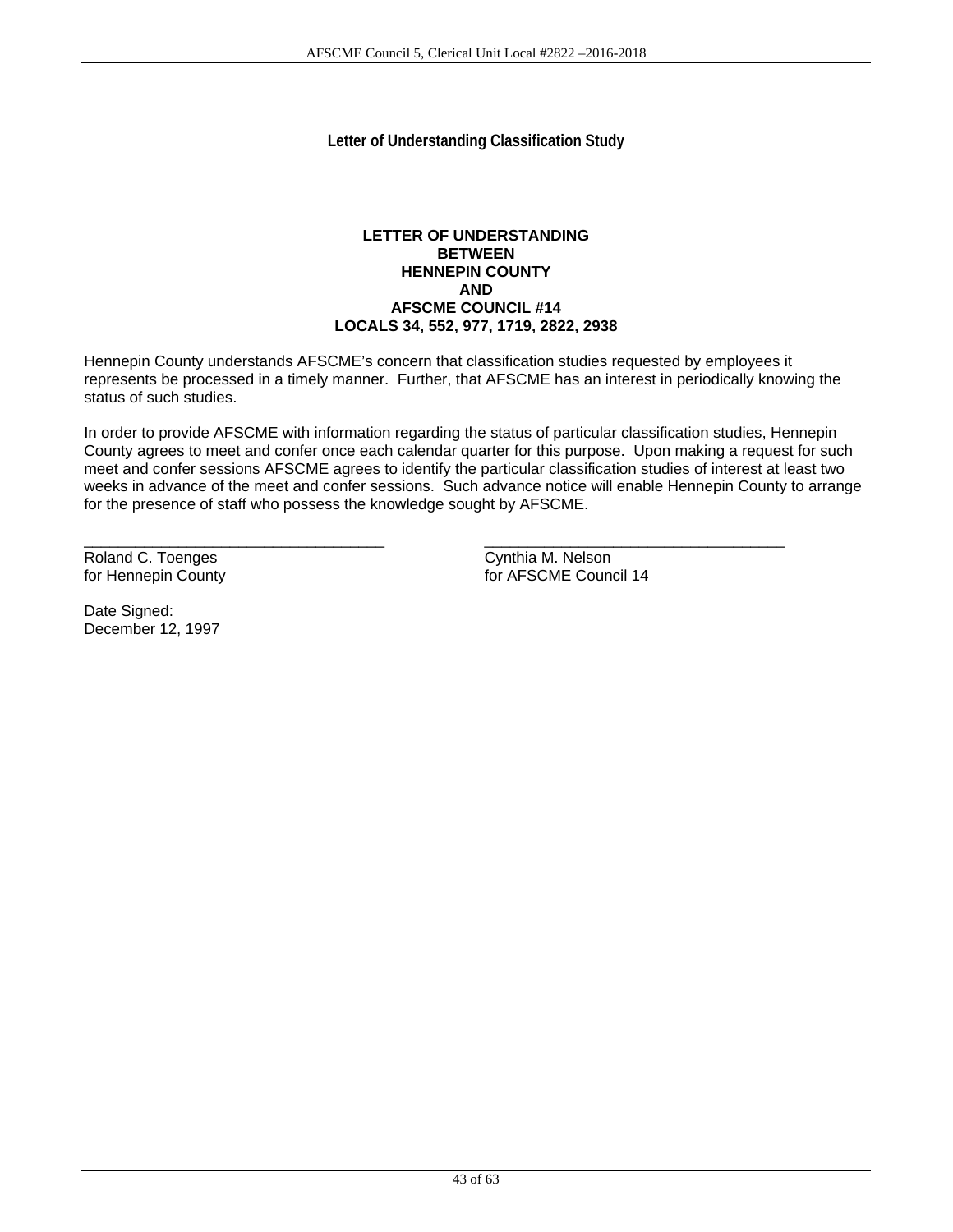## Letter of Understanding Classification Study

**LETTER OF UNDERSTANDING**
**BETWEEN**
**HENNEPIN COUNTY**
**AND**
**AFSCME COUNCIL #14**
**LOCALS 34, 552, 977, 1719, 2822, 2938**

Hennepin County understands AFSCME's concern that classification studies requested by employees it represents be processed in a timely manner. Further, that AFSCME has an interest in periodically knowing the status of such studies.

In order to provide AFSCME with information regarding the status of particular classification studies, Hennepin County agrees to meet and confer once each calendar quarter for this purpose. Upon making a request for such meet and confer sessions AFSCME agrees to identify the particular classification studies of interest at least two weeks in advance of the meet and confer sessions. Such advance notice will enable Hennepin County to arrange for the presence of staff who possess the knowledge sought by AFSCME.

| | |
|---|---|
| ___________________________________ | ___________________________________ |
| Roland C. Toenges | Cynthia M. Nelson |
| for Hennepin County | for AFSCME Council 14 |

Date Signed:
December 12, 1997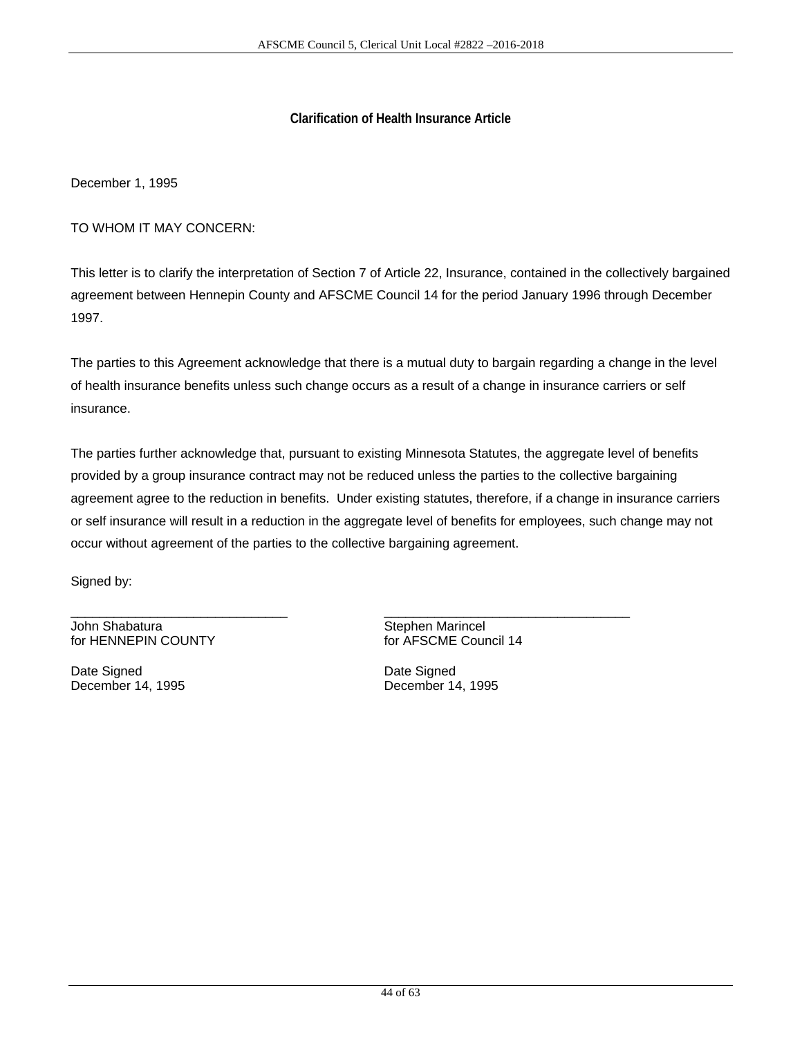## Clarification of Health Insurance Article

December 1, 1995

TO WHOM IT MAY CONCERN:

This letter is to clarify the interpretation of Section 7 of Article 22, Insurance, contained in the collectively bargained agreement between Hennepin County and AFSCME Council 14 for the period January 1996 through December 1997.

The parties to this Agreement acknowledge that there is a mutual duty to bargain regarding a change in the level of health insurance benefits unless such change occurs as a result of a change in insurance carriers or self insurance.

The parties further acknowledge that, pursuant to existing Minnesota Statutes, the aggregate level of benefits provided by a group insurance contract may not be reduced unless the parties to the collective bargaining agreement agree to the reduction in benefits. Under existing statutes, therefore, if a change in insurance carriers or self insurance will result in a reduction in the aggregate level of benefits for employees, such change may not occur without agreement of the parties to the collective bargaining agreement.

Signed by:

| ______________________________ | ______________________________ |
|---|---|
| John Shabatura | Stephen Marincel |
| for HENNEPIN COUNTY | for AFSCME Council 14 |
| Date Signed | Date Signed |
| December 14, 1995 | December 14, 1995 |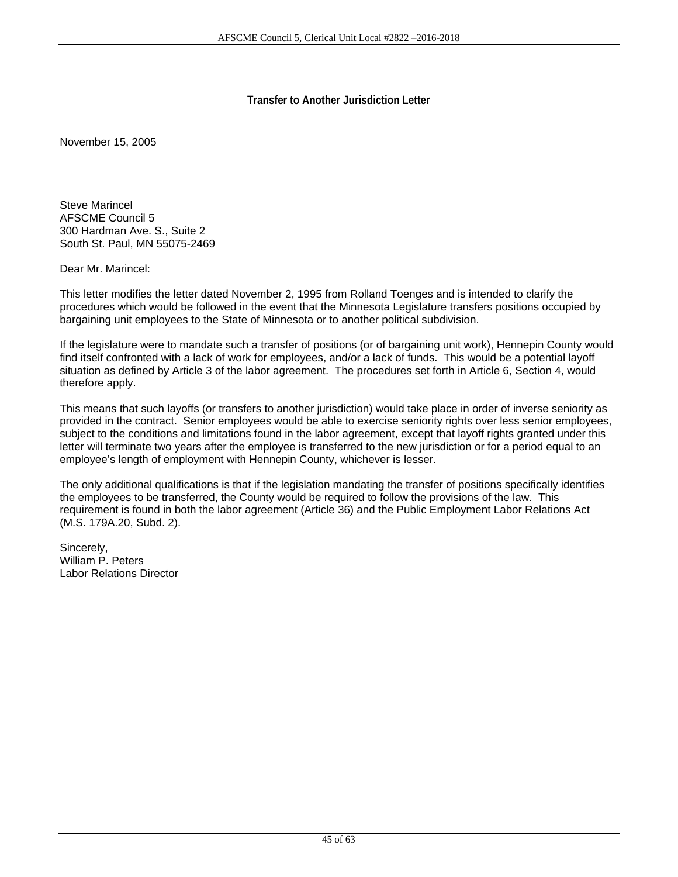## Transfer to Another Jurisdiction Letter

November 15, 2005

Steve Marincel
AFSCME Council 5
300 Hardman Ave. S., Suite 2
South St. Paul, MN 55075-2469

Dear Mr. Marincel:

This letter modifies the letter dated November 2, 1995 from Rolland Toenges and is intended to clarify the procedures which would be followed in the event that the Minnesota Legislature transfers positions occupied by bargaining unit employees to the State of Minnesota or to another political subdivision.

If the legislature were to mandate such a transfer of positions (or of bargaining unit work), Hennepin County would find itself confronted with a lack of work for employees, and/or a lack of funds. This would be a potential layoff situation as defined by Article 3 of the labor agreement. The procedures set forth in Article 6, Section 4, would therefore apply.

This means that such layoffs (or transfers to another jurisdiction) would take place in order of inverse seniority as provided in the contract. Senior employees would be able to exercise seniority rights over less senior employees, subject to the conditions and limitations found in the labor agreement, except that layoff rights granted under this letter will terminate two years after the employee is transferred to the new jurisdiction or for a period equal to an employee's length of employment with Hennepin County, whichever is lesser.

The only additional qualifications is that if the legislation mandating the transfer of positions specifically identifies the employees to be transferred, the County would be required to follow the provisions of the law. This requirement is found in both the labor agreement (Article 36) and the Public Employment Labor Relations Act (M.S. 179A.20, Subd. 2).

Sincerely,
William P. Peters
Labor Relations Director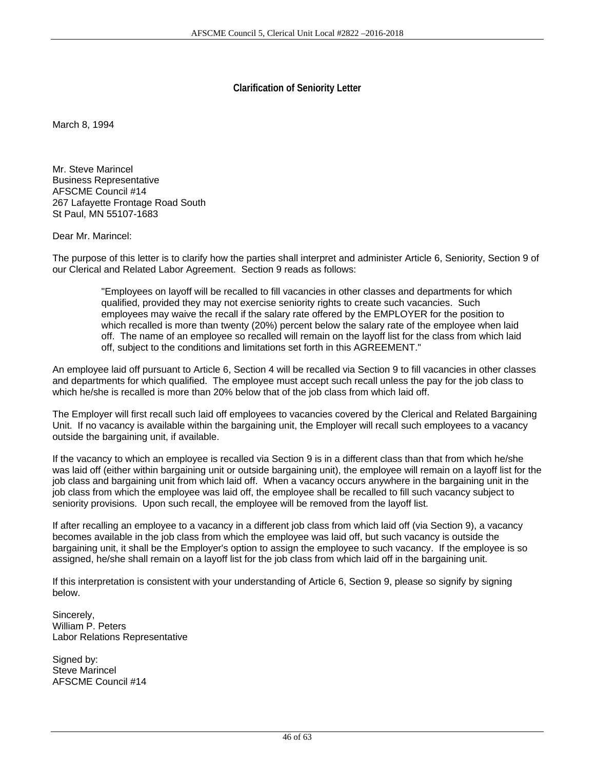## Clarification of Seniority Letter

March 8, 1994

Mr. Steve Marincel
Business Representative
AFSCME Council #14
267 Lafayette Frontage Road South
St Paul, MN 55107-1683

Dear Mr. Marincel:

The purpose of this letter is to clarify how the parties shall interpret and administer Article 6, Seniority, Section 9 of our Clerical and Related Labor Agreement. Section 9 reads as follows:

> "Employees on layoff will be recalled to fill vacancies in other classes and departments for which qualified, provided they may not exercise seniority rights to create such vacancies. Such employees may waive the recall if the salary rate offered by the EMPLOYER for the position to which recalled is more than twenty (20%) percent below the salary rate of the employee when laid off. The name of an employee so recalled will remain on the layoff list for the class from which laid off, subject to the conditions and limitations set forth in this AGREEMENT."

An employee laid off pursuant to Article 6, Section 4 will be recalled via Section 9 to fill vacancies in other classes and departments for which qualified. The employee must accept such recall unless the pay for the job class to which he/she is recalled is more than 20% below that of the job class from which laid off.

The Employer will first recall such laid off employees to vacancies covered by the Clerical and Related Bargaining Unit. If no vacancy is available within the bargaining unit, the Employer will recall such employees to a vacancy outside the bargaining unit, if available.

If the vacancy to which an employee is recalled via Section 9 is in a different class than that from which he/she was laid off (either within bargaining unit or outside bargaining unit), the employee will remain on a layoff list for the job class and bargaining unit from which laid off. When a vacancy occurs anywhere in the bargaining unit in the job class from which the employee was laid off, the employee shall be recalled to fill such vacancy subject to seniority provisions. Upon such recall, the employee will be removed from the layoff list.

If after recalling an employee to a vacancy in a different job class from which laid off (via Section 9), a vacancy becomes available in the job class from which the employee was laid off, but such vacancy is outside the bargaining unit, it shall be the Employer's option to assign the employee to such vacancy. If the employee is so assigned, he/she shall remain on a layoff list for the job class from which laid off in the bargaining unit.

If this interpretation is consistent with your understanding of Article 6, Section 9, please so signify by signing below.

Sincerely,
William P. Peters
Labor Relations Representative

Signed by:
Steve Marincel
AFSCME Council #14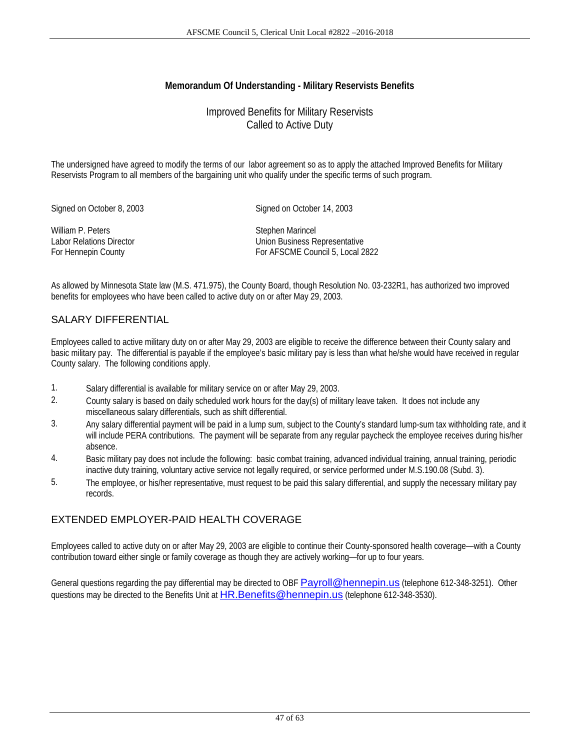**Memorandum Of Understanding - Military Reservists Benefits**

Improved Benefits for Military Reservists
Called to Active Duty

The undersigned have agreed to modify the terms of our labor agreement so as to apply the attached Improved Benefits for Military Reservists Program to all members of the bargaining unit who qualify under the specific terms of such program.

| | |
|---|---|
| Signed on October 8, 2003 | Signed on October 14, 2003 |
| William P. Peters<br>Labor Relations Director<br>For Hennepin County | Stephen Marincel<br>Union Business Representative<br>For AFSCME Council 5, Local 2822 |

As allowed by Minnesota State law (M.S. 471.975), the County Board, though Resolution No. 03-232R1, has authorized two improved benefits for employees who have been called to active duty on or after May 29, 2003.

## SALARY DIFFERENTIAL

Employees called to active military duty on or after May 29, 2003 are eligible to receive the difference between their County salary and basic military pay. The differential is payable if the employee's basic military pay is less than what he/she would have received in regular County salary. The following conditions apply.

1. Salary differential is available for military service on or after May 29, 2003.
2. County salary is based on daily scheduled work hours for the day(s) of military leave taken. It does not include any miscellaneous salary differentials, such as shift differential.
3. Any salary differential payment will be paid in a lump sum, subject to the County's standard lump-sum tax withholding rate, and it will include PERA contributions. The payment will be separate from any regular paycheck the employee receives during his/her absence.
4. Basic military pay does not include the following: basic combat training, advanced individual training, annual training, periodic inactive duty training, voluntary active service not legally required, or service performed under M.S.190.08 (Subd. 3).
5. The employee, or his/her representative, must request to be paid this salary differential, and supply the necessary military pay records.

## EXTENDED EMPLOYER-PAID HEALTH COVERAGE

Employees called to active duty on or after May 29, 2003 are eligible to continue their County-sponsored health coverage—with a County contribution toward either single or family coverage as though they are actively working—for up to four years.

General questions regarding the pay differential may be directed to OBF Payroll@hennepin.us (telephone 612-348-3251). Other questions may be directed to the Benefits Unit at HR.Benefits@hennepin.us (telephone 612-348-3530).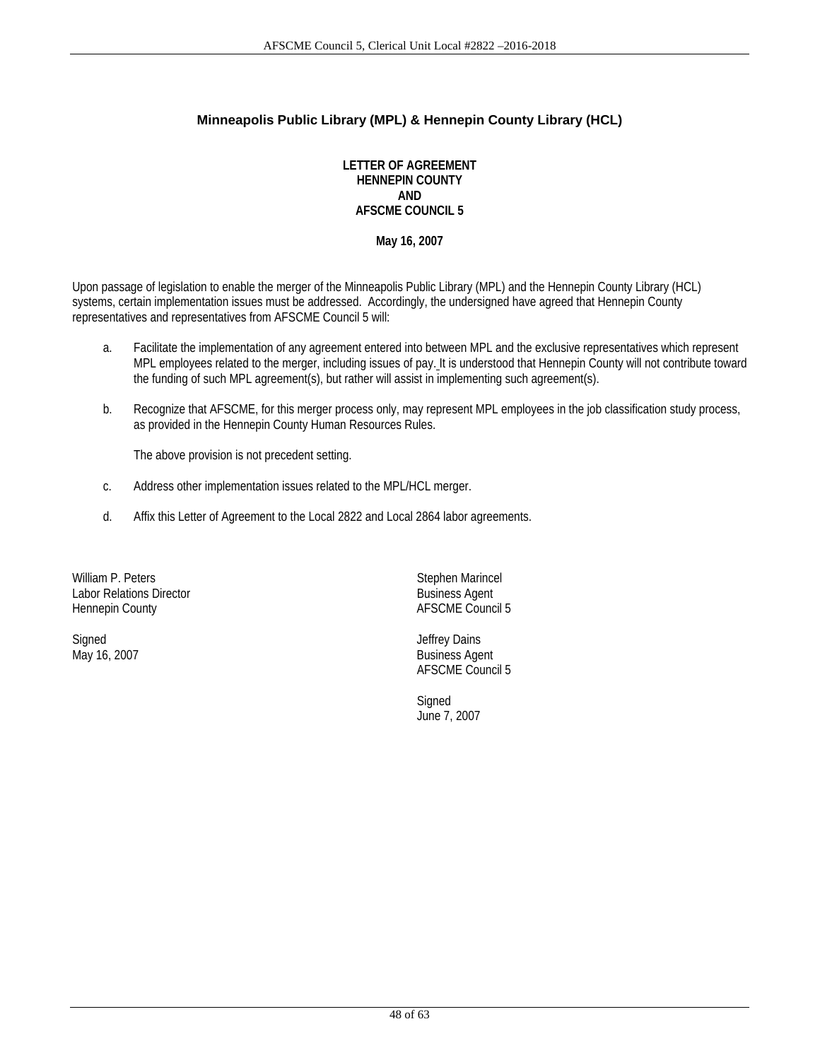## Minneapolis Public Library (MPL) & Hennepin County Library (HCL)

**LETTER OF AGREEMENT**
**HENNEPIN COUNTY**
**AND**
**AFSCME COUNCIL 5**

**May 16, 2007**

Upon passage of legislation to enable the merger of the Minneapolis Public Library (MPL) and the Hennepin County Library (HCL) systems, certain implementation issues must be addressed. Accordingly, the undersigned have agreed that Hennepin County representatives and representatives from AFSCME Council 5 will:

a. Facilitate the implementation of any agreement entered into between MPL and the exclusive representatives which represent MPL employees related to the merger, including issues of pay. It is understood that Hennepin County will not contribute toward the funding of such MPL agreement(s), but rather will assist in implementing such agreement(s).

b. Recognize that AFSCME, for this merger process only, may represent MPL employees in the job classification study process, as provided in the Hennepin County Human Resources Rules.

   The above provision is not precedent setting.

c. Address other implementation issues related to the MPL/HCL merger.

d. Affix this Letter of Agreement to the Local 2822 and Local 2864 labor agreements.

William P. Peters
Labor Relations Director
Hennepin County

Signed
May 16, 2007

Stephen Marincel
Business Agent
AFSCME Council 5

Jeffrey Dains
Business Agent
AFSCME Council 5

Signed
June 7, 2007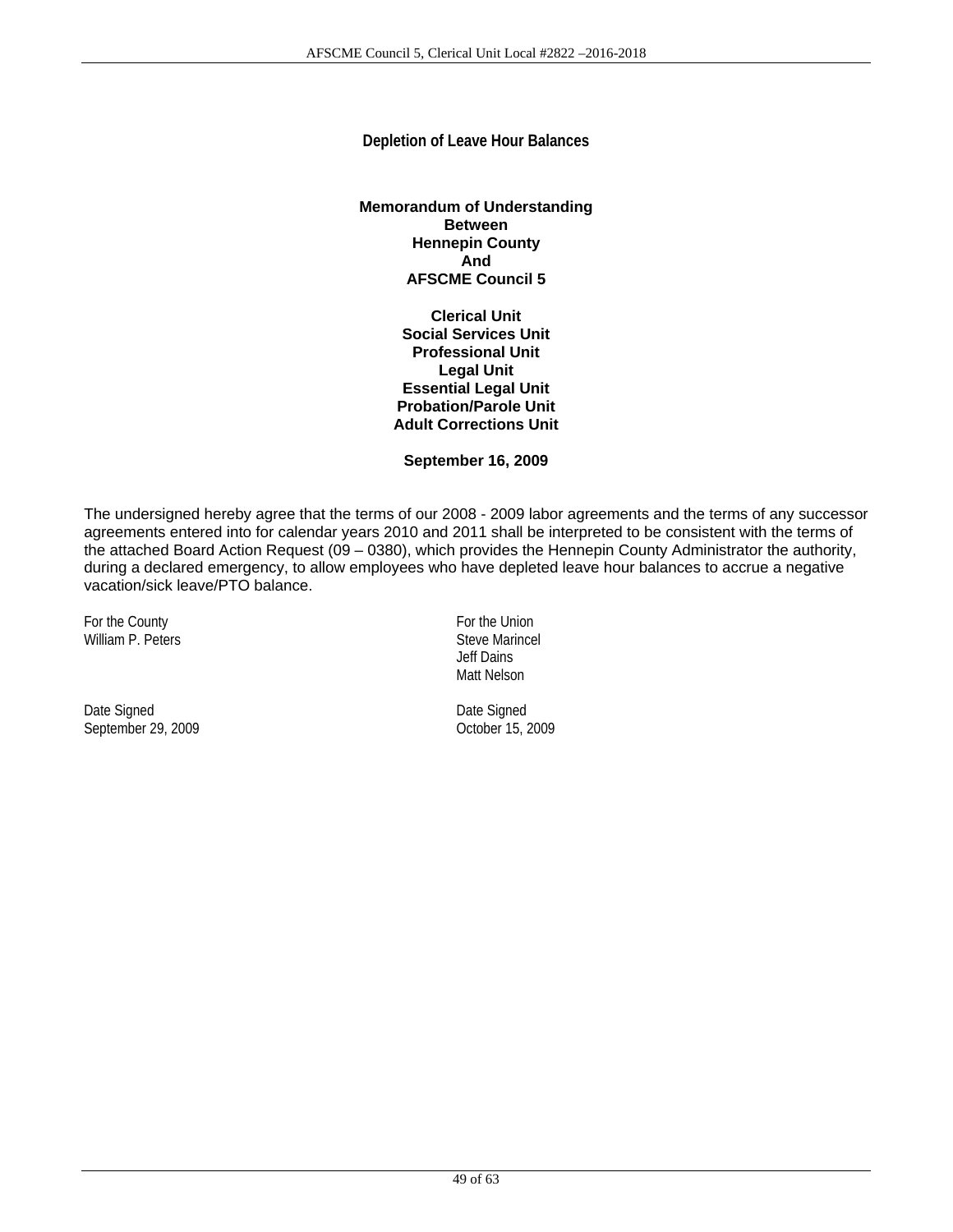## Depletion of Leave Hour Balances

**Memorandum of Understanding**
**Between**
**Hennepin County**
**And**
**AFSCME Council 5**

**Clerical Unit**
**Social Services Unit**
**Professional Unit**
**Legal Unit**
**Essential Legal Unit**
**Probation/Parole Unit**
**Adult Corrections Unit**

**September 16, 2009**

The undersigned hereby agree that the terms of our 2008 - 2009 labor agreements and the terms of any successor agreements entered into for calendar years 2010 and 2011 shall be interpreted to be consistent with the terms of the attached Board Action Request (09 – 0380), which provides the Hennepin County Administrator the authority, during a declared emergency, to allow employees who have depleted leave hour balances to accrue a negative vacation/sick leave/PTO balance.

For the County
William P. Peters

For the Union
Steve Marincel
Jeff Dains
Matt Nelson

Date Signed
September 29, 2009

Date Signed
October 15, 2009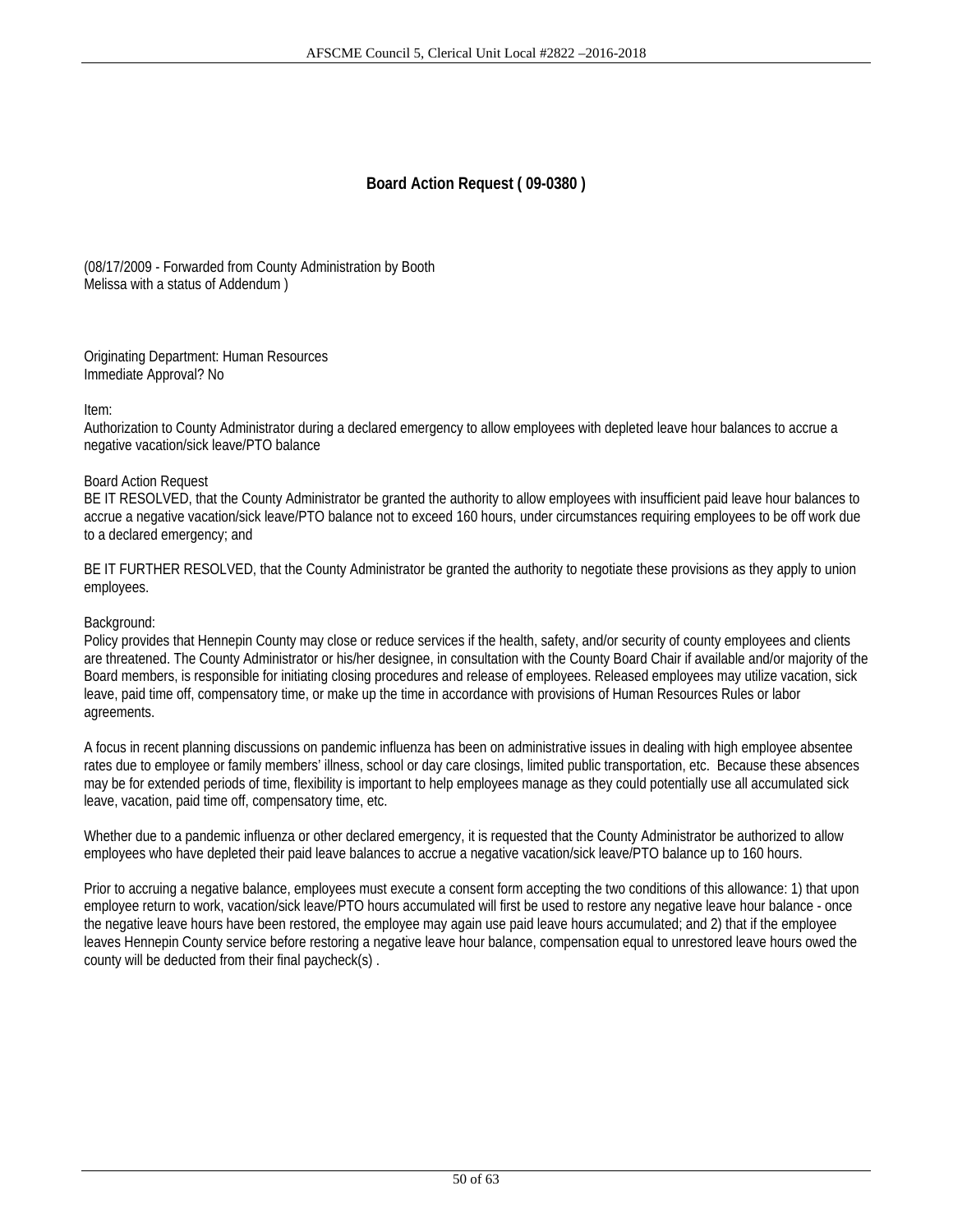## Board Action Request ( 09-0380 )

(08/17/2009 - Forwarded from County Administration by Booth Melissa with a status of Addendum )

Originating Department: Human Resources
Immediate Approval? No

Item:
Authorization to County Administrator during a declared emergency to allow employees with depleted leave hour balances to accrue a negative vacation/sick leave/PTO balance

Board Action Request
BE IT RESOLVED, that the County Administrator be granted the authority to allow employees with insufficient paid leave hour balances to accrue a negative vacation/sick leave/PTO balance not to exceed 160 hours, under circumstances requiring employees to be off work due to a declared emergency; and

BE IT FURTHER RESOLVED, that the County Administrator be granted the authority to negotiate these provisions as they apply to union employees.

Background:
Policy provides that Hennepin County may close or reduce services if the health, safety, and/or security of county employees and clients are threatened. The County Administrator or his/her designee, in consultation with the County Board Chair if available and/or majority of the Board members, is responsible for initiating closing procedures and release of employees. Released employees may utilize vacation, sick leave, paid time off, compensatory time, or make up the time in accordance with provisions of Human Resources Rules or labor agreements.

A focus in recent planning discussions on pandemic influenza has been on administrative issues in dealing with high employee absentee rates due to employee or family members' illness, school or day care closings, limited public transportation, etc. Because these absences may be for extended periods of time, flexibility is important to help employees manage as they could potentially use all accumulated sick leave, vacation, paid time off, compensatory time, etc.

Whether due to a pandemic influenza or other declared emergency, it is requested that the County Administrator be authorized to allow employees who have depleted their paid leave balances to accrue a negative vacation/sick leave/PTO balance up to 160 hours.

Prior to accruing a negative balance, employees must execute a consent form accepting the two conditions of this allowance: 1) that upon employee return to work, vacation/sick leave/PTO hours accumulated will first be used to restore any negative leave hour balance - once the negative leave hours have been restored, the employee may again use paid leave hours accumulated; and 2) that if the employee leaves Hennepin County service before restoring a negative leave hour balance, compensation equal to unrestored leave hours owed the county will be deducted from their final paycheck(s) .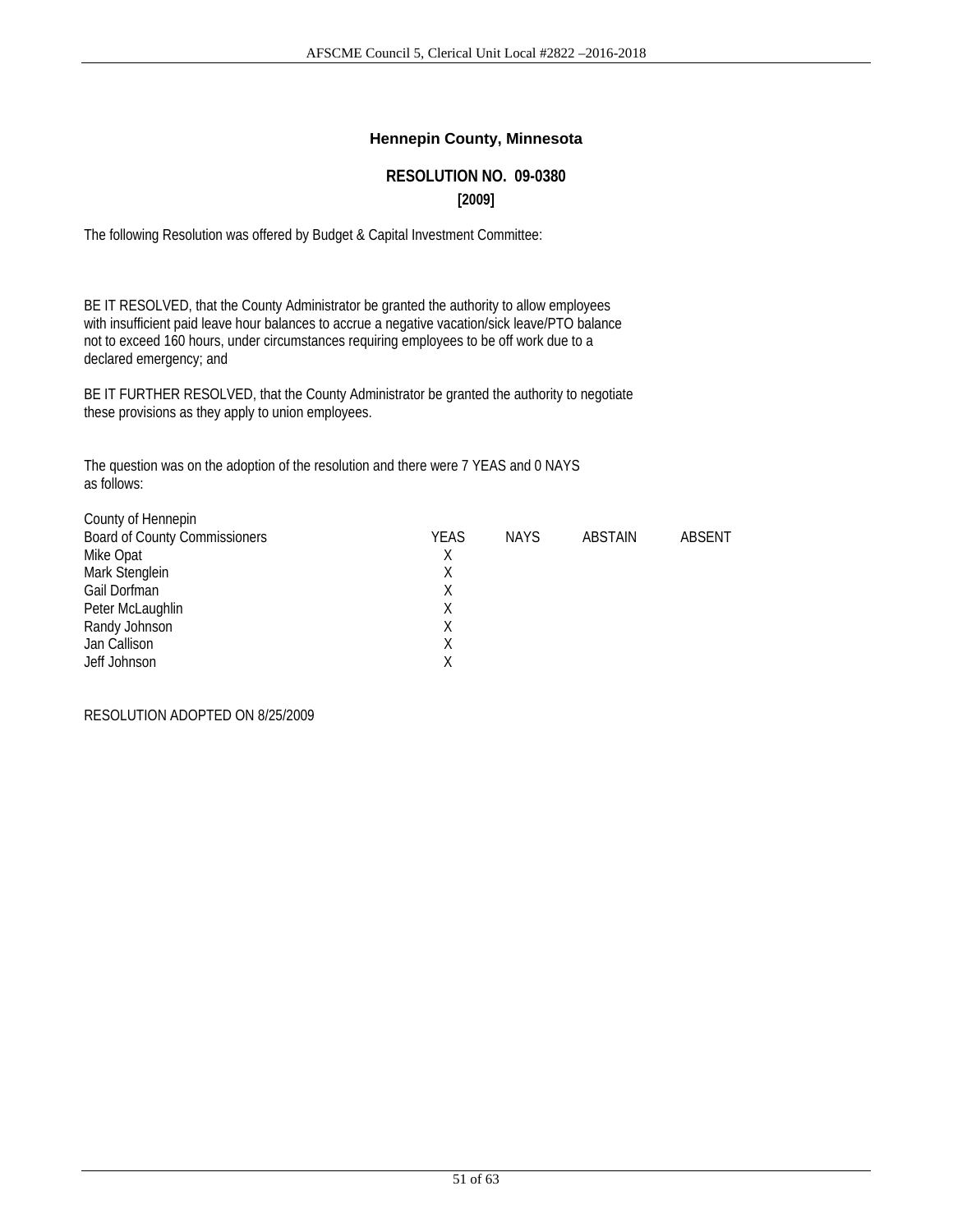## Hennepin County, Minnesota

### RESOLUTION NO. 09-0380

**[2009]**

The following Resolution was offered by Budget & Capital Investment Committee:

BE IT RESOLVED, that the County Administrator be granted the authority to allow employees with insufficient paid leave hour balances to accrue a negative vacation/sick leave/PTO balance not to exceed 160 hours, under circumstances requiring employees to be off work due to a declared emergency; and

BE IT FURTHER RESOLVED, that the County Administrator be granted the authority to negotiate these provisions as they apply to union employees.

The question was on the adoption of the resolution and there were 7 YEAS and 0 NAYS as follows:

| County of Hennepin<br>Board of County Commissioners | YEAS | NAYS | ABSTAIN | ABSENT |
|---|---|---|---|---|
| Mike Opat | X | | | |
| Mark Stenglein | X | | | |
| Gail Dorfman | X | | | |
| Peter McLaughlin | X | | | |
| Randy Johnson | X | | | |
| Jan Callison | X | | | |
| Jeff Johnson | X | | | |

RESOLUTION ADOPTED ON 8/25/2009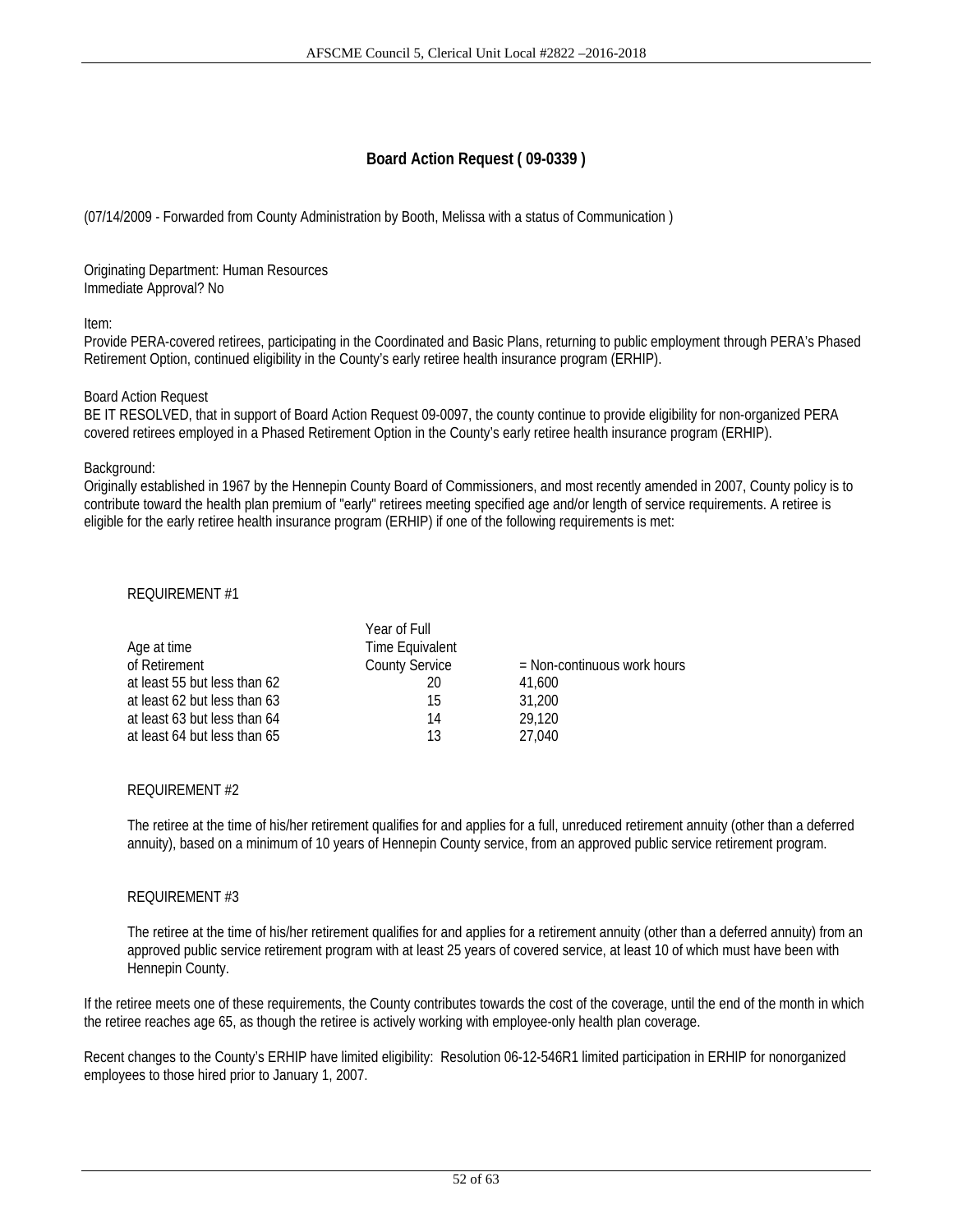## Board Action Request ( 09-0339 )

(07/14/2009 - Forwarded from County Administration by Booth, Melissa with a status of Communication )

Originating Department: Human Resources
Immediate Approval? No

Item:
Provide PERA-covered retirees, participating in the Coordinated and Basic Plans, returning to public employment through PERA's Phased Retirement Option, continued eligibility in the County's early retiree health insurance program (ERHIP).

Board Action Request
BE IT RESOLVED, that in support of Board Action Request 09-0097, the county continue to provide eligibility for non-organized PERA covered retirees employed in a Phased Retirement Option in the County's early retiree health insurance program (ERHIP).

Background:
Originally established in 1967 by the Hennepin County Board of Commissioners, and most recently amended in 2007, County policy is to contribute toward the health plan premium of "early" retirees meeting specified age and/or length of service requirements. A retiree is eligible for the early retiree health insurance program (ERHIP) if one of the following requirements is met:

REQUIREMENT #1

| Age at time of Retirement | Year of Full Time Equivalent County Service | = Non-continuous work hours |
|---|---|---|
| at least 55 but less than 62 | 20 | 41,600 |
| at least 62 but less than 63 | 15 | 31,200 |
| at least 63 but less than 64 | 14 | 29,120 |
| at least 64 but less than 65 | 13 | 27,040 |

REQUIREMENT #2

The retiree at the time of his/her retirement qualifies for and applies for a full, unreduced retirement annuity (other than a deferred annuity), based on a minimum of 10 years of Hennepin County service, from an approved public service retirement program.

REQUIREMENT #3

The retiree at the time of his/her retirement qualifies for and applies for a retirement annuity (other than a deferred annuity) from an approved public service retirement program with at least 25 years of covered service, at least 10 of which must have been with Hennepin County.

If the retiree meets one of these requirements, the County contributes towards the cost of the coverage, until the end of the month in which the retiree reaches age 65, as though the retiree is actively working with employee-only health plan coverage.

Recent changes to the County's ERHIP have limited eligibility: Resolution 06-12-546R1 limited participation in ERHIP for nonorganized employees to those hired prior to January 1, 2007.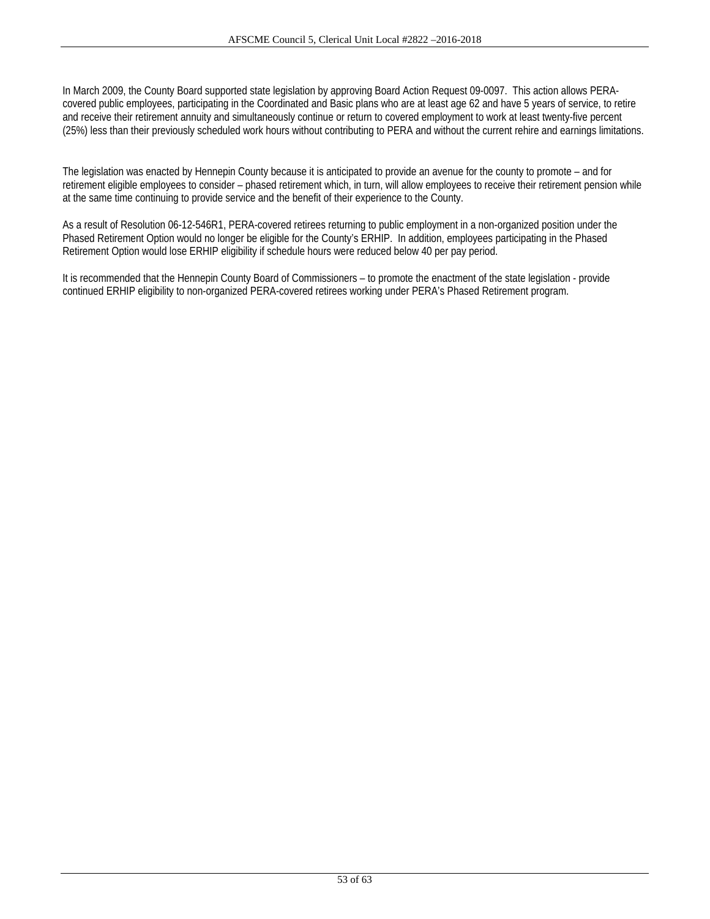In March 2009, the County Board supported state legislation by approving Board Action Request 09-0097. This action allows PERA-covered public employees, participating in the Coordinated and Basic plans who are at least age 62 and have 5 years of service, to retire and receive their retirement annuity and simultaneously continue or return to covered employment to work at least twenty-five percent (25%) less than their previously scheduled work hours without contributing to PERA and without the current rehire and earnings limitations.

The legislation was enacted by Hennepin County because it is anticipated to provide an avenue for the county to promote – and for retirement eligible employees to consider – phased retirement which, in turn, will allow employees to receive their retirement pension while at the same time continuing to provide service and the benefit of their experience to the County.

As a result of Resolution 06-12-546R1, PERA-covered retirees returning to public employment in a non-organized position under the Phased Retirement Option would no longer be eligible for the County's ERHIP. In addition, employees participating in the Phased Retirement Option would lose ERHIP eligibility if schedule hours were reduced below 40 per pay period.

It is recommended that the Hennepin County Board of Commissioners – to promote the enactment of the state legislation - provide continued ERHIP eligibility to non-organized PERA-covered retirees working under PERA's Phased Retirement program.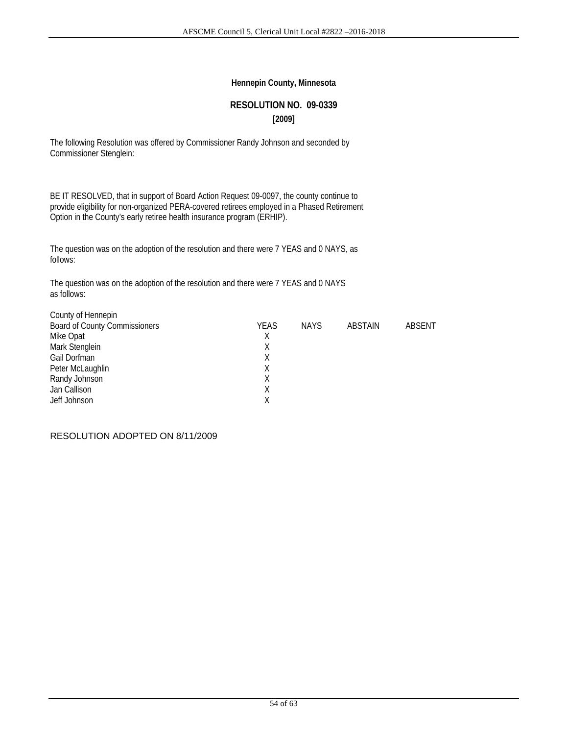**Hennepin County, Minnesota**

## RESOLUTION NO. 09-0339

**[2009]**

The following Resolution was offered by Commissioner Randy Johnson and seconded by Commissioner Stenglein:

BE IT RESOLVED, that in support of Board Action Request 09-0097, the county continue to provide eligibility for non-organized PERA-covered retirees employed in a Phased Retirement Option in the County's early retiree health insurance program (ERHIP).

The question was on the adoption of the resolution and there were 7 YEAS and 0 NAYS, as follows:

The question was on the adoption of the resolution and there were 7 YEAS and 0 NAYS as follows:

| County of Hennepin<br>Board of County Commissioners | YEAS | NAYS | ABSTAIN | ABSENT |
|---|---|---|---|---|
| Mike Opat | X | | | |
| Mark Stenglein | X | | | |
| Gail Dorfman | X | | | |
| Peter McLaughlin | X | | | |
| Randy Johnson | X | | | |
| Jan Callison | X | | | |
| Jeff Johnson | X | | | |

RESOLUTION ADOPTED ON 8/11/2009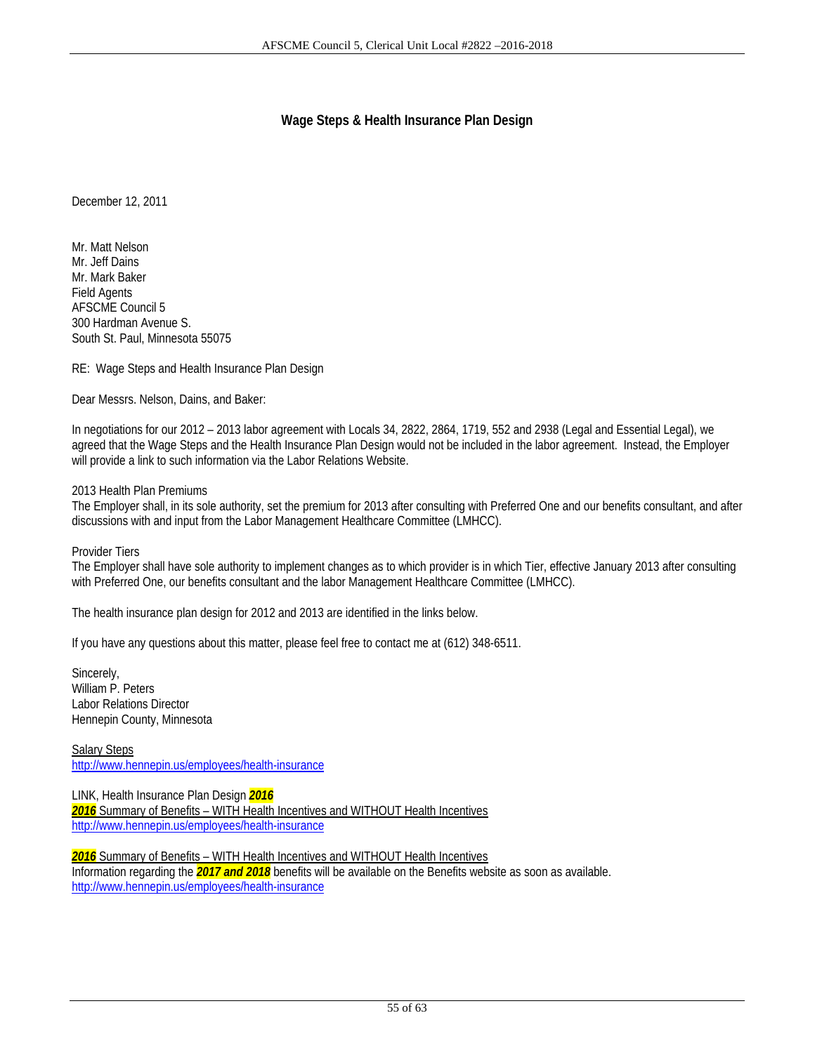## Wage Steps & Health Insurance Plan Design

December 12, 2011

Mr. Matt Nelson
Mr. Jeff Dains
Mr. Mark Baker
Field Agents
AFSCME Council 5
300 Hardman Avenue S.
South St. Paul, Minnesota 55075

RE: Wage Steps and Health Insurance Plan Design

Dear Messrs. Nelson, Dains, and Baker:

In negotiations for our 2012 – 2013 labor agreement with Locals 34, 2822, 2864, 1719, 552 and 2938 (Legal and Essential Legal), we agreed that the Wage Steps and the Health Insurance Plan Design would not be included in the labor agreement. Instead, the Employer will provide a link to such information via the Labor Relations Website.

2013 Health Plan Premiums
The Employer shall, in its sole authority, set the premium for 2013 after consulting with Preferred One and our benefits consultant, and after discussions with and input from the Labor Management Healthcare Committee (LMHCC).

Provider Tiers
The Employer shall have sole authority to implement changes as to which provider is in which Tier, effective January 2013 after consulting with Preferred One, our benefits consultant and the labor Management Healthcare Committee (LMHCC).

The health insurance plan design for 2012 and 2013 are identified in the links below.

If you have any questions about this matter, please feel free to contact me at (612) 348-6511.

Sincerely,
William P. Peters
Labor Relations Director
Hennepin County, Minnesota

Salary Steps
http://www.hennepin.us/employees/health-insurance

LINK, Health Insurance Plan Design ***2016***
***2016*** Summary of Benefits – WITH Health Incentives and WITHOUT Health Incentives
http://www.hennepin.us/employees/health-insurance

***2016*** Summary of Benefits – WITH Health Incentives and WITHOUT Health Incentives
Information regarding the ***2017 and 2018*** benefits will be available on the Benefits website as soon as available.
http://www.hennepin.us/employees/health-insurance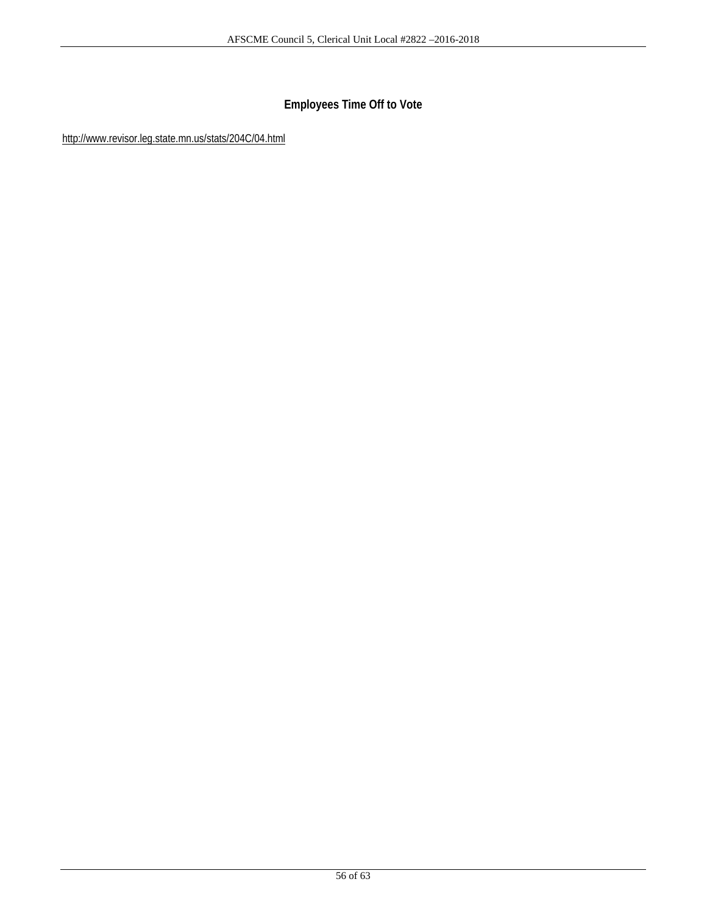## Employees Time Off to Vote

http://www.revisor.leg.state.mn.us/stats/204C/04.html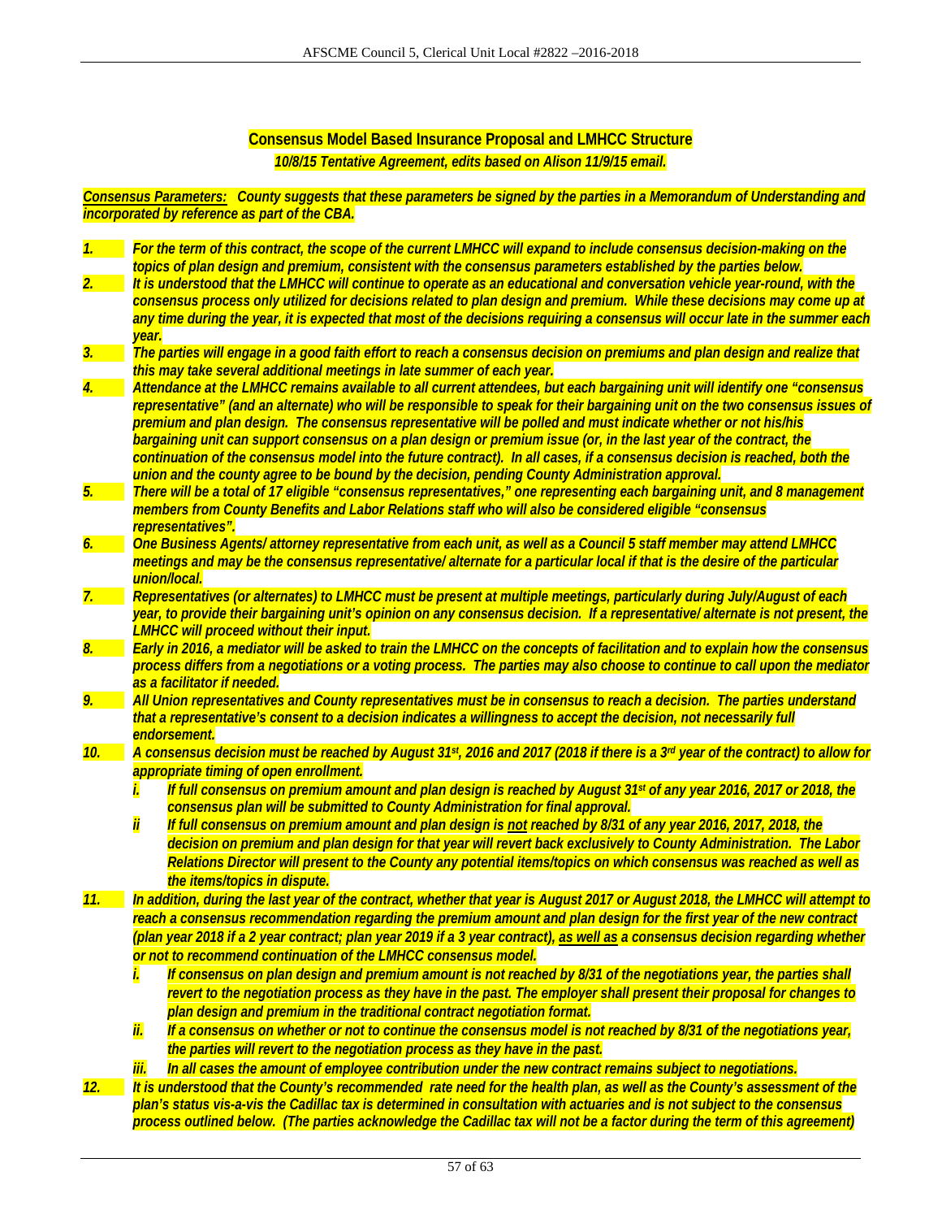## **Consensus Model Based Insurance Proposal and LMHCC Structure**

***10/8/15 Tentative Agreement, edits based on Alison 11/9/15 email.***

***Consensus Parameters:** County suggests that these parameters be signed by the parties in a Memorandum of Understanding and incorporated by reference as part of the CBA.*

***1.*** *For the term of this contract, the scope of the current LMHCC will expand to include consensus decision-making on the topics of plan design and premium, consistent with the consensus parameters established by the parties below.*

***2.*** *It is understood that the LMHCC will continue to operate as an educational and conversation vehicle year-round, with the consensus process only utilized for decisions related to plan design and premium. While these decisions may come up at any time during the year, it is expected that most of the decisions requiring a consensus will occur late in the summer each year.*

***3.*** *The parties will engage in a good faith effort to reach a consensus decision on premiums and plan design and realize that this may take several additional meetings in late summer of each year.*

***4.*** *Attendance at the LMHCC remains available to all current attendees, but each bargaining unit will identify one "consensus representative" (and an alternate) who will be responsible to speak for their bargaining unit on the two consensus issues of premium and plan design. The consensus representative will be polled and must indicate whether or not his/his bargaining unit can support consensus on a plan design or premium issue (or, in the last year of the contract, the continuation of the consensus model into the future contract). In all cases, if a consensus decision is reached, both the union and the county agree to be bound by the decision, pending County Administration approval.*

***5.*** *There will be a total of 17 eligible "consensus representatives," one representing each bargaining unit, and 8 management members from County Benefits and Labor Relations staff who will also be considered eligible "consensus representatives".*

***6.*** *One Business Agents/ attorney representative from each unit, as well as a Council 5 staff member may attend LMHCC meetings and may be the consensus representative/ alternate for a particular local if that is the desire of the particular union/local.*

***7.*** *Representatives (or alternates) to LMHCC must be present at multiple meetings, particularly during July/August of each year, to provide their bargaining unit's opinion on any consensus decision. If a representative/ alternate is not present, the LMHCC will proceed without their input.*

***8.*** *Early in 2016, a mediator will be asked to train the LMHCC on the concepts of facilitation and to explain how the consensus process differs from a negotiations or a voting process. The parties may also choose to continue to call upon the mediator as a facilitator if needed.*

***9.*** *All Union representatives and County representatives must be in consensus to reach a decision. The parties understand that a representative's consent to a decision indicates a willingness to accept the decision, not necessarily full endorsement.*

***10.*** *A consensus decision must be reached by August 31st, 2016 and 2017 (2018 if there is a 3rd year of the contract) to allow for appropriate timing of open enrollment.*

- ***i.*** *If full consensus on premium amount and plan design is reached by August 31st of any year 2016, 2017 or 2018, the consensus plan will be submitted to County Administration for final approval.*
- ***ii*** *If full consensus on premium amount and plan design is <u>not</u> reached by 8/31 of any year 2016, 2017, 2018, the decision on premium and plan design for that year will revert back exclusively to County Administration. The Labor Relations Director will present to the County any potential items/topics on which consensus was reached as well as the items/topics in dispute.*

***11.*** *In addition, during the last year of the contract, whether that year is August 2017 or August 2018, the LMHCC will attempt to reach a consensus recommendation regarding the premium amount and plan design for the first year of the new contract (plan year 2018 if a 2 year contract; plan year 2019 if a 3 year contract), <u>as well as</u> a consensus decision regarding whether or not to recommend continuation of the LMHCC consensus model.*

- ***i.*** *If consensus on plan design and premium amount is not reached by 8/31 of the negotiations year, the parties shall revert to the negotiation process as they have in the past. The employer shall present their proposal for changes to plan design and premium in the traditional contract negotiation format.*
- ***ii.*** *If a consensus on whether or not to continue the consensus model is not reached by 8/31 of the negotiations year, the parties will revert to the negotiation process as they have in the past.*
- ***iii.*** *In all cases the amount of employee contribution under the new contract remains subject to negotiations.*

***12.*** *It is understood that the County's recommended rate need for the health plan, as well as the County's assessment of the plan's status vis-a-vis the Cadillac tax is determined in consultation with actuaries and is not subject to the consensus process outlined below. (The parties acknowledge the Cadillac tax will not be a factor during the term of this agreement)*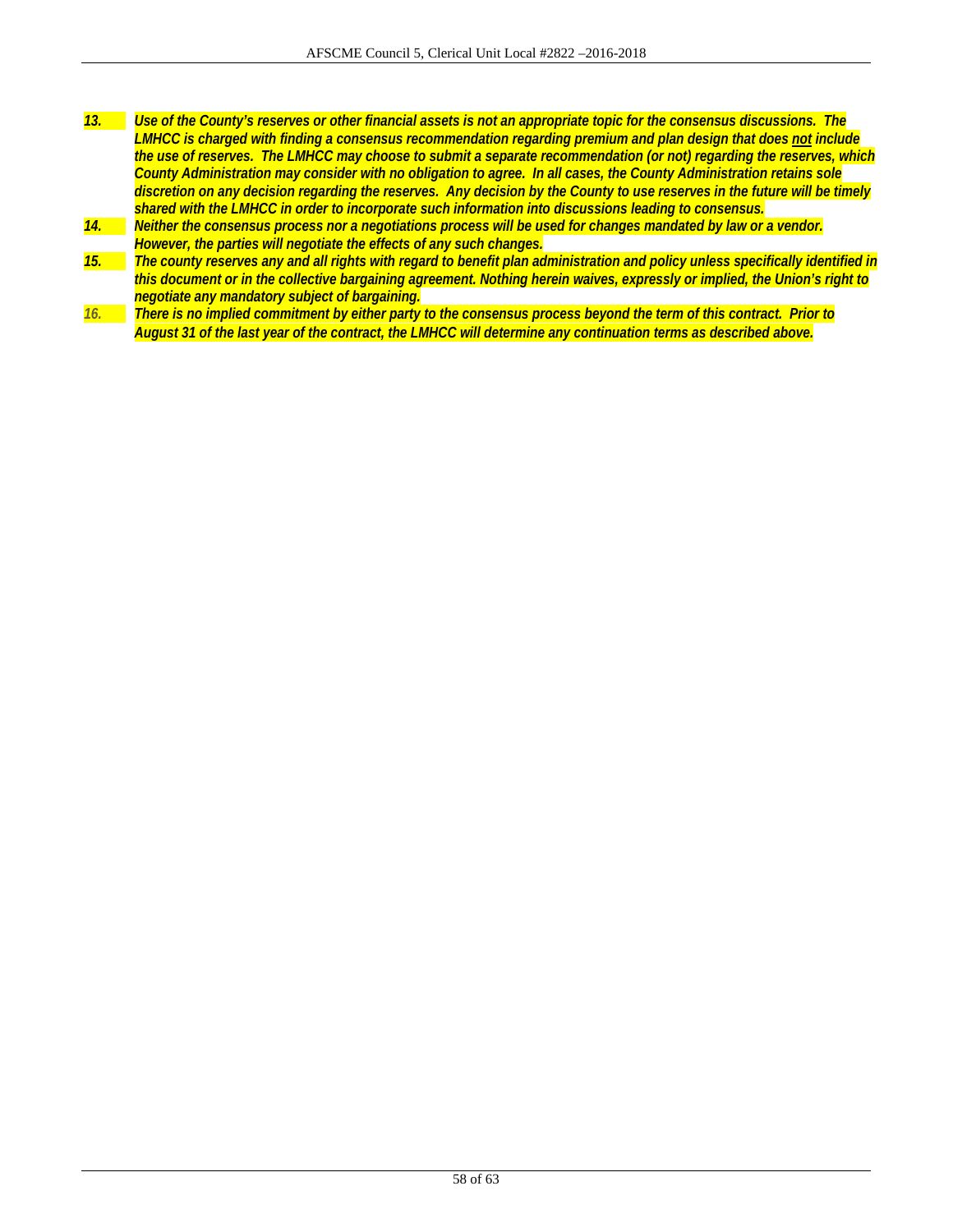13. ***Use of the County's reserves or other financial assets is not an appropriate topic for the consensus discussions. The LMHCC is charged with finding a consensus recommendation regarding premium and plan design that does <u>not</u> include the use of reserves. The LMHCC may choose to submit a separate recommendation (or not) regarding the reserves, which County Administration may consider with no obligation to agree. In all cases, the County Administration retains sole discretion on any decision regarding the reserves. Any decision by the County to use reserves in the future will be timely shared with the LMHCC in order to incorporate such information into discussions leading to consensus.***
14. ***Neither the consensus process nor a negotiations process will be used for changes mandated by law or a vendor. However, the parties will negotiate the effects of any such changes.***
15. ***The county reserves any and all rights with regard to benefit plan administration and policy unless specifically identified in this document or in the collective bargaining agreement. Nothing herein waives, expressly or implied, the Union's right to negotiate any mandatory subject of bargaining.***
16. ***There is no implied commitment by either party to the consensus process beyond the term of this contract. Prior to August 31 of the last year of the contract, the LMHCC will determine any continuation terms as described above.***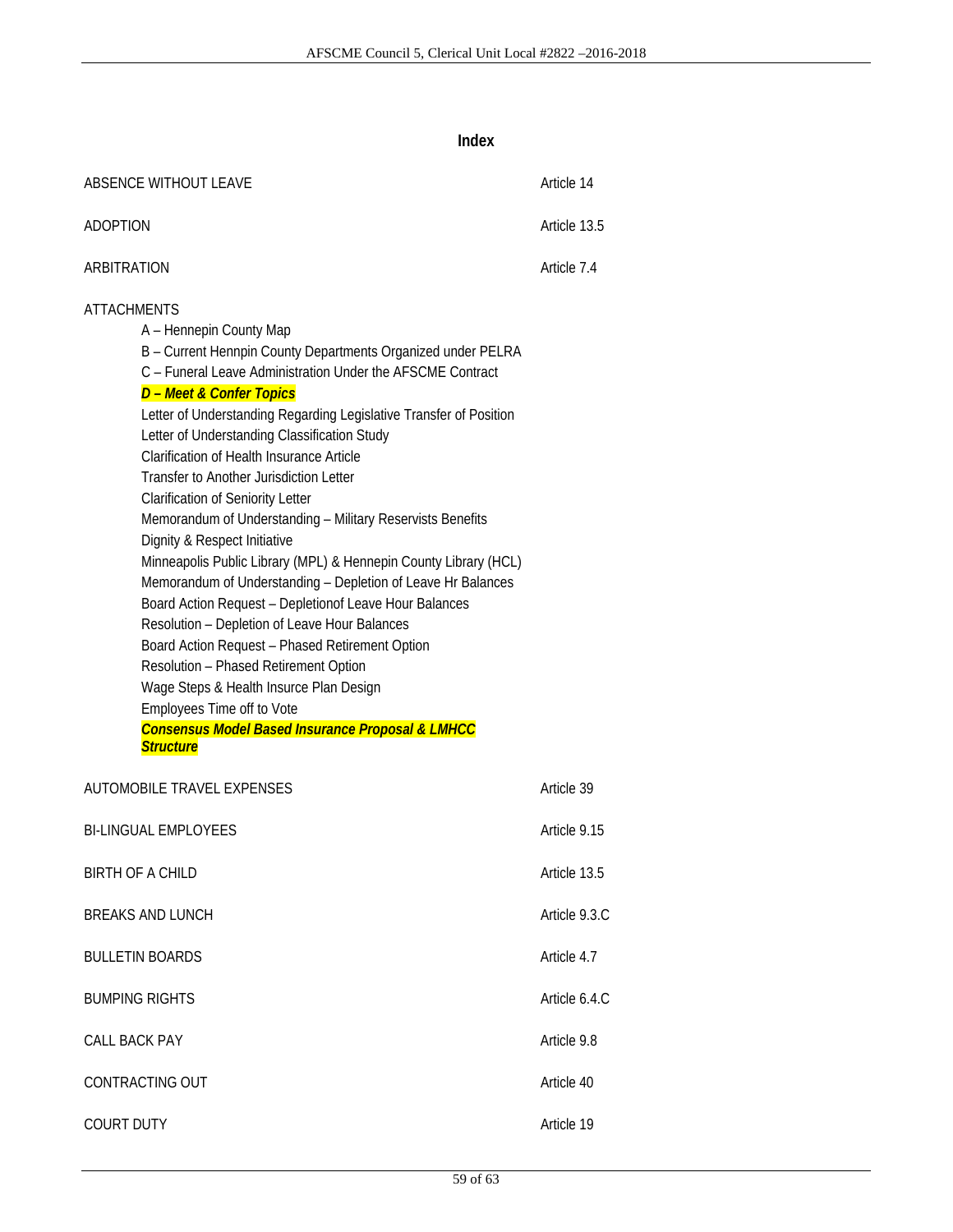## Index

| | |
|---|---|
| ABSENCE WITHOUT LEAVE | Article 14 |
| ADOPTION | Article 13.5 |
| ARBITRATION | Article 7.4 |

ATTACHMENTS

- A – Hennepin County Map
- B – Current Hennpin County Departments Organized under PELRA
- C – Funeral Leave Administration Under the AFSCME Contract
- ***D – Meet & Confer Topics***
- Letter of Understanding Regarding Legislative Transfer of Position
- Letter of Understanding Classification Study
- Clarification of Health Insurance Article
- Transfer to Another Jurisdiction Letter
- Clarification of Seniority Letter
- Memorandum of Understanding – Military Reservists Benefits
- Dignity & Respect Initiative
- Minneapolis Public Library (MPL) & Hennepin County Library (HCL)
- Memorandum of Understanding – Depletion of Leave Hr Balances
- Board Action Request – Depletionof Leave Hour Balances
- Resolution – Depletion of Leave Hour Balances
- Board Action Request – Phased Retirement Option
- Resolution – Phased Retirement Option
- Wage Steps & Health Insurce Plan Design
- Employees Time off to Vote
- ***Consensus Model Based Insurance Proposal & LMHCC Structure***

| | |
|---|---|
| AUTOMOBILE TRAVEL EXPENSES | Article 39 |
| BI-LINGUAL EMPLOYEES | Article 9.15 |
| BIRTH OF A CHILD | Article 13.5 |
| BREAKS AND LUNCH | Article 9.3.C |
| BULLETIN BOARDS | Article 4.7 |
| BUMPING RIGHTS | Article 6.4.C |
| CALL BACK PAY | Article 9.8 |
| CONTRACTING OUT | Article 40 |
| COURT DUTY | Article 19 |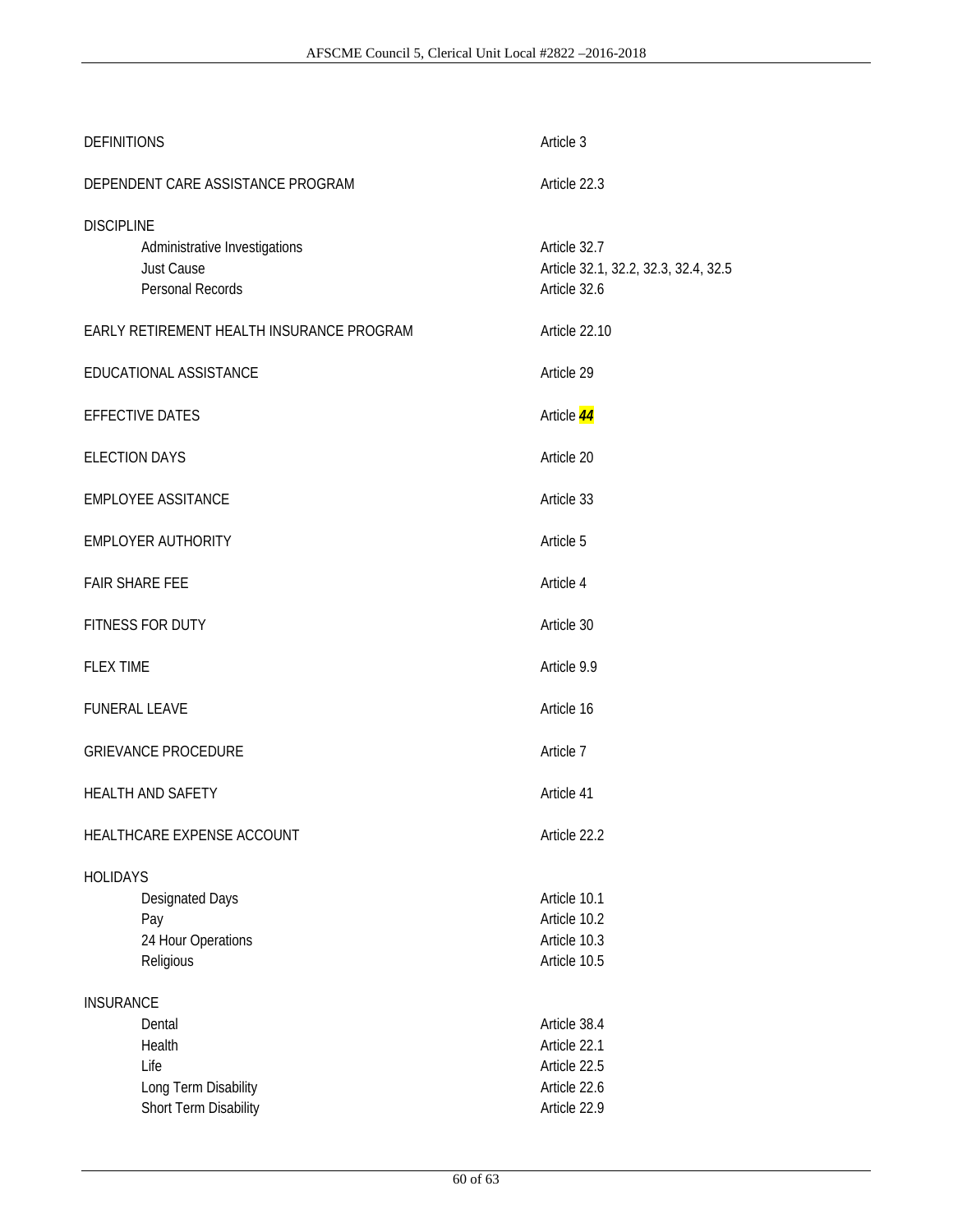| | |
|---|---|
| DEFINITIONS | Article 3 |
| DEPENDENT CARE ASSISTANCE PROGRAM | Article 22.3 |
| DISCIPLINE | |
| Administrative Investigations | Article 32.7 |
| Just Cause | Article 32.1, 32.2, 32.3, 32.4, 32.5 |
| Personal Records | Article 32.6 |
| EARLY RETIREMENT HEALTH INSURANCE PROGRAM | Article 22.10 |
| EDUCATIONAL ASSISTANCE | Article 29 |
| EFFECTIVE DATES | Article ***44*** |
| ELECTION DAYS | Article 20 |
| EMPLOYEE ASSITANCE | Article 33 |
| EMPLOYER AUTHORITY | Article 5 |
| FAIR SHARE FEE | Article 4 |
| FITNESS FOR DUTY | Article 30 |
| FLEX TIME | Article 9.9 |
| FUNERAL LEAVE | Article 16 |
| GRIEVANCE PROCEDURE | Article 7 |
| HEALTH AND SAFETY | Article 41 |
| HEALTHCARE EXPENSE ACCOUNT | Article 22.2 |
| HOLIDAYS | |
| Designated Days | Article 10.1 |
| Pay | Article 10.2 |
| 24 Hour Operations | Article 10.3 |
| Religious | Article 10.5 |
| INSURANCE | |
| Dental | Article 38.4 |
| Health | Article 22.1 |
| Life | Article 22.5 |
| Long Term Disability | Article 22.6 |
| Short Term Disability | Article 22.9 |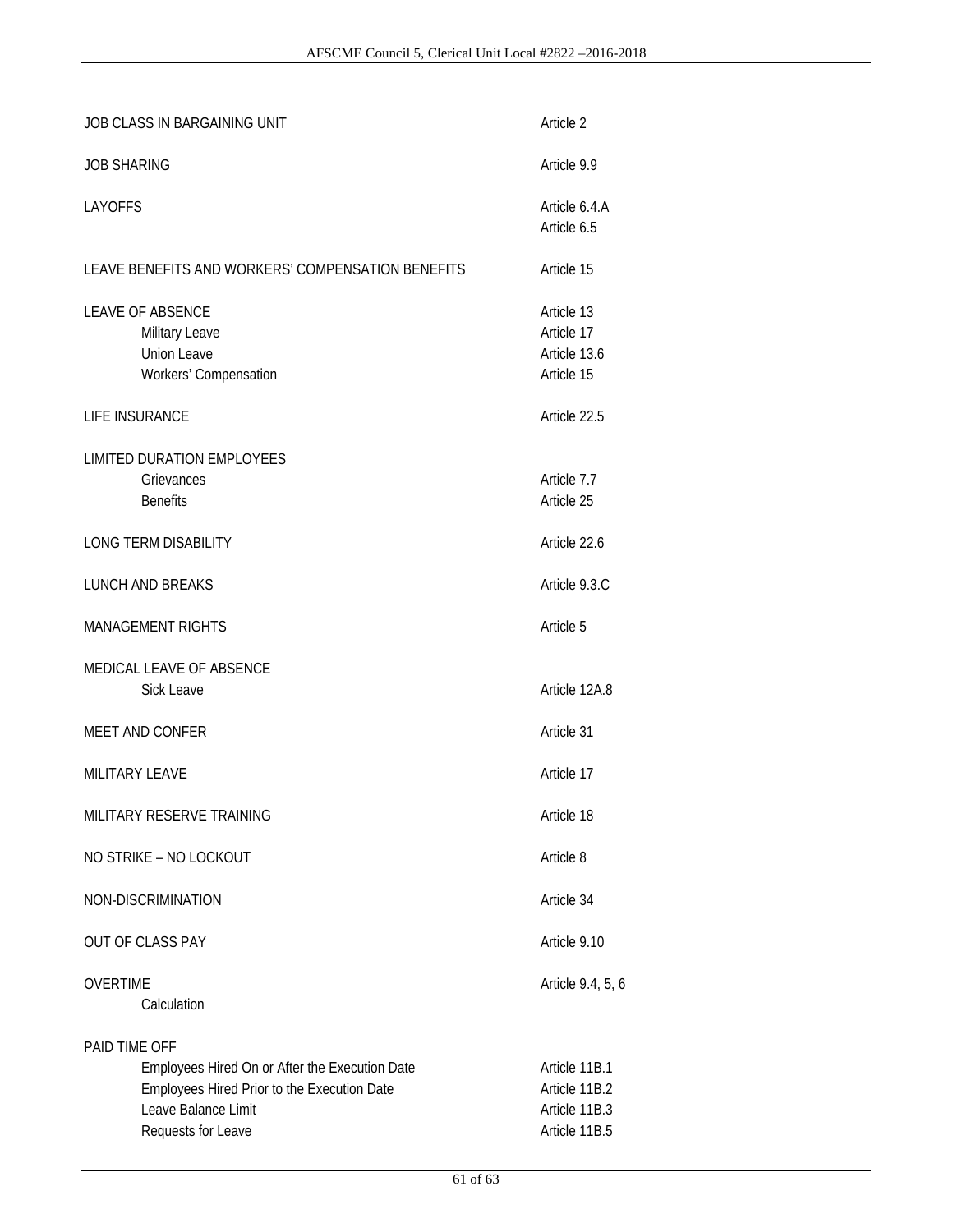| | |
|---|---|
| JOB CLASS IN BARGAINING UNIT | Article 2 |
| JOB SHARING | Article 9.9 |
| LAYOFFS | Article 6.4.A<br>Article 6.5 |
| LEAVE BENEFITS AND WORKERS' COMPENSATION BENEFITS | Article 15 |
| LEAVE OF ABSENCE | Article 13 |
| &nbsp;&nbsp;&nbsp;&nbsp;Military Leave | Article 17 |
| &nbsp;&nbsp;&nbsp;&nbsp;Union Leave | Article 13.6 |
| &nbsp;&nbsp;&nbsp;&nbsp;Workers' Compensation | Article 15 |
| LIFE INSURANCE | Article 22.5 |
| LIMITED DURATION EMPLOYEES | |
| &nbsp;&nbsp;&nbsp;&nbsp;Grievances | Article 7.7 |
| &nbsp;&nbsp;&nbsp;&nbsp;Benefits | Article 25 |
| LONG TERM DISABILITY | Article 22.6 |
| LUNCH AND BREAKS | Article 9.3.C |
| MANAGEMENT RIGHTS | Article 5 |
| MEDICAL LEAVE OF ABSENCE | |
| &nbsp;&nbsp;&nbsp;&nbsp;Sick Leave | Article 12A.8 |
| MEET AND CONFER | Article 31 |
| MILITARY LEAVE | Article 17 |
| MILITARY RESERVE TRAINING | Article 18 |
| NO STRIKE – NO LOCKOUT | Article 8 |
| NON-DISCRIMINATION | Article 34 |
| OUT OF CLASS PAY | Article 9.10 |
| OVERTIME | Article 9.4, 5, 6 |
| &nbsp;&nbsp;&nbsp;&nbsp;Calculation | |
| PAID TIME OFF | |
| &nbsp;&nbsp;&nbsp;&nbsp;Employees Hired On or After the Execution Date | Article 11B.1 |
| &nbsp;&nbsp;&nbsp;&nbsp;Employees Hired Prior to the Execution Date | Article 11B.2 |
| &nbsp;&nbsp;&nbsp;&nbsp;Leave Balance Limit | Article 11B.3 |
| &nbsp;&nbsp;&nbsp;&nbsp;Requests for Leave | Article 11B.5 |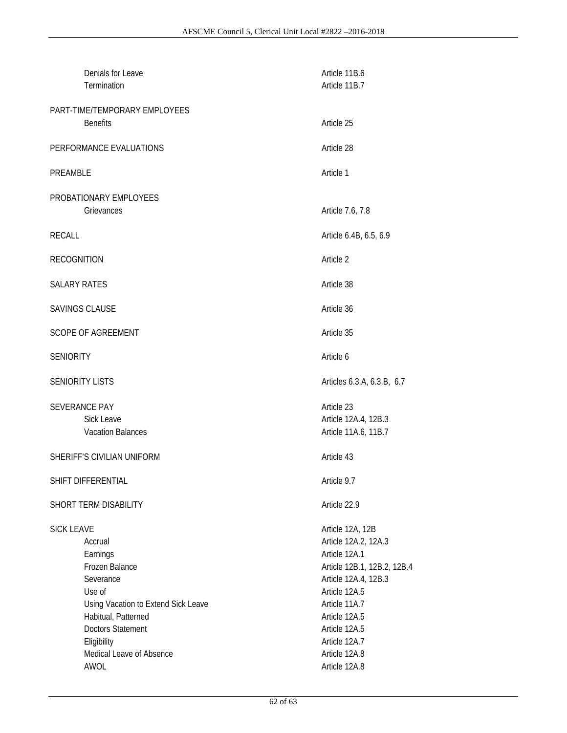| | |
|---|---|
| Denials for Leave | Article 11B.6 |
| Termination | Article 11B.7 |
| PART-TIME/TEMPORARY EMPLOYEES | |
| Benefits | Article 25 |
| PERFORMANCE EVALUATIONS | Article 28 |
| PREAMBLE | Article 1 |
| PROBATIONARY EMPLOYEES | |
| Grievances | Article 7.6, 7.8 |
| RECALL | Article 6.4B, 6.5, 6.9 |
| RECOGNITION | Article 2 |
| SALARY RATES | Article 38 |
| SAVINGS CLAUSE | Article 36 |
| SCOPE OF AGREEMENT | Article 35 |
| SENIORITY | Article 6 |
| SENIORITY LISTS | Articles 6.3.A, 6.3.B, 6.7 |
| SEVERANCE PAY | Article 23 |
| Sick Leave | Article 12A.4, 12B.3 |
| Vacation Balances | Article 11A.6, 11B.7 |
| SHERIFF'S CIVILIAN UNIFORM | Article 43 |
| SHIFT DIFFERENTIAL | Article 9.7 |
| SHORT TERM DISABILITY | Article 22.9 |
| SICK LEAVE | Article 12A, 12B |
| Accrual | Article 12A.2, 12A.3 |
| Earnings | Article 12A.1 |
| Frozen Balance | Article 12B.1, 12B.2, 12B.4 |
| Severance | Article 12A.4, 12B.3 |
| Use of | Article 12A.5 |
| Using Vacation to Extend Sick Leave | Article 11A.7 |
| Habitual, Patterned | Article 12A.5 |
| Doctors Statement | Article 12A.5 |
| Eligibility | Article 12A.7 |
| Medical Leave of Absence | Article 12A.8 |
| AWOL | Article 12A.8 |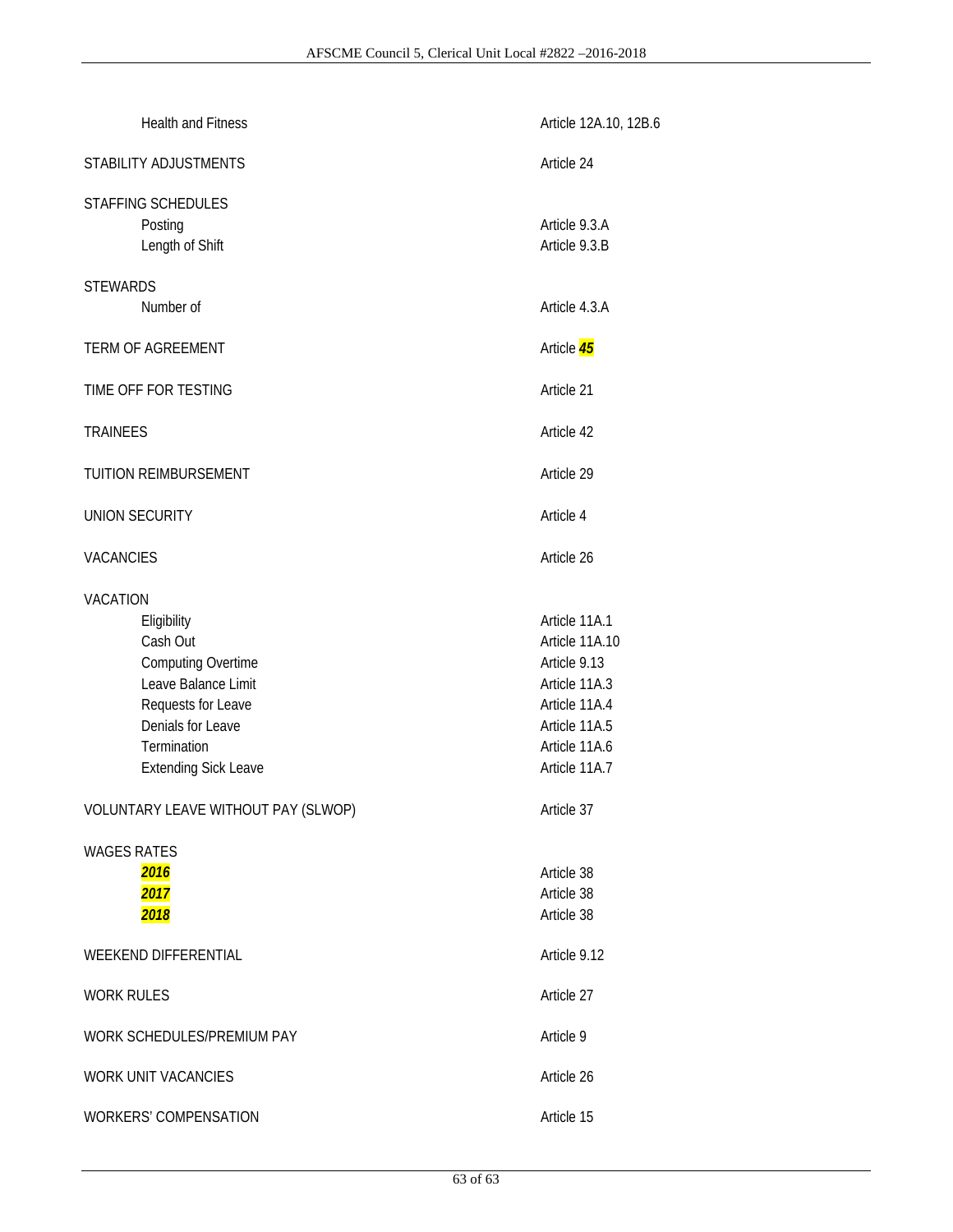| | |
|---|---|
| Health and Fitness | Article 12A.10, 12B.6 |
| STABILITY ADJUSTMENTS | Article 24 |
| STAFFING SCHEDULES | |
| Posting | Article 9.3.A |
| Length of Shift | Article 9.3.B |
| STEWARDS | |
| Number of | Article 4.3.A |
| TERM OF AGREEMENT | Article ***45*** |
| TIME OFF FOR TESTING | Article 21 |
| TRAINEES | Article 42 |
| TUITION REIMBURSEMENT | Article 29 |
| UNION SECURITY | Article 4 |
| VACANCIES | Article 26 |
| VACATION | |
| Eligibility | Article 11A.1 |
| Cash Out | Article 11A.10 |
| Computing Overtime | Article 9.13 |
| Leave Balance Limit | Article 11A.3 |
| Requests for Leave | Article 11A.4 |
| Denials for Leave | Article 11A.5 |
| Termination | Article 11A.6 |
| Extending Sick Leave | Article 11A.7 |
| VOLUNTARY LEAVE WITHOUT PAY (SLWOP) | Article 37 |
| WAGES RATES | |
| ***2016*** | Article 38 |
| ***2017*** | Article 38 |
| ***2018*** | Article 38 |
| WEEKEND DIFFERENTIAL | Article 9.12 |
| WORK RULES | Article 27 |
| WORK SCHEDULES/PREMIUM PAY | Article 9 |
| WORK UNIT VACANCIES | Article 26 |
| WORKERS' COMPENSATION | Article 15 |